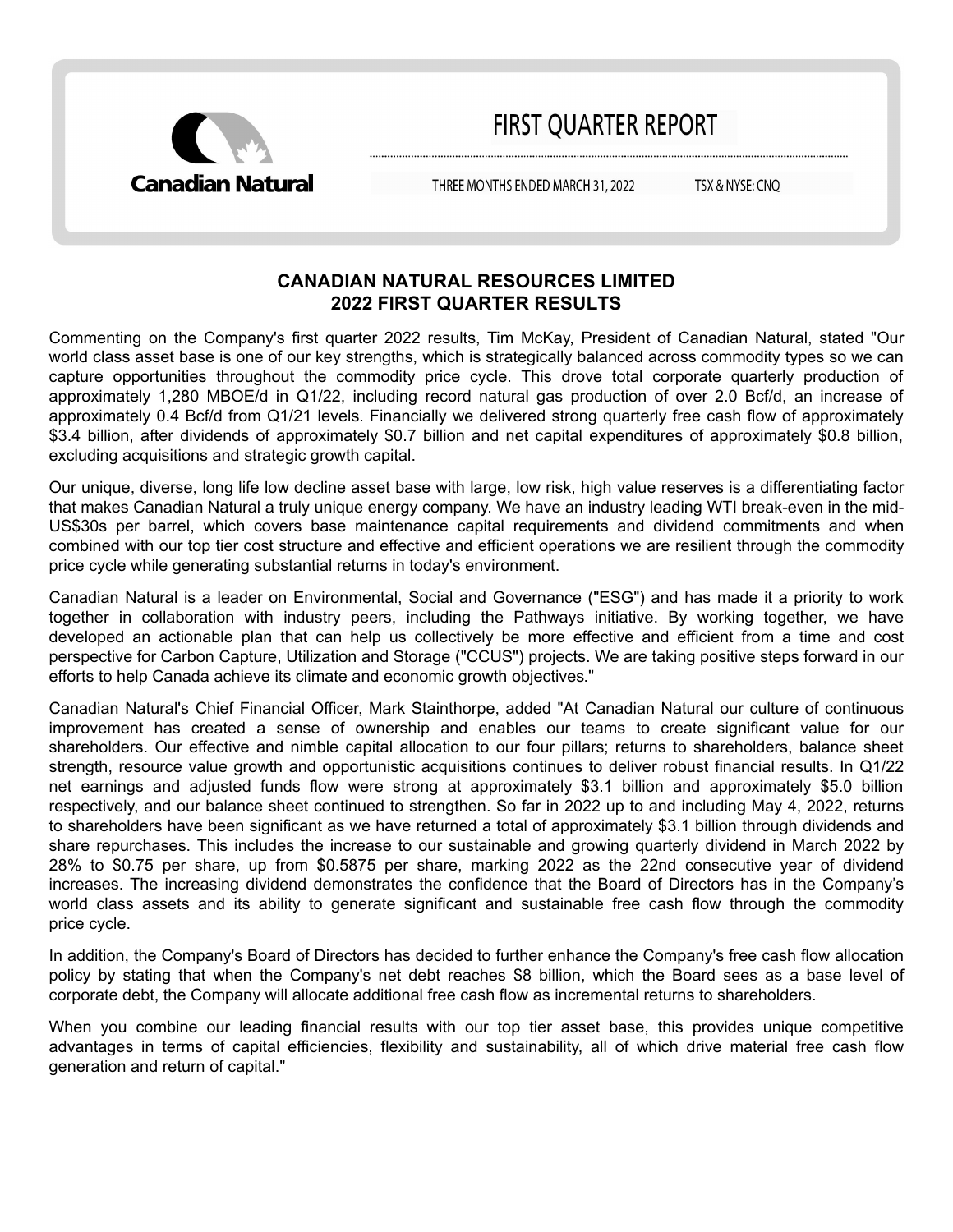Canadian Natural

# FIRST QUARTER REPORT

THREE MONTHS ENDED MARCH 31, 2022 TSX & NYSE: CNQ

## CANADIAN NATURAL RESOURCES LIMITED
## 2022 FIRST QUARTER RESULTS

Commenting on the Company's first quarter 2022 results, Tim McKay, President of Canadian Natural, stated "Our world class asset base is one of our key strengths, which is strategically balanced across commodity types so we can capture opportunities throughout the commodity price cycle. This drove total corporate quarterly production of approximately 1,280 MBOE/d in Q1/22, including record natural gas production of over 2.0 Bcf/d, an increase of approximately 0.4 Bcf/d from Q1/21 levels. Financially we delivered strong quarterly free cash flow of approximately $3.4 billion, after dividends of approximately $0.7 billion and net capital expenditures of approximately $0.8 billion, excluding acquisitions and strategic growth capital.

Our unique, diverse, long life low decline asset base with large, low risk, high value reserves is a differentiating factor that makes Canadian Natural a truly unique energy company. We have an industry leading WTI break-even in the mid-US$30s per barrel, which covers base maintenance capital requirements and dividend commitments and when combined with our top tier cost structure and effective and efficient operations we are resilient through the commodity price cycle while generating substantial returns in today's environment.

Canadian Natural is a leader on Environmental, Social and Governance ("ESG") and has made it a priority to work together in collaboration with industry peers, including the Pathways initiative. By working together, we have developed an actionable plan that can help us collectively be more effective and efficient from a time and cost perspective for Carbon Capture, Utilization and Storage ("CCUS") projects. We are taking positive steps forward in our efforts to help Canada achieve its climate and economic growth objectives."

Canadian Natural's Chief Financial Officer, Mark Stainthorpe, added "At Canadian Natural our culture of continuous improvement has created a sense of ownership and enables our teams to create significant value for our shareholders. Our effective and nimble capital allocation to our four pillars; returns to shareholders, balance sheet strength, resource value growth and opportunistic acquisitions continues to deliver robust financial results. In Q1/22 net earnings and adjusted funds flow were strong at approximately $3.1 billion and approximately $5.0 billion respectively, and our balance sheet continued to strengthen. So far in 2022 up to and including May 4, 2022, returns to shareholders have been significant as we have returned a total of approximately $3.1 billion through dividends and share repurchases. This includes the increase to our sustainable and growing quarterly dividend in March 2022 by 28% to $0.75 per share, up from $0.5875 per share, marking 2022 as the 22nd consecutive year of dividend increases. The increasing dividend demonstrates the confidence that the Board of Directors has in the Company's world class assets and its ability to generate significant and sustainable free cash flow through the commodity price cycle.

In addition, the Company's Board of Directors has decided to further enhance the Company's free cash flow allocation policy by stating that when the Company's net debt reaches $8 billion, which the Board sees as a base level of corporate debt, the Company will allocate additional free cash flow as incremental returns to shareholders.

When you combine our leading financial results with our top tier asset base, this provides unique competitive advantages in terms of capital efficiencies, flexibility and sustainability, all of which drive material free cash flow generation and return of capital."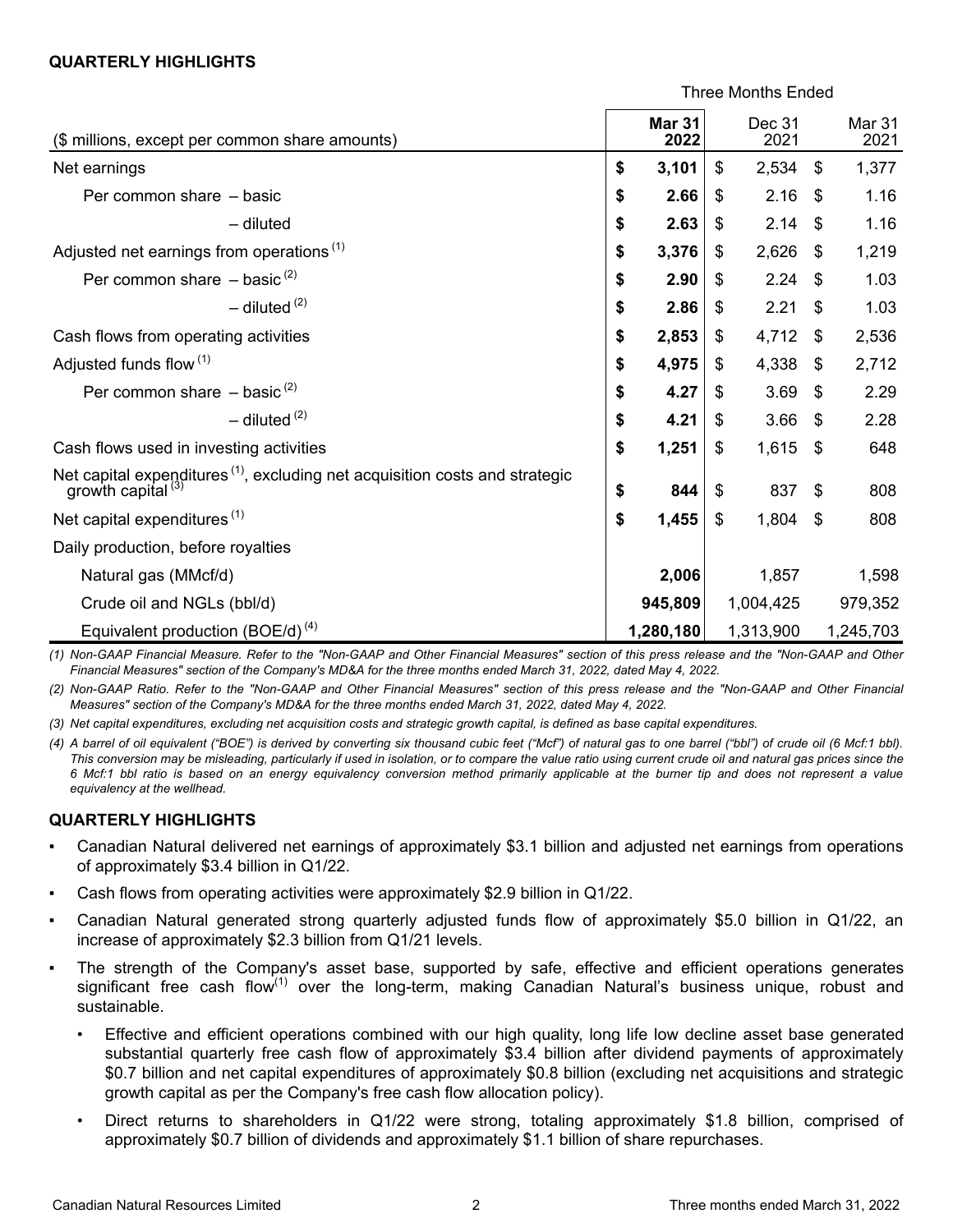## QUARTERLY HIGHLIGHTS

| ($ millions, except per common share amounts) | Three Months Ended | | |
|---|---|---|---|
| | **Mar 31 2022** | Dec 31 2021 | Mar 31 2021 |
| Net earnings | **$ 3,101** | $ 2,534 | $ 1,377 |
| Per common share – basic | **$ 2.66** | $ 2.16 | $ 1.16 |
| – diluted | **$ 2.63** | $ 2.14 | $ 1.16 |
| Adjusted net earnings from operations (1) | **$ 3,376** | $ 2,626 | $ 1,219 |
| Per common share – basic (2) | **$ 2.90** | $ 2.24 | $ 1.03 |
| – diluted (2) | **$ 2.86** | $ 2.21 | $ 1.03 |
| Cash flows from operating activities | **$ 2,853** | $ 4,712 | $ 2,536 |
| Adjusted funds flow (1) | **$ 4,975** | $ 4,338 | $ 2,712 |
| Per common share – basic (2) | **$ 4.27** | $ 3.69 | $ 2.29 |
| – diluted (2) | **$ 4.21** | $ 3.66 | $ 2.28 |
| Cash flows used in investing activities | **$ 1,251** | $ 1,615 | $ 648 |
| Net capital expenditures (1), excluding net acquisition costs and strategic growth capital (3) | **$ 844** | $ 837 | $ 808 |
| Net capital expenditures (1) | **$ 1,455** | $ 1,804 | $ 808 |
| Daily production, before royalties | | | |
| Natural gas (MMcf/d) | **2,006** | 1,857 | 1,598 |
| Crude oil and NGLs (bbl/d) | **945,809** | 1,004,425 | 979,352 |
| Equivalent production (BOE/d) (4) | **1,280,180** | 1,313,900 | 1,245,703 |

*(1) Non-GAAP Financial Measure. Refer to the "Non-GAAP and Other Financial Measures" section of this press release and the "Non-GAAP and Other Financial Measures" section of the Company's MD&A for the three months ended March 31, 2022, dated May 4, 2022.*

*(2) Non-GAAP Ratio. Refer to the "Non-GAAP and Other Financial Measures" section of this press release and the "Non-GAAP and Other Financial Measures" section of the Company's MD&A for the three months ended March 31, 2022, dated May 4, 2022.*

*(3) Net capital expenditures, excluding net acquisition costs and strategic growth capital, is defined as base capital expenditures.*

*(4) A barrel of oil equivalent ("BOE") is derived by converting six thousand cubic feet ("Mcf") of natural gas to one barrel ("bbl") of crude oil (6 Mcf:1 bbl). This conversion may be misleading, particularly if used in isolation, or to compare the value ratio using current crude oil and natural gas prices since the 6 Mcf:1 bbl ratio is based on an energy equivalency conversion method primarily applicable at the burner tip and does not represent a value equivalency at the wellhead.*

## QUARTERLY HIGHLIGHTS

- Canadian Natural delivered net earnings of approximately $3.1 billion and adjusted net earnings from operations of approximately $3.4 billion in Q1/22.
- Cash flows from operating activities were approximately $2.9 billion in Q1/22.
- Canadian Natural generated strong quarterly adjusted funds flow of approximately $5.0 billion in Q1/22, an increase of approximately $2.3 billion from Q1/21 levels.
- The strength of the Company's asset base, supported by safe, effective and efficient operations generates significant free cash flow(1) over the long-term, making Canadian Natural's business unique, robust and sustainable.
  - Effective and efficient operations combined with our high quality, long life low decline asset base generated substantial quarterly free cash flow of approximately $3.4 billion after dividend payments of approximately $0.7 billion and net capital expenditures of approximately $0.8 billion (excluding net acquisitions and strategic growth capital as per the Company's free cash flow allocation policy).
  - Direct returns to shareholders in Q1/22 were strong, totaling approximately $1.8 billion, comprised of approximately $0.7 billion of dividends and approximately $1.1 billion of share repurchases.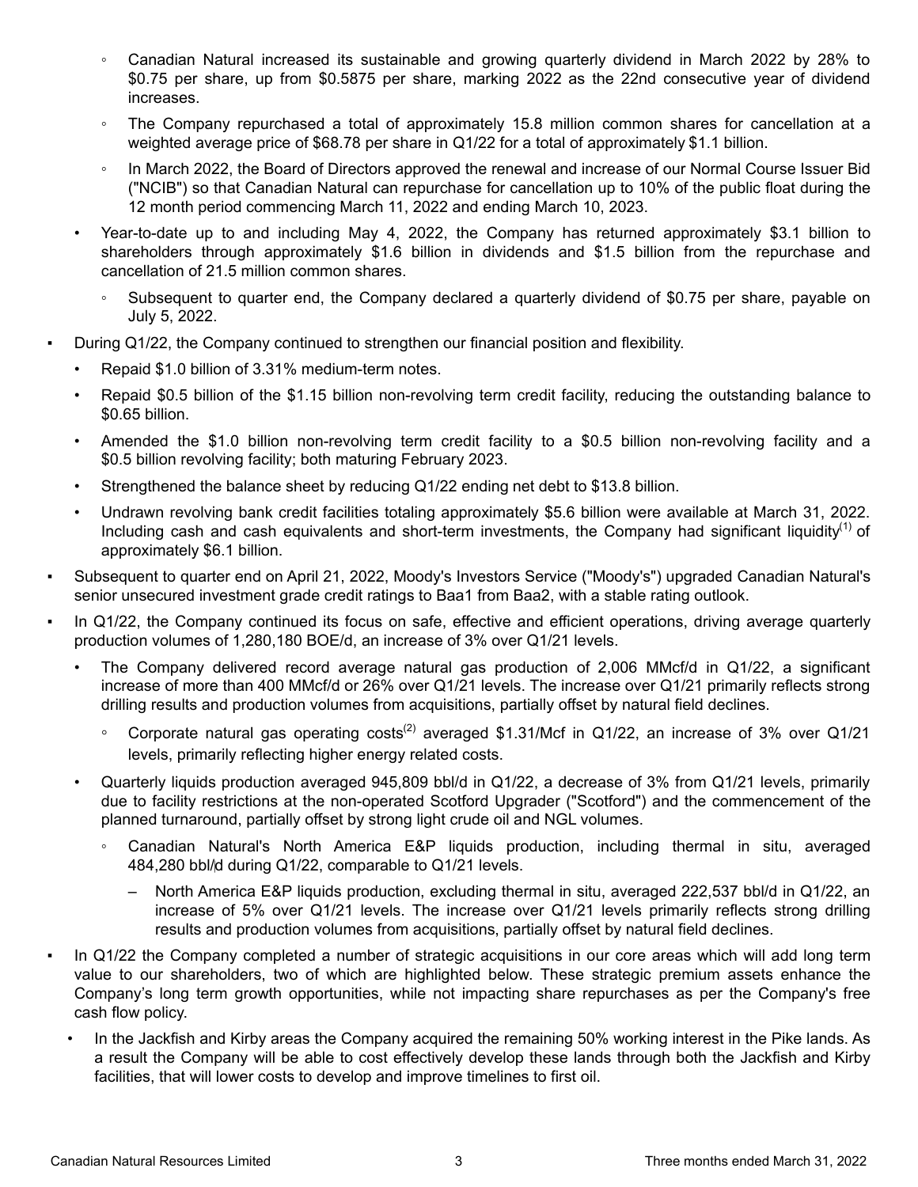- Canadian Natural increased its sustainable and growing quarterly dividend in March 2022 by 28% to $0.75 per share, up from $0.5875 per share, marking 2022 as the 22nd consecutive year of dividend increases.
  - The Company repurchased a total of approximately 15.8 million common shares for cancellation at a weighted average price of $68.78 per share in Q1/22 for a total of approximately $1.1 billion.
  - In March 2022, the Board of Directors approved the renewal and increase of our Normal Course Issuer Bid ("NCIB") so that Canadian Natural can repurchase for cancellation up to 10% of the public float during the 12 month period commencing March 11, 2022 and ending March 10, 2023.
- Year-to-date up to and including May 4, 2022, the Company has returned approximately $3.1 billion to shareholders through approximately $1.6 billion in dividends and $1.5 billion from the repurchase and cancellation of 21.5 million common shares.
  - Subsequent to quarter end, the Company declared a quarterly dividend of $0.75 per share, payable on July 5, 2022.

- During Q1/22, the Company continued to strengthen our financial position and flexibility.
  - Repaid $1.0 billion of 3.31% medium-term notes.
  - Repaid $0.5 billion of the $1.15 billion non-revolving term credit facility, reducing the outstanding balance to $0.65 billion.
  - Amended the $1.0 billion non-revolving term credit facility to a $0.5 billion non-revolving facility and a $0.5 billion revolving facility; both maturing February 2023.
  - Strengthened the balance sheet by reducing Q1/22 ending net debt to $13.8 billion.
  - Undrawn revolving bank credit facilities totaling approximately $5.6 billion were available at March 31, 2022. Including cash and cash equivalents and short-term investments, the Company had significant liquidity[1] of approximately $6.1 billion.
- Subsequent to quarter end on April 21, 2022, Moody's Investors Service ("Moody's") upgraded Canadian Natural's senior unsecured investment grade credit ratings to Baa1 from Baa2, with a stable rating outlook.
- In Q1/22, the Company continued its focus on safe, effective and efficient operations, driving average quarterly production volumes of 1,280,180 BOE/d, an increase of 3% over Q1/21 levels.
  - The Company delivered record average natural gas production of 2,006 MMcf/d in Q1/22, a significant increase of more than 400 MMcf/d or 26% over Q1/21 levels. The increase over Q1/21 primarily reflects strong drilling results and production volumes from acquisitions, partially offset by natural field declines.
    - Corporate natural gas operating costs[2] averaged $1.31/Mcf in Q1/22, an increase of 3% over Q1/21 levels, primarily reflecting higher energy related costs.
  - Quarterly liquids production averaged 945,809 bbl/d in Q1/22, a decrease of 3% from Q1/21 levels, primarily due to facility restrictions at the non-operated Scotford Upgrader ("Scotford") and the commencement of the planned turnaround, partially offset by strong light crude oil and NGL volumes.
    - Canadian Natural's North America E&P liquids production, including thermal in situ, averaged 484,280 bbl/d during Q1/22, comparable to Q1/21 levels.
      - North America E&P liquids production, excluding thermal in situ, averaged 222,537 bbl/d in Q1/22, an increase of 5% over Q1/21 levels. The increase over Q1/21 levels primarily reflects strong drilling results and production volumes from acquisitions, partially offset by natural field declines.
- In Q1/22 the Company completed a number of strategic acquisitions in our core areas which will add long term value to our shareholders, two of which are highlighted below. These strategic premium assets enhance the Company's long term growth opportunities, while not impacting share repurchases as per the Company's free cash flow policy.
  - In the Jackfish and Kirby areas the Company acquired the remaining 50% working interest in the Pike lands. As a result the Company will be able to cost effectively develop these lands through both the Jackfish and Kirby facilities, that will lower costs to develop and improve timelines to first oil.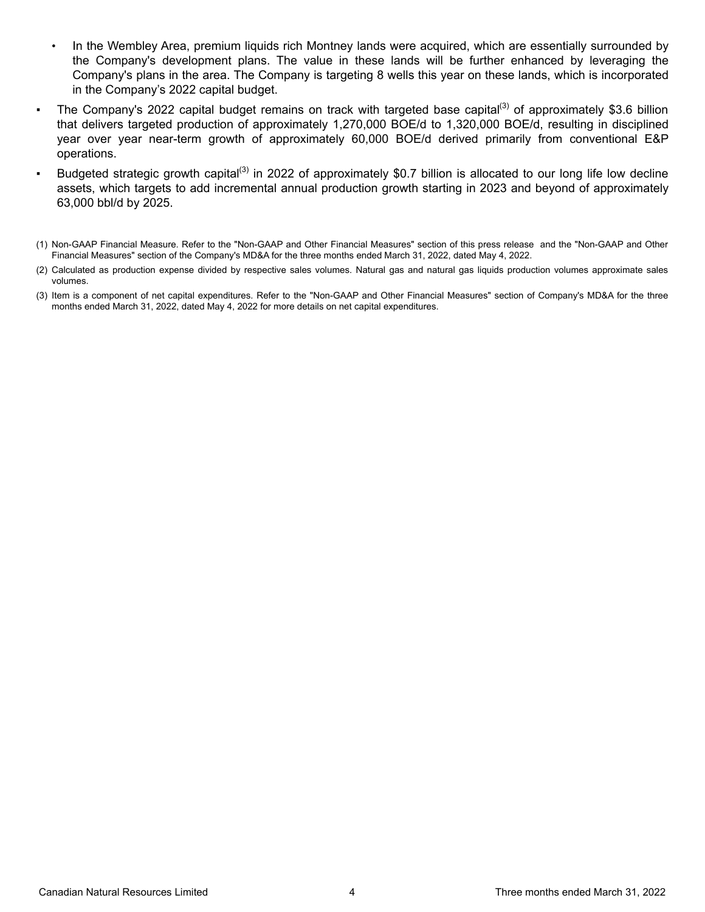- In the Wembley Area, premium liquids rich Montney lands were acquired, which are essentially surrounded by the Company's development plans. The value in these lands will be further enhanced by leveraging the Company's plans in the area. The Company is targeting 8 wells this year on these lands, which is incorporated in the Company's 2022 capital budget.

- The Company's 2022 capital budget remains on track with targeted base capital[(3)] of approximately $3.6 billion that delivers targeted production of approximately 1,270,000 BOE/d to 1,320,000 BOE/d, resulting in disciplined year over year near-term growth of approximately 60,000 BOE/d derived primarily from conventional E&P operations.
- Budgeted strategic growth capital[(3)] in 2022 of approximately $0.7 billion is allocated to our long life low decline assets, which targets to add incremental annual production growth starting in 2023 and beyond of approximately 63,000 bbl/d by 2025.

(1) Non-GAAP Financial Measure. Refer to the "Non-GAAP and Other Financial Measures" section of this press release and the "Non-GAAP and Other Financial Measures" section of the Company's MD&A for the three months ended March 31, 2022, dated May 4, 2022.

(2) Calculated as production expense divided by respective sales volumes. Natural gas and natural gas liquids production volumes approximate sales volumes.

(3) Item is a component of net capital expenditures. Refer to the "Non-GAAP and Other Financial Measures" section of Company's MD&A for the three months ended March 31, 2022, dated May 4, 2022 for more details on net capital expenditures.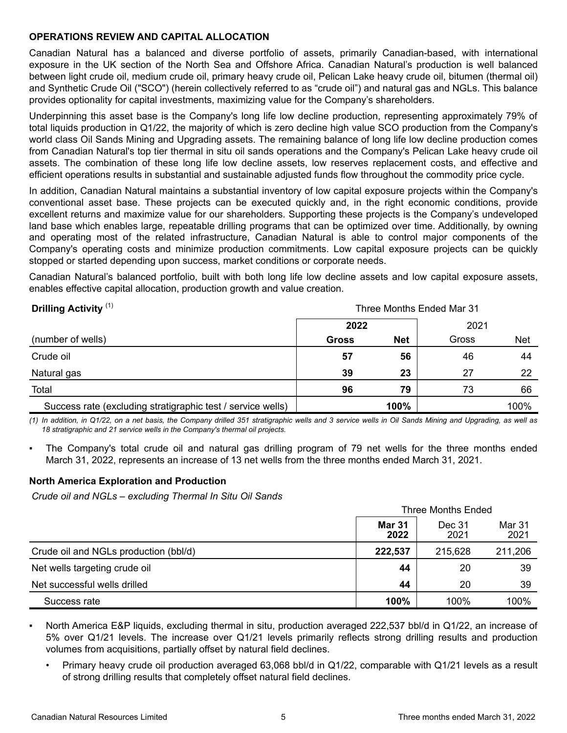## OPERATIONS REVIEW AND CAPITAL ALLOCATION

Canadian Natural has a balanced and diverse portfolio of assets, primarily Canadian-based, with international exposure in the UK section of the North Sea and Offshore Africa. Canadian Natural's production is well balanced between light crude oil, medium crude oil, primary heavy crude oil, Pelican Lake heavy crude oil, bitumen (thermal oil) and Synthetic Crude Oil ("SCO") (herein collectively referred to as "crude oil") and natural gas and NGLs. This balance provides optionality for capital investments, maximizing value for the Company's shareholders.

Underpinning this asset base is the Company's long life low decline production, representing approximately 79% of total liquids production in Q1/22, the majority of which is zero decline high value SCO production from the Company's world class Oil Sands Mining and Upgrading assets. The remaining balance of long life low decline production comes from Canadian Natural's top tier thermal in situ oil sands operations and the Company's Pelican Lake heavy crude oil assets. The combination of these long life low decline assets, low reserves replacement costs, and effective and efficient operations results in substantial and sustainable adjusted funds flow throughout the commodity price cycle.

In addition, Canadian Natural maintains a substantial inventory of low capital exposure projects within the Company's conventional asset base. These projects can be executed quickly and, in the right economic conditions, provide excellent returns and maximize value for our shareholders. Supporting these projects is the Company's undeveloped land base which enables large, repeatable drilling programs that can be optimized over time. Additionally, by owning and operating most of the related infrastructure, Canadian Natural is able to control major components of the Company's operating costs and minimize production commitments. Low capital exposure projects can be quickly stopped or started depending upon success, market conditions or corporate needs.

Canadian Natural's balanced portfolio, built with both long life low decline assets and low capital exposure assets, enables effective capital allocation, production growth and value creation.

| **Drilling Activity** [(1)] | Three Months Ended Mar 31 | | | |
|---|---|---|---|---|
| | **2022** | | 2021 | |
| (number of wells) | **Gross** | **Net** | Gross | Net |
| Crude oil | **57** | **56** | 46 | 44 |
| Natural gas | **39** | **23** | 27 | 22 |
| Total | **96** | **79** | 73 | 66 |
| Success rate (excluding stratigraphic test / service wells) | | **100%** | | 100% |

*(1) In addition, in Q1/22, on a net basis, the Company drilled 351 stratigraphic wells and 3 service wells in Oil Sands Mining and Upgrading, as well as 18 stratigraphic and 21 service wells in the Company's thermal oil projects.*

- The Company's total crude oil and natural gas drilling program of 79 net wells for the three months ended March 31, 2022, represents an increase of 13 net wells from the three months ended March 31, 2021.

### North America Exploration and Production

*Crude oil and NGLs – excluding Thermal In Situ Oil Sands*

| | Three Months Ended | | |
|---|---|---|---|
| | **Mar 31 2022** | Dec 31 2021 | Mar 31 2021 |
| Crude oil and NGLs production (bbl/d) | **222,537** | 215,628 | 211,206 |
| Net wells targeting crude oil | **44** | 20 | 39 |
| Net successful wells drilled | **44** | 20 | 39 |
| Success rate | **100%** | 100% | 100% |

- North America E&P liquids, excluding thermal in situ, production averaged 222,537 bbl/d in Q1/22, an increase of 5% over Q1/21 levels. The increase over Q1/21 levels primarily reflects strong drilling results and production volumes from acquisitions, partially offset by natural field declines.
  - Primary heavy crude oil production averaged 63,068 bbl/d in Q1/22, comparable with Q1/21 levels as a result of strong drilling results that completely offset natural field declines.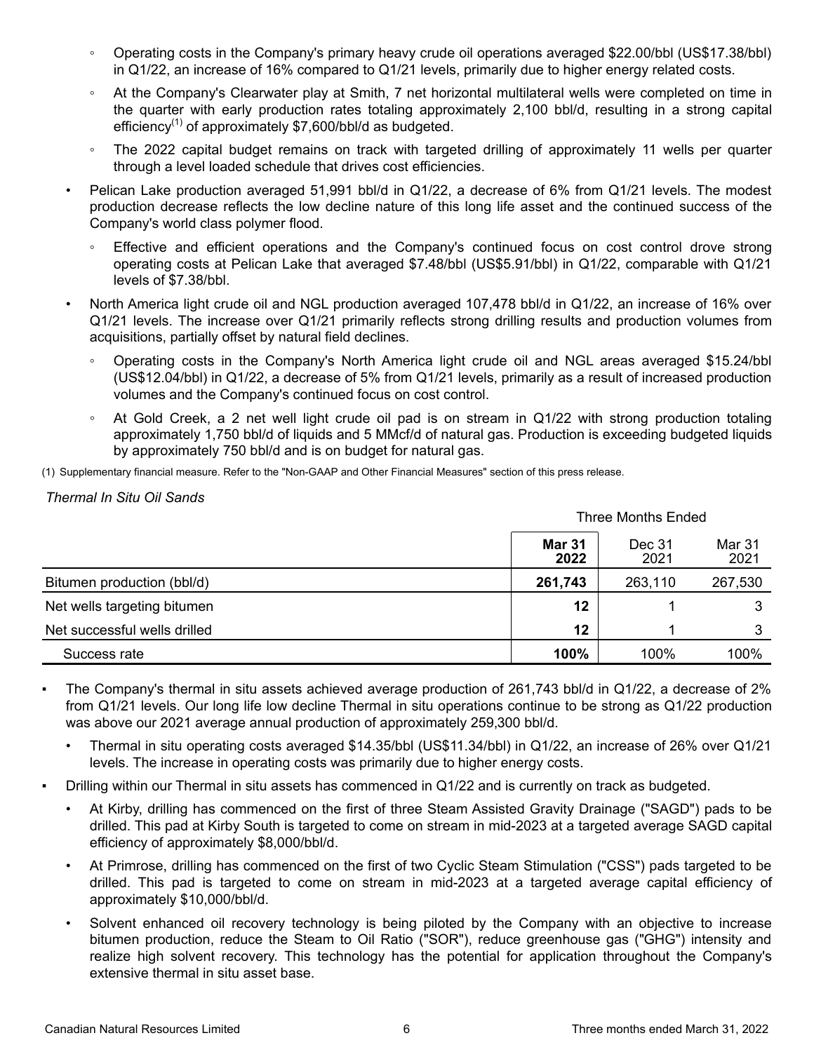- Operating costs in the Company's primary heavy crude oil operations averaged $22.00/bbl (US$17.38/bbl) in Q1/22, an increase of 16% compared to Q1/21 levels, primarily due to higher energy related costs.
    - At the Company's Clearwater play at Smith, 7 net horizontal multilateral wells were completed on time in the quarter with early production rates totaling approximately 2,100 bbl/d, resulting in a strong capital efficiency[1] of approximately $7,600/bbl/d as budgeted.
    - The 2022 capital budget remains on track with targeted drilling of approximately 11 wells per quarter through a level loaded schedule that drives cost efficiencies.
- Pelican Lake production averaged 51,991 bbl/d in Q1/22, a decrease of 6% from Q1/21 levels. The modest production decrease reflects the low decline nature of this long life asset and the continued success of the Company's world class polymer flood.
    - Effective and efficient operations and the Company's continued focus on cost control drove strong operating costs at Pelican Lake that averaged $7.48/bbl (US$5.91/bbl) in Q1/22, comparable with Q1/21 levels of $7.38/bbl.
- North America light crude oil and NGL production averaged 107,478 bbl/d in Q1/22, an increase of 16% over Q1/21 levels. The increase over Q1/21 primarily reflects strong drilling results and production volumes from acquisitions, partially offset by natural field declines.
    - Operating costs in the Company's North America light crude oil and NGL areas averaged $15.24/bbl (US$12.04/bbl) in Q1/22, a decrease of 5% from Q1/21 levels, primarily as a result of increased production volumes and the Company's continued focus on cost control.
    - At Gold Creek, a 2 net well light crude oil pad is on stream in Q1/22 with strong production totaling approximately 1,750 bbl/d of liquids and 5 MMcf/d of natural gas. Production is exceeding budgeted liquids by approximately 750 bbl/d and is on budget for natural gas.

(1) Supplementary financial measure. Refer to the "Non-GAAP and Other Financial Measures" section of this press release.

*Thermal In Situ Oil Sands*

| | Three Months Ended | | |
|---|---|---|---|
| | **Mar 31 2022** | Dec 31 2021 | Mar 31 2021 |
| Bitumen production (bbl/d) | **261,743** | 263,110 | 267,530 |
| Net wells targeting bitumen | **12** | 1 | 3 |
| Net successful wells drilled | **12** | 1 | 3 |
| Success rate | **100%** | 100% | 100% |

- The Company's thermal in situ assets achieved average production of 261,743 bbl/d in Q1/22, a decrease of 2% from Q1/21 levels. Our long life low decline Thermal in situ operations continue to be strong as Q1/22 production was above our 2021 average annual production of approximately 259,300 bbl/d.
    - Thermal in situ operating costs averaged $14.35/bbl (US$11.34/bbl) in Q1/22, an increase of 26% over Q1/21 levels. The increase in operating costs was primarily due to higher energy costs.
- Drilling within our Thermal in situ assets has commenced in Q1/22 and is currently on track as budgeted.
    - At Kirby, drilling has commenced on the first of three Steam Assisted Gravity Drainage ("SAGD") pads to be drilled. This pad at Kirby South is targeted to come on stream in mid-2023 at a targeted average SAGD capital efficiency of approximately $8,000/bbl/d.
    - At Primrose, drilling has commenced on the first of two Cyclic Steam Stimulation ("CSS") pads targeted to be drilled. This pad is targeted to come on stream in mid-2023 at a targeted average capital efficiency of approximately $10,000/bbl/d.
    - Solvent enhanced oil recovery technology is being piloted by the Company with an objective to increase bitumen production, reduce the Steam to Oil Ratio ("SOR"), reduce greenhouse gas ("GHG") intensity and realize high solvent recovery. This technology has the potential for application throughout the Company's extensive thermal in situ asset base.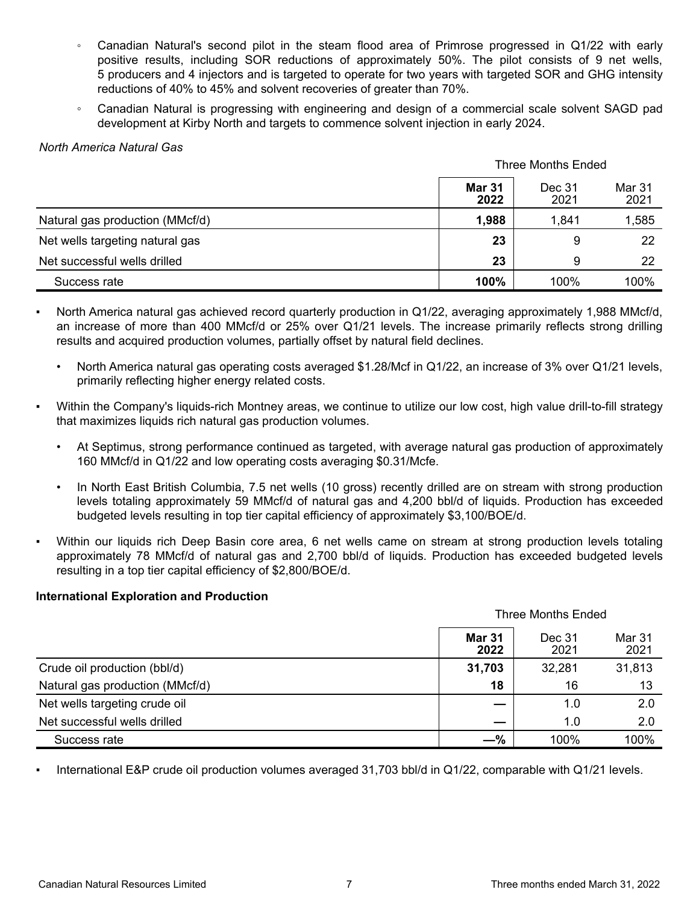- Canadian Natural's second pilot in the steam flood area of Primrose progressed in Q1/22 with early positive results, including SOR reductions of approximately 50%. The pilot consists of 9 net wells, 5 producers and 4 injectors and is targeted to operate for two years with targeted SOR and GHG intensity reductions of 40% to 45% and solvent recoveries of greater than 70%.
- Canadian Natural is progressing with engineering and design of a commercial scale solvent SAGD pad development at Kirby North and targets to commence solvent injection in early 2024.

*North America Natural Gas*

| | Three Months Ended | | |
|---|---|---|---|
| | **Mar 31 2022** | Dec 31 2021 | Mar 31 2021 |
| Natural gas production (MMcf/d) | **1,988** | 1,841 | 1,585 |
| Net wells targeting natural gas | **23** | 9 | 22 |
| Net successful wells drilled | **23** | 9 | 22 |
| Success rate | **100%** | 100% | 100% |

- North America natural gas achieved record quarterly production in Q1/22, averaging approximately 1,988 MMcf/d, an increase of more than 400 MMcf/d or 25% over Q1/21 levels. The increase primarily reflects strong drilling results and acquired production volumes, partially offset by natural field declines.
  - North America natural gas operating costs averaged $1.28/Mcf in Q1/22, an increase of 3% over Q1/21 levels, primarily reflecting higher energy related costs.
- Within the Company's liquids-rich Montney areas, we continue to utilize our low cost, high value drill-to-fill strategy that maximizes liquids rich natural gas production volumes.
  - At Septimus, strong performance continued as targeted, with average natural gas production of approximately 160 MMcf/d in Q1/22 and low operating costs averaging $0.31/Mcfe.
  - In North East British Columbia, 7.5 net wells (10 gross) recently drilled are on stream with strong production levels totaling approximately 59 MMcf/d of natural gas and 4,200 bbl/d of liquids. Production has exceeded budgeted levels resulting in top tier capital efficiency of approximately $3,100/BOE/d.
- Within our liquids rich Deep Basin core area, 6 net wells came on stream at strong production levels totaling approximately 78 MMcf/d of natural gas and 2,700 bbl/d of liquids. Production has exceeded budgeted levels resulting in a top tier capital efficiency of $2,800/BOE/d.

**International Exploration and Production**

| | Three Months Ended | | |
|---|---|---|---|
| | **Mar 31 2022** | Dec 31 2021 | Mar 31 2021 |
| Crude oil production (bbl/d) | **31,703** | 32,281 | 31,813 |
| Natural gas production (MMcf/d) | **18** | 16 | 13 |
| Net wells targeting crude oil | **—** | 1.0 | 2.0 |
| Net successful wells drilled | **—** | 1.0 | 2.0 |
| Success rate | **—%** | 100% | 100% |

- International E&P crude oil production volumes averaged 31,703 bbl/d in Q1/22, comparable with Q1/21 levels.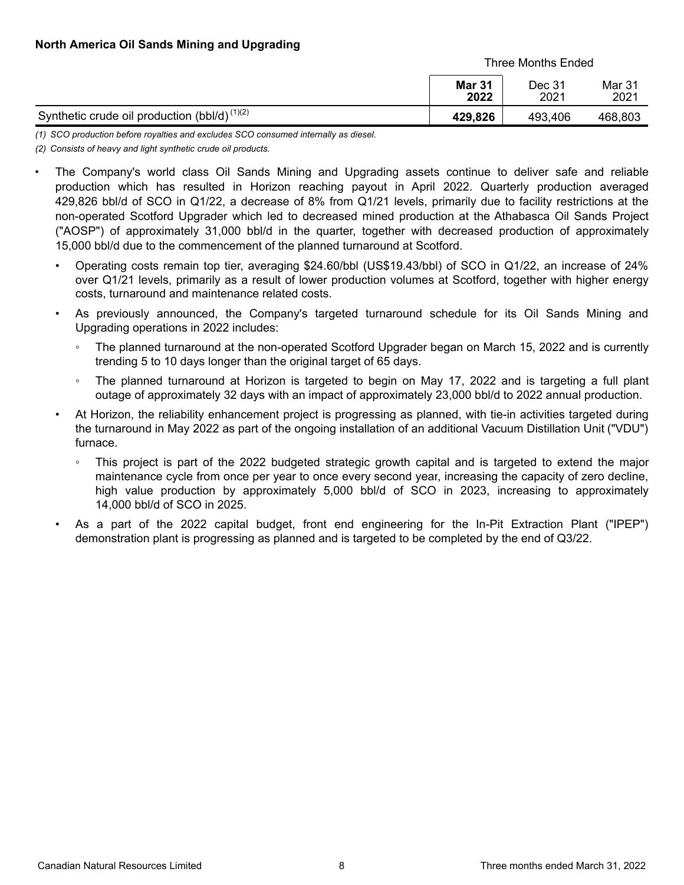### North America Oil Sands Mining and Upgrading

| | Three Months Ended | | |
|---|---|---|---|
| | **Mar 31 2022** | Dec 31 2021 | Mar 31 2021 |
| Synthetic crude oil production (bbl/d) (1)(2) | **429,826** | 493,406 | 468,803 |

*(1) SCO production before royalties and excludes SCO consumed internally as diesel.*

*(2) Consists of heavy and light synthetic crude oil products.*

- The Company's world class Oil Sands Mining and Upgrading assets continue to deliver safe and reliable production which has resulted in Horizon reaching payout in April 2022. Quarterly production averaged 429,826 bbl/d of SCO in Q1/22, a decrease of 8% from Q1/21 levels, primarily due to facility restrictions at the non-operated Scotford Upgrader which led to decreased mined production at the Athabasca Oil Sands Project ("AOSP") of approximately 31,000 bbl/d in the quarter, together with decreased production of approximately 15,000 bbl/d due to the commencement of the planned turnaround at Scotford.
  - Operating costs remain top tier, averaging $24.60/bbl (US$19.43/bbl) of SCO in Q1/22, an increase of 24% over Q1/21 levels, primarily as a result of lower production volumes at Scotford, together with higher energy costs, turnaround and maintenance related costs.
  - As previously announced, the Company's targeted turnaround schedule for its Oil Sands Mining and Upgrading operations in 2022 includes:
    - The planned turnaround at the non-operated Scotford Upgrader began on March 15, 2022 and is currently trending 5 to 10 days longer than the original target of 65 days.
    - The planned turnaround at Horizon is targeted to begin on May 17, 2022 and is targeting a full plant outage of approximately 32 days with an impact of approximately 23,000 bbl/d to 2022 annual production.
  - At Horizon, the reliability enhancement project is progressing as planned, with tie-in activities targeted during the turnaround in May 2022 as part of the ongoing installation of an additional Vacuum Distillation Unit ("VDU") furnace.
    - This project is part of the 2022 budgeted strategic growth capital and is targeted to extend the major maintenance cycle from once per year to once every second year, increasing the capacity of zero decline, high value production by approximately 5,000 bbl/d of SCO in 2023, increasing to approximately 14,000 bbl/d of SCO in 2025.
  - As a part of the 2022 capital budget, front end engineering for the In-Pit Extraction Plant ("IPEP") demonstration plant is progressing as planned and is targeted to be completed by the end of Q3/22.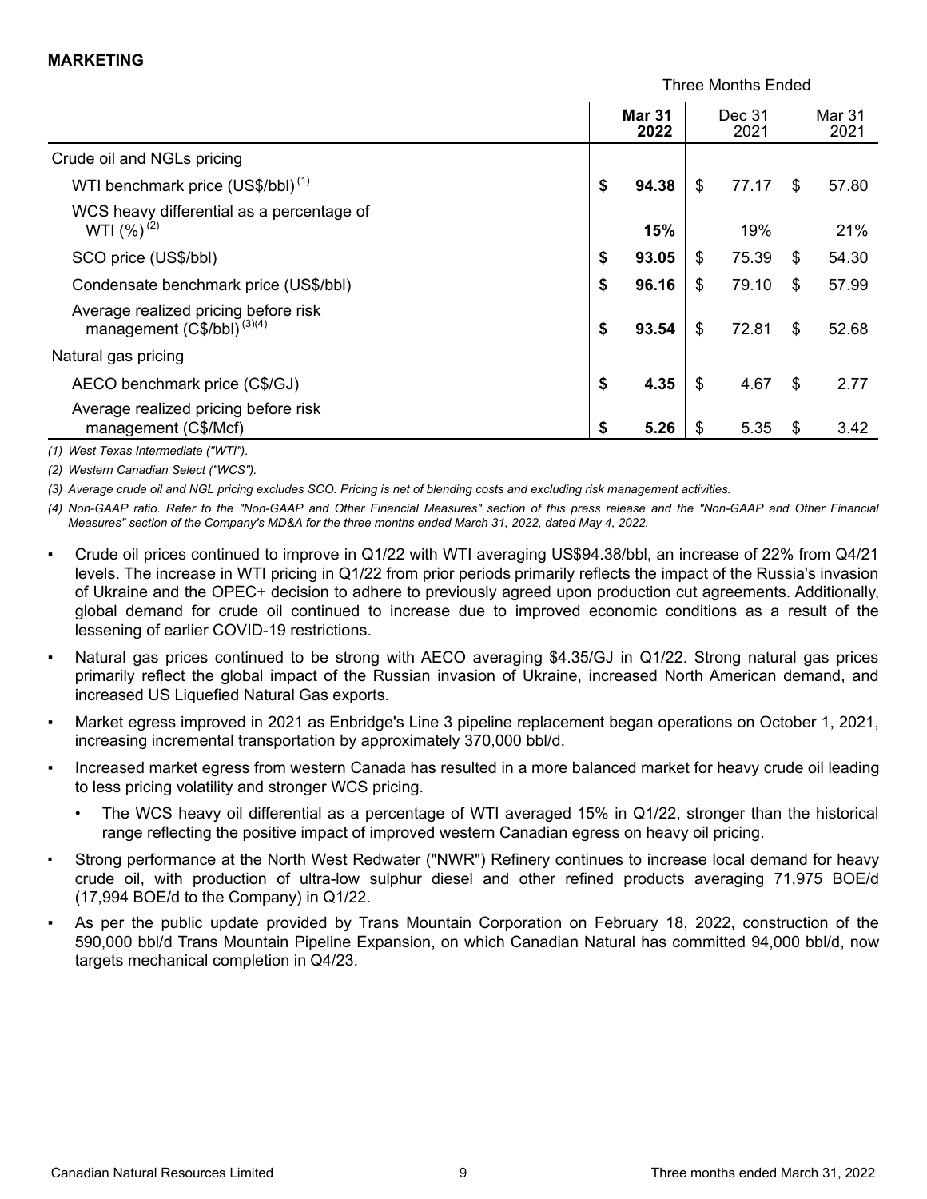## MARKETING

| | Three Months Ended | | |
|---|---|---|---|
| | **Mar 31 2022** | Dec 31 2021 | Mar 31 2021 |
| Crude oil and NGLs pricing | | | |
| WTI benchmark price (US$/bbl) [(1)] | **$ 94.38** | $ 77.17 | $ 57.80 |
| WCS heavy differential as a percentage of WTI (%) [(2)] | **15%** | 19% | 21% |
| SCO price (US$/bbl) | **$ 93.05** | $ 75.39 | $ 54.30 |
| Condensate benchmark price (US$/bbl) | **$ 96.16** | $ 79.10 | $ 57.99 |
| Average realized pricing before risk management (C$/bbl) [(3)(4)] | **$ 93.54** | $ 72.81 | $ 52.68 |
| Natural gas pricing | | | |
| AECO benchmark price (C$/GJ) | **$ 4.35** | $ 4.67 | $ 2.77 |
| Average realized pricing before risk management (C$/Mcf) | **$ 5.26** | $ 5.35 | $ 3.42 |

*(1) West Texas Intermediate ("WTI").*

*(2) Western Canadian Select ("WCS").*

*(3) Average crude oil and NGL pricing excludes SCO. Pricing is net of blending costs and excluding risk management activities.*

*(4) Non-GAAP ratio. Refer to the "Non-GAAP and Other Financial Measures" section of this press release and the "Non-GAAP and Other Financial Measures" section of the Company's MD&A for the three months ended March 31, 2022, dated May 4, 2022.*

- Crude oil prices continued to improve in Q1/22 with WTI averaging US$94.38/bbl, an increase of 22% from Q4/21 levels. The increase in WTI pricing in Q1/22 from prior periods primarily reflects the impact of the Russia's invasion of Ukraine and the OPEC+ decision to adhere to previously agreed upon production cut agreements. Additionally, global demand for crude oil continued to increase due to improved economic conditions as a result of the lessening of earlier COVID-19 restrictions.
- Natural gas prices continued to be strong with AECO averaging $4.35/GJ in Q1/22. Strong natural gas prices primarily reflect the global impact of the Russian invasion of Ukraine, increased North American demand, and increased US Liquefied Natural Gas exports.
- Market egress improved in 2021 as Enbridge's Line 3 pipeline replacement began operations on October 1, 2021, increasing incremental transportation by approximately 370,000 bbl/d.
- Increased market egress from western Canada has resulted in a more balanced market for heavy crude oil leading to less pricing volatility and stronger WCS pricing.
  - The WCS heavy oil differential as a percentage of WTI averaged 15% in Q1/22, stronger than the historical range reflecting the positive impact of improved western Canadian egress on heavy oil pricing.
- Strong performance at the North West Redwater ("NWR") Refinery continues to increase local demand for heavy crude oil, with production of ultra-low sulphur diesel and other refined products averaging 71,975 BOE/d (17,994 BOE/d to the Company) in Q1/22.
- As per the public update provided by Trans Mountain Corporation on February 18, 2022, construction of the 590,000 bbl/d Trans Mountain Pipeline Expansion, on which Canadian Natural has committed 94,000 bbl/d, now targets mechanical completion in Q4/23.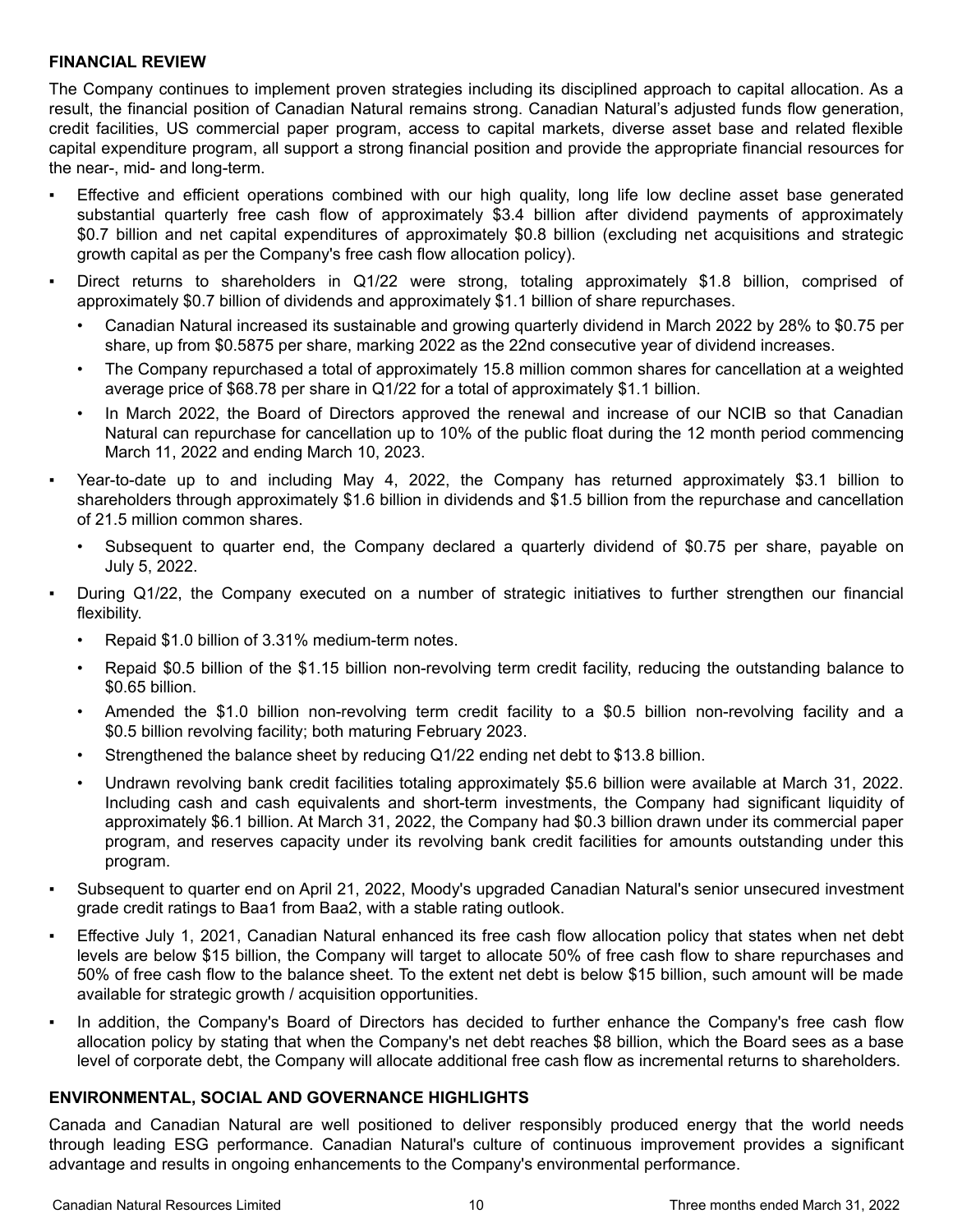## FINANCIAL REVIEW

The Company continues to implement proven strategies including its disciplined approach to capital allocation. As a result, the financial position of Canadian Natural remains strong. Canadian Natural's adjusted funds flow generation, credit facilities, US commercial paper program, access to capital markets, diverse asset base and related flexible capital expenditure program, all support a strong financial position and provide the appropriate financial resources for the near-, mid- and long-term.

- Effective and efficient operations combined with our high quality, long life low decline asset base generated substantial quarterly free cash flow of approximately $3.4 billion after dividend payments of approximately $0.7 billion and net capital expenditures of approximately $0.8 billion (excluding net acquisitions and strategic growth capital as per the Company's free cash flow allocation policy).
- Direct returns to shareholders in Q1/22 were strong, totaling approximately $1.8 billion, comprised of approximately $0.7 billion of dividends and approximately $1.1 billion of share repurchases.
  - Canadian Natural increased its sustainable and growing quarterly dividend in March 2022 by 28% to $0.75 per share, up from $0.5875 per share, marking 2022 as the 22nd consecutive year of dividend increases.
  - The Company repurchased a total of approximately 15.8 million common shares for cancellation at a weighted average price of $68.78 per share in Q1/22 for a total of approximately $1.1 billion.
  - In March 2022, the Board of Directors approved the renewal and increase of our NCIB so that Canadian Natural can repurchase for cancellation up to 10% of the public float during the 12 month period commencing March 11, 2022 and ending March 10, 2023.
- Year-to-date up to and including May 4, 2022, the Company has returned approximately $3.1 billion to shareholders through approximately $1.6 billion in dividends and $1.5 billion from the repurchase and cancellation of 21.5 million common shares.
  - Subsequent to quarter end, the Company declared a quarterly dividend of $0.75 per share, payable on July 5, 2022.
- During Q1/22, the Company executed on a number of strategic initiatives to further strengthen our financial flexibility.
  - Repaid $1.0 billion of 3.31% medium-term notes.
  - Repaid $0.5 billion of the $1.15 billion non-revolving term credit facility, reducing the outstanding balance to $0.65 billion.
  - Amended the $1.0 billion non-revolving term credit facility to a $0.5 billion non-revolving facility and a $0.5 billion revolving facility; both maturing February 2023.
  - Strengthened the balance sheet by reducing Q1/22 ending net debt to $13.8 billion.
  - Undrawn revolving bank credit facilities totaling approximately $5.6 billion were available at March 31, 2022. Including cash and cash equivalents and short-term investments, the Company had significant liquidity of approximately $6.1 billion. At March 31, 2022, the Company had $0.3 billion drawn under its commercial paper program, and reserves capacity under its revolving bank credit facilities for amounts outstanding under this program.
- Subsequent to quarter end on April 21, 2022, Moody's upgraded Canadian Natural's senior unsecured investment grade credit ratings to Baa1 from Baa2, with a stable rating outlook.
- Effective July 1, 2021, Canadian Natural enhanced its free cash flow allocation policy that states when net debt levels are below $15 billion, the Company will target to allocate 50% of free cash flow to share repurchases and 50% of free cash flow to the balance sheet. To the extent net debt is below $15 billion, such amount will be made available for strategic growth / acquisition opportunities.
- In addition, the Company's Board of Directors has decided to further enhance the Company's free cash flow allocation policy by stating that when the Company's net debt reaches $8 billion, which the Board sees as a base level of corporate debt, the Company will allocate additional free cash flow as incremental returns to shareholders.

## ENVIRONMENTAL, SOCIAL AND GOVERNANCE HIGHLIGHTS

Canada and Canadian Natural are well positioned to deliver responsibly produced energy that the world needs through leading ESG performance. Canadian Natural's culture of continuous improvement provides a significant advantage and results in ongoing enhancements to the Company's environmental performance.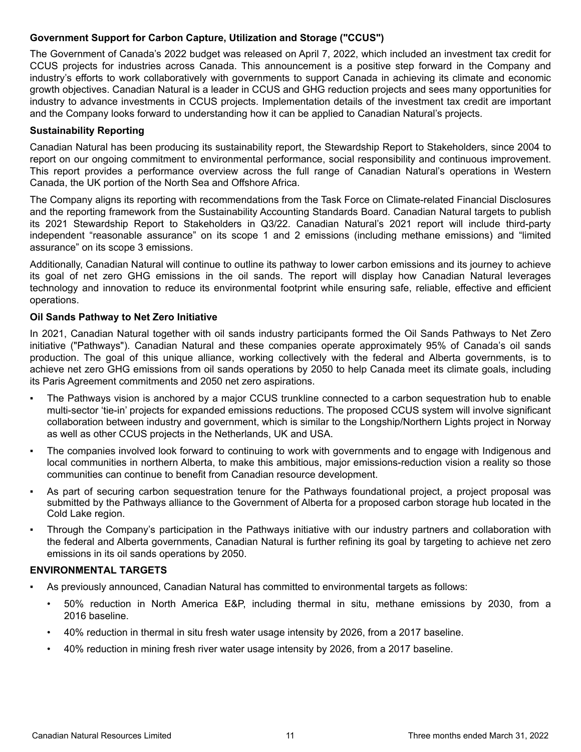### Government Support for Carbon Capture, Utilization and Storage ("CCUS")

The Government of Canada's 2022 budget was released on April 7, 2022, which included an investment tax credit for CCUS projects for industries across Canada. This announcement is a positive step forward in the Company and industry's efforts to work collaboratively with governments to support Canada in achieving its climate and economic growth objectives. Canadian Natural is a leader in CCUS and GHG reduction projects and sees many opportunities for industry to advance investments in CCUS projects. Implementation details of the investment tax credit are important and the Company looks forward to understanding how it can be applied to Canadian Natural's projects.

### Sustainability Reporting

Canadian Natural has been producing its sustainability report, the Stewardship Report to Stakeholders, since 2004 to report on our ongoing commitment to environmental performance, social responsibility and continuous improvement. This report provides a performance overview across the full range of Canadian Natural's operations in Western Canada, the UK portion of the North Sea and Offshore Africa.

The Company aligns its reporting with recommendations from the Task Force on Climate-related Financial Disclosures and the reporting framework from the Sustainability Accounting Standards Board. Canadian Natural targets to publish its 2021 Stewardship Report to Stakeholders in Q3/22. Canadian Natural's 2021 report will include third-party independent "reasonable assurance" on its scope 1 and 2 emissions (including methane emissions) and "limited assurance" on its scope 3 emissions.

Additionally, Canadian Natural will continue to outline its pathway to lower carbon emissions and its journey to achieve its goal of net zero GHG emissions in the oil sands. The report will display how Canadian Natural leverages technology and innovation to reduce its environmental footprint while ensuring safe, reliable, effective and efficient operations.

### Oil Sands Pathway to Net Zero Initiative

In 2021, Canadian Natural together with oil sands industry participants formed the Oil Sands Pathways to Net Zero initiative ("Pathways"). Canadian Natural and these companies operate approximately 95% of Canada's oil sands production. The goal of this unique alliance, working collectively with the federal and Alberta governments, is to achieve net zero GHG emissions from oil sands operations by 2050 to help Canada meet its climate goals, including its Paris Agreement commitments and 2050 net zero aspirations.

- The Pathways vision is anchored by a major CCUS trunkline connected to a carbon sequestration hub to enable multi-sector 'tie-in' projects for expanded emissions reductions. The proposed CCUS system will involve significant collaboration between industry and government, which is similar to the Longship/Northern Lights project in Norway as well as other CCUS projects in the Netherlands, UK and USA.
- The companies involved look forward to continuing to work with governments and to engage with Indigenous and local communities in northern Alberta, to make this ambitious, major emissions-reduction vision a reality so those communities can continue to benefit from Canadian resource development.
- As part of securing carbon sequestration tenure for the Pathways foundational project, a project proposal was submitted by the Pathways alliance to the Government of Alberta for a proposed carbon storage hub located in the Cold Lake region.
- Through the Company's participation in the Pathways initiative with our industry partners and collaboration with the federal and Alberta governments, Canadian Natural is further refining its goal by targeting to achieve net zero emissions in its oil sands operations by 2050.

## ENVIRONMENTAL TARGETS

- As previously announced, Canadian Natural has committed to environmental targets as follows:
  - 50% reduction in North America E&P, including thermal in situ, methane emissions by 2030, from a 2016 baseline.
  - 40% reduction in thermal in situ fresh water usage intensity by 2026, from a 2017 baseline.
  - 40% reduction in mining fresh river water usage intensity by 2026, from a 2017 baseline.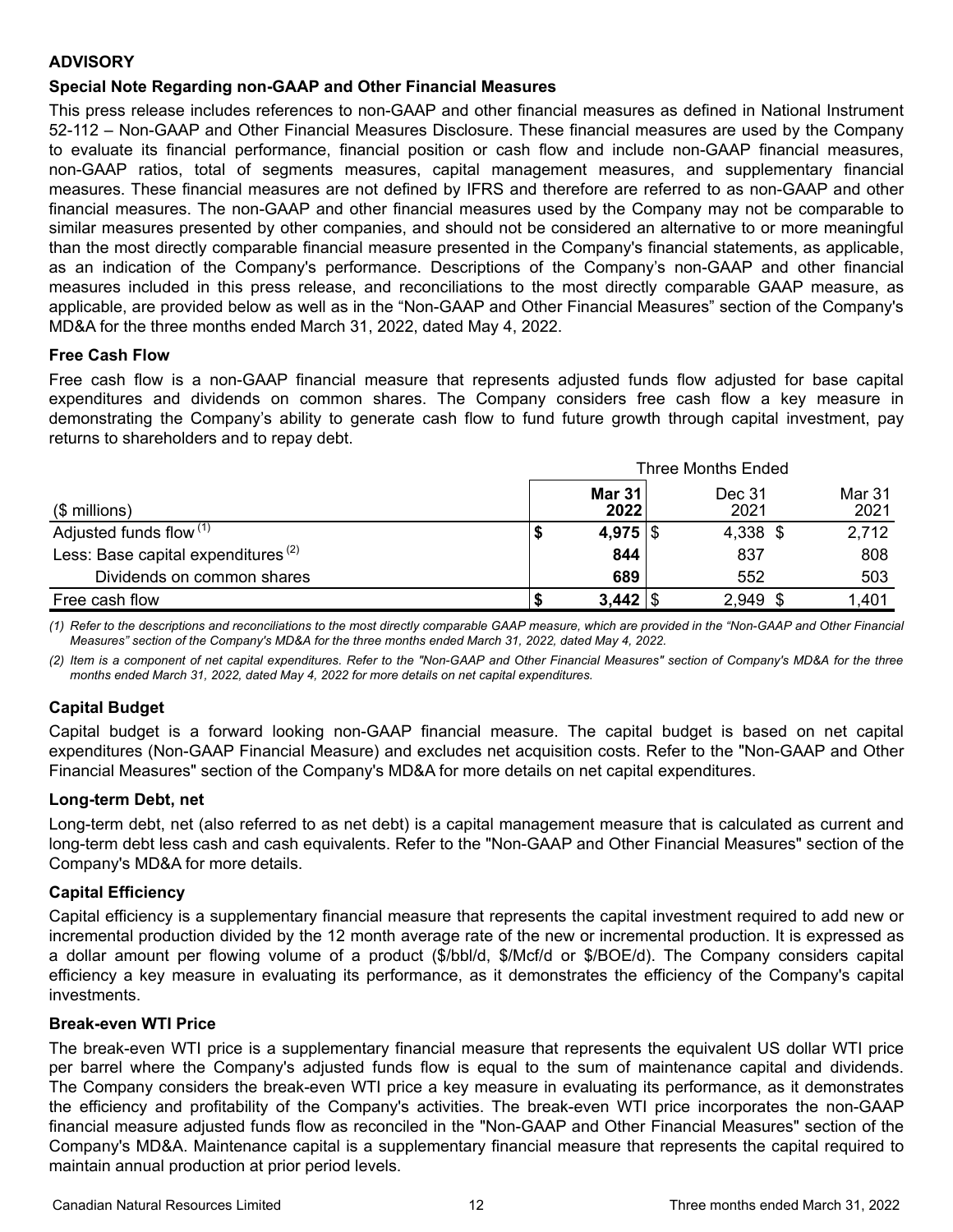## ADVISORY

### Special Note Regarding non-GAAP and Other Financial Measures

This press release includes references to non-GAAP and other financial measures as defined in National Instrument 52-112 – Non-GAAP and Other Financial Measures Disclosure. These financial measures are used by the Company to evaluate its financial performance, financial position or cash flow and include non-GAAP financial measures, non-GAAP ratios, total of segments measures, capital management measures, and supplementary financial measures. These financial measures are not defined by IFRS and therefore are referred to as non-GAAP and other financial measures. The non-GAAP and other financial measures used by the Company may not be comparable to similar measures presented by other companies, and should not be considered an alternative to or more meaningful than the most directly comparable financial measure presented in the Company's financial statements, as applicable, as an indication of the Company's performance. Descriptions of the Company's non-GAAP and other financial measures included in this press release, and reconciliations to the most directly comparable GAAP measure, as applicable, are provided below as well as in the "Non-GAAP and Other Financial Measures" section of the Company's MD&A for the three months ended March 31, 2022, dated May 4, 2022.

### Free Cash Flow

Free cash flow is a non-GAAP financial measure that represents adjusted funds flow adjusted for base capital expenditures and dividends on common shares. The Company considers free cash flow a key measure in demonstrating the Company's ability to generate cash flow to fund future growth through capital investment, pay returns to shareholders and to repay debt.

| | Three Months Ended | | |
|---|---|---|---|
| ($ millions) | **Mar 31 2022** | Dec 31 2021 | Mar 31 2021 |
| Adjusted funds flow [(1)] | **$ 4,975** | $ 4,338 | $ 2,712 |
| Less: Base capital expenditures [(2)] | **844** | 837 | 808 |
| Dividends on common shares | **689** | 552 | 503 |
| Free cash flow | **$ 3,442** | $ 2,949 | $ 1,401 |

*(1) Refer to the descriptions and reconciliations to the most directly comparable GAAP measure, which are provided in the "Non-GAAP and Other Financial Measures" section of the Company's MD&A for the three months ended March 31, 2022, dated May 4, 2022.*

*(2) Item is a component of net capital expenditures. Refer to the "Non-GAAP and Other Financial Measures" section of Company's MD&A for the three months ended March 31, 2022, dated May 4, 2022 for more details on net capital expenditures.*

### Capital Budget

Capital budget is a forward looking non-GAAP financial measure. The capital budget is based on net capital expenditures (Non-GAAP Financial Measure) and excludes net acquisition costs. Refer to the "Non-GAAP and Other Financial Measures" section of the Company's MD&A for more details on net capital expenditures.

### Long-term Debt, net

Long-term debt, net (also referred to as net debt) is a capital management measure that is calculated as current and long-term debt less cash and cash equivalents. Refer to the "Non-GAAP and Other Financial Measures" section of the Company's MD&A for more details.

### Capital Efficiency

Capital efficiency is a supplementary financial measure that represents the capital investment required to add new or incremental production divided by the 12 month average rate of the new or incremental production. It is expressed as a dollar amount per flowing volume of a product ($/bbl/d, $/Mcf/d or $/BOE/d). The Company considers capital efficiency a key measure in evaluating its performance, as it demonstrates the efficiency of the Company's capital investments.

### Break-even WTI Price

The break-even WTI price is a supplementary financial measure that represents the equivalent US dollar WTI price per barrel where the Company's adjusted funds flow is equal to the sum of maintenance capital and dividends. The Company considers the break-even WTI price a key measure in evaluating its performance, as it demonstrates the efficiency and profitability of the Company's activities. The break-even WTI price incorporates the non-GAAP financial measure adjusted funds flow as reconciled in the "Non-GAAP and Other Financial Measures" section of the Company's MD&A. Maintenance capital is a supplementary financial measure that represents the capital required to maintain annual production at prior period levels.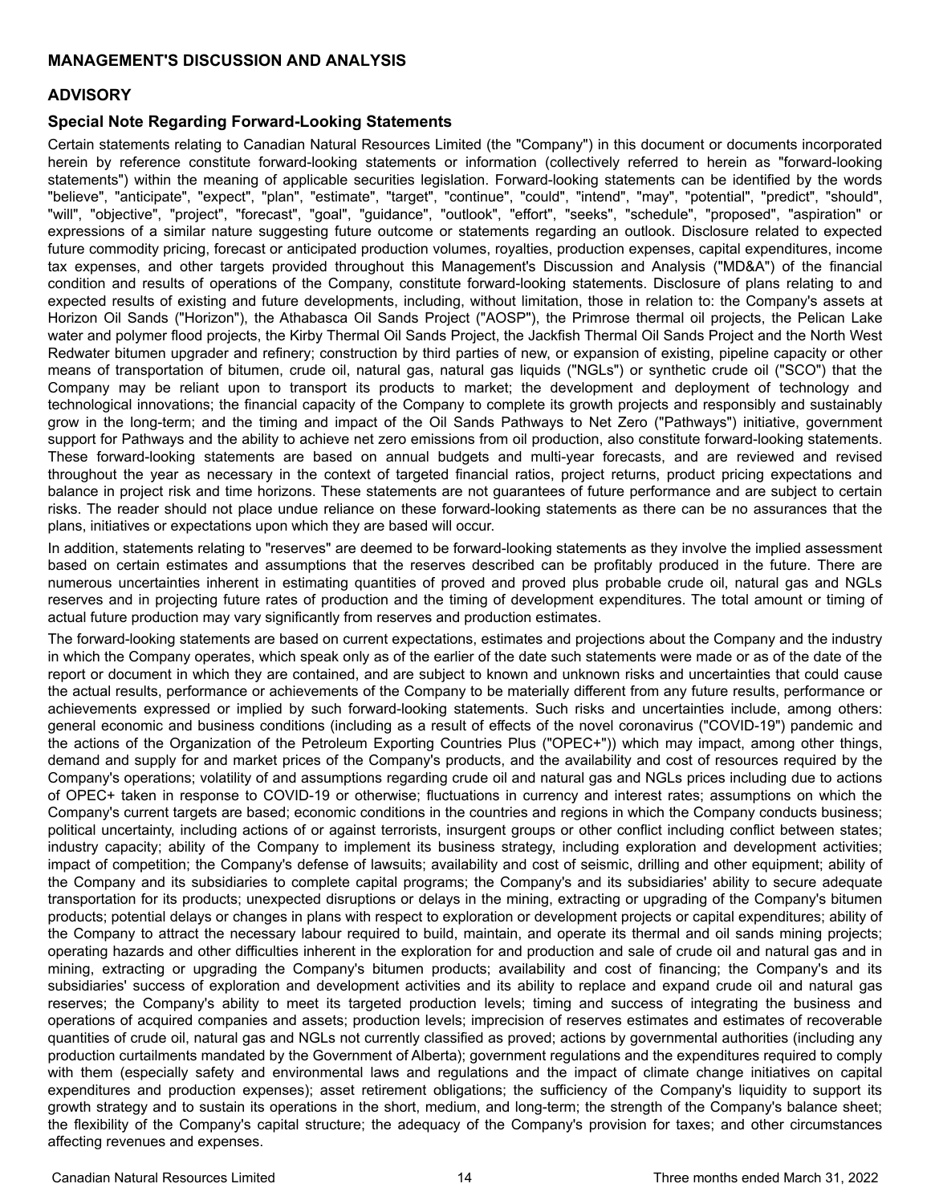## MANAGEMENT'S DISCUSSION AND ANALYSIS

## ADVISORY

### Special Note Regarding Forward-Looking Statements

Certain statements relating to Canadian Natural Resources Limited (the "Company") in this document or documents incorporated herein by reference constitute forward-looking statements or information (collectively referred to herein as "forward-looking statements") within the meaning of applicable securities legislation. Forward-looking statements can be identified by the words "believe", "anticipate", "expect", "plan", "estimate", "target", "continue", "could", "intend", "may", "potential", "predict", "should", "will", "objective", "project", "forecast", "goal", "guidance", "outlook", "effort", "seeks", "schedule", "proposed", "aspiration" or expressions of a similar nature suggesting future outcome or statements regarding an outlook. Disclosure related to expected future commodity pricing, forecast or anticipated production volumes, royalties, production expenses, capital expenditures, income tax expenses, and other targets provided throughout this Management's Discussion and Analysis ("MD&A") of the financial condition and results of operations of the Company, constitute forward-looking statements. Disclosure of plans relating to and expected results of existing and future developments, including, without limitation, those in relation to: the Company's assets at Horizon Oil Sands ("Horizon"), the Athabasca Oil Sands Project ("AOSP"), the Primrose thermal oil projects, the Pelican Lake water and polymer flood projects, the Kirby Thermal Oil Sands Project, the Jackfish Thermal Oil Sands Project and the North West Redwater bitumen upgrader and refinery; construction by third parties of new, or expansion of existing, pipeline capacity or other means of transportation of bitumen, crude oil, natural gas, natural gas liquids ("NGLs") or synthetic crude oil ("SCO") that the Company may be reliant upon to transport its products to market; the development and deployment of technology and technological innovations; the financial capacity of the Company to complete its growth projects and responsibly and sustainably grow in the long-term; and the timing and impact of the Oil Sands Pathways to Net Zero ("Pathways") initiative, government support for Pathways and the ability to achieve net zero emissions from oil production, also constitute forward-looking statements. These forward-looking statements are based on annual budgets and multi-year forecasts, and are reviewed and revised throughout the year as necessary in the context of targeted financial ratios, project returns, product pricing expectations and balance in project risk and time horizons. These statements are not guarantees of future performance and are subject to certain risks. The reader should not place undue reliance on these forward-looking statements as there can be no assurances that the plans, initiatives or expectations upon which they are based will occur.

In addition, statements relating to "reserves" are deemed to be forward-looking statements as they involve the implied assessment based on certain estimates and assumptions that the reserves described can be profitably produced in the future. There are numerous uncertainties inherent in estimating quantities of proved and proved plus probable crude oil, natural gas and NGLs reserves and in projecting future rates of production and the timing of development expenditures. The total amount or timing of actual future production may vary significantly from reserves and production estimates.

The forward-looking statements are based on current expectations, estimates and projections about the Company and the industry in which the Company operates, which speak only as of the earlier of the date such statements were made or as of the date of the report or document in which they are contained, and are subject to known and unknown risks and uncertainties that could cause the actual results, performance or achievements of the Company to be materially different from any future results, performance or achievements expressed or implied by such forward-looking statements. Such risks and uncertainties include, among others: general economic and business conditions (including as a result of effects of the novel coronavirus ("COVID-19") pandemic and the actions of the Organization of the Petroleum Exporting Countries Plus ("OPEC+")) which may impact, among other things, demand and supply for and market prices of the Company's products, and the availability and cost of resources required by the Company's operations; volatility of and assumptions regarding crude oil and natural gas and NGLs prices including due to actions of OPEC+ taken in response to COVID-19 or otherwise; fluctuations in currency and interest rates; assumptions on which the Company's current targets are based; economic conditions in the countries and regions in which the Company conducts business; political uncertainty, including actions of or against terrorists, insurgent groups or other conflict including conflict between states; industry capacity; ability of the Company to implement its business strategy, including exploration and development activities; impact of competition; the Company's defense of lawsuits; availability and cost of seismic, drilling and other equipment; ability of the Company and its subsidiaries to complete capital programs; the Company's and its subsidiaries' ability to secure adequate transportation for its products; unexpected disruptions or delays in the mining, extracting or upgrading of the Company's bitumen products; potential delays or changes in plans with respect to exploration or development projects or capital expenditures; ability of the Company to attract the necessary labour required to build, maintain, and operate its thermal and oil sands mining projects; operating hazards and other difficulties inherent in the exploration for and production and sale of crude oil and natural gas and in mining, extracting or upgrading the Company's bitumen products; availability and cost of financing; the Company's and its subsidiaries' success of exploration and development activities and its ability to replace and expand crude oil and natural gas reserves; the Company's ability to meet its targeted production levels; timing and success of integrating the business and operations of acquired companies and assets; production levels; imprecision of reserves estimates and estimates of recoverable quantities of crude oil, natural gas and NGLs not currently classified as proved; actions by governmental authorities (including any production curtailments mandated by the Government of Alberta); government regulations and the expenditures required to comply with them (especially safety and environmental laws and regulations and the impact of climate change initiatives on capital expenditures and production expenses); asset retirement obligations; the sufficiency of the Company's liquidity to support its growth strategy and to sustain its operations in the short, medium, and long-term; the strength of the Company's balance sheet; the flexibility of the Company's capital structure; the adequacy of the Company's provision for taxes; and other circumstances affecting revenues and expenses.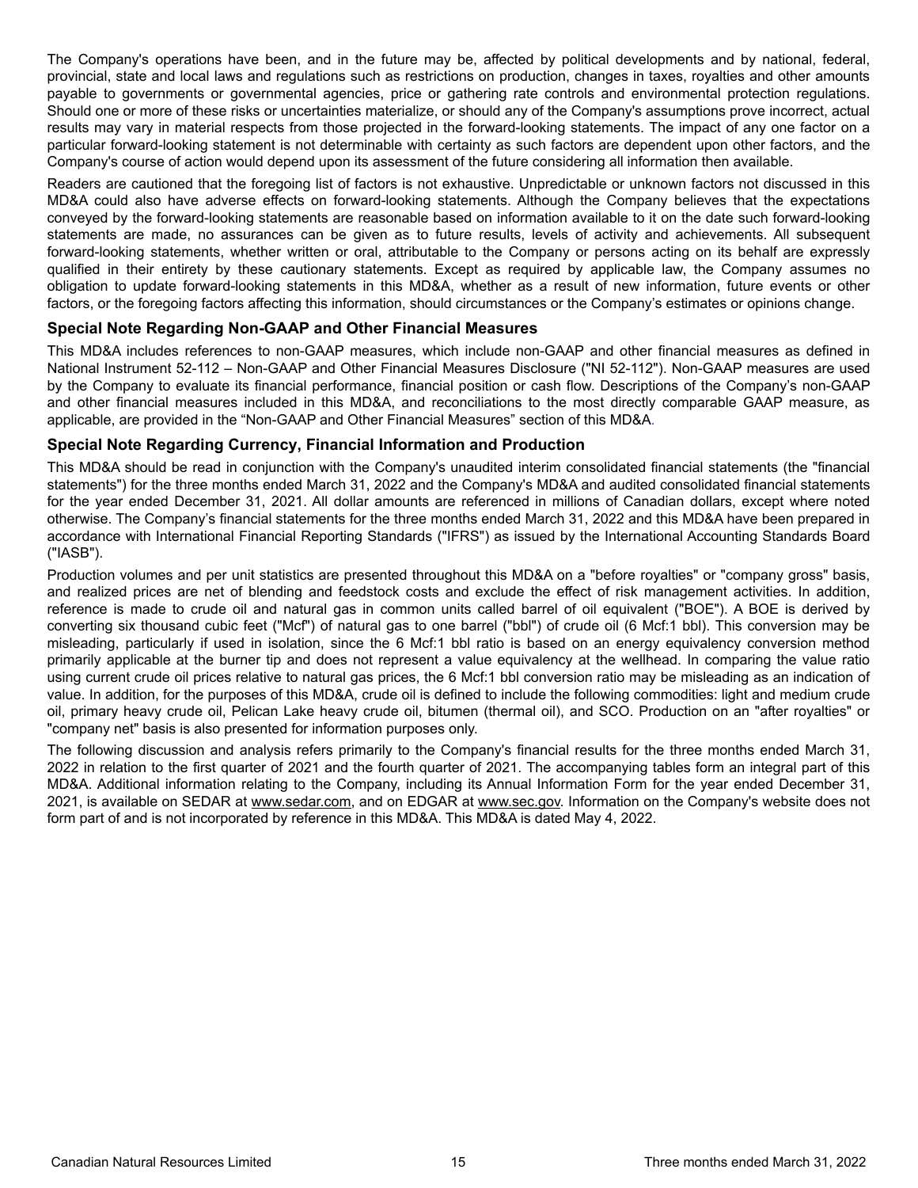The Company's operations have been, and in the future may be, affected by political developments and by national, federal, provincial, state and local laws and regulations such as restrictions on production, changes in taxes, royalties and other amounts payable to governments or governmental agencies, price or gathering rate controls and environmental protection regulations. Should one or more of these risks or uncertainties materialize, or should any of the Company's assumptions prove incorrect, actual results may vary in material respects from those projected in the forward-looking statements. The impact of any one factor on a particular forward-looking statement is not determinable with certainty as such factors are dependent upon other factors, and the Company's course of action would depend upon its assessment of the future considering all information then available.

Readers are cautioned that the foregoing list of factors is not exhaustive. Unpredictable or unknown factors not discussed in this MD&A could also have adverse effects on forward-looking statements. Although the Company believes that the expectations conveyed by the forward-looking statements are reasonable based on information available to it on the date such forward-looking statements are made, no assurances can be given as to future results, levels of activity and achievements. All subsequent forward-looking statements, whether written or oral, attributable to the Company or persons acting on its behalf are expressly qualified in their entirety by these cautionary statements. Except as required by applicable law, the Company assumes no obligation to update forward-looking statements in this MD&A, whether as a result of new information, future events or other factors, or the foregoing factors affecting this information, should circumstances or the Company's estimates or opinions change.

### Special Note Regarding Non-GAAP and Other Financial Measures

This MD&A includes references to non-GAAP measures, which include non-GAAP and other financial measures as defined in National Instrument 52-112 – Non-GAAP and Other Financial Measures Disclosure ("NI 52-112"). Non-GAAP measures are used by the Company to evaluate its financial performance, financial position or cash flow. Descriptions of the Company's non-GAAP and other financial measures included in this MD&A, and reconciliations to the most directly comparable GAAP measure, as applicable, are provided in the "Non-GAAP and Other Financial Measures" section of this MD&A.

### Special Note Regarding Currency, Financial Information and Production

This MD&A should be read in conjunction with the Company's unaudited interim consolidated financial statements (the "financial statements") for the three months ended March 31, 2022 and the Company's MD&A and audited consolidated financial statements for the year ended December 31, 2021. All dollar amounts are referenced in millions of Canadian dollars, except where noted otherwise. The Company's financial statements for the three months ended March 31, 2022 and this MD&A have been prepared in accordance with International Financial Reporting Standards ("IFRS") as issued by the International Accounting Standards Board ("IASB").

Production volumes and per unit statistics are presented throughout this MD&A on a "before royalties" or "company gross" basis, and realized prices are net of blending and feedstock costs and exclude the effect of risk management activities. In addition, reference is made to crude oil and natural gas in common units called barrel of oil equivalent ("BOE"). A BOE is derived by converting six thousand cubic feet ("Mcf") of natural gas to one barrel ("bbl") of crude oil (6 Mcf:1 bbl). This conversion may be misleading, particularly if used in isolation, since the 6 Mcf:1 bbl ratio is based on an energy equivalency conversion method primarily applicable at the burner tip and does not represent a value equivalency at the wellhead. In comparing the value ratio using current crude oil prices relative to natural gas prices, the 6 Mcf:1 bbl conversion ratio may be misleading as an indication of value. In addition, for the purposes of this MD&A, crude oil is defined to include the following commodities: light and medium crude oil, primary heavy crude oil, Pelican Lake heavy crude oil, bitumen (thermal oil), and SCO. Production on an "after royalties" or "company net" basis is also presented for information purposes only.

The following discussion and analysis refers primarily to the Company's financial results for the three months ended March 31, 2022 in relation to the first quarter of 2021 and the fourth quarter of 2021. The accompanying tables form an integral part of this MD&A. Additional information relating to the Company, including its Annual Information Form for the year ended December 31, 2021, is available on SEDAR at www.sedar.com, and on EDGAR at www.sec.gov. Information on the Company's website does not form part of and is not incorporated by reference in this MD&A. This MD&A is dated May 4, 2022.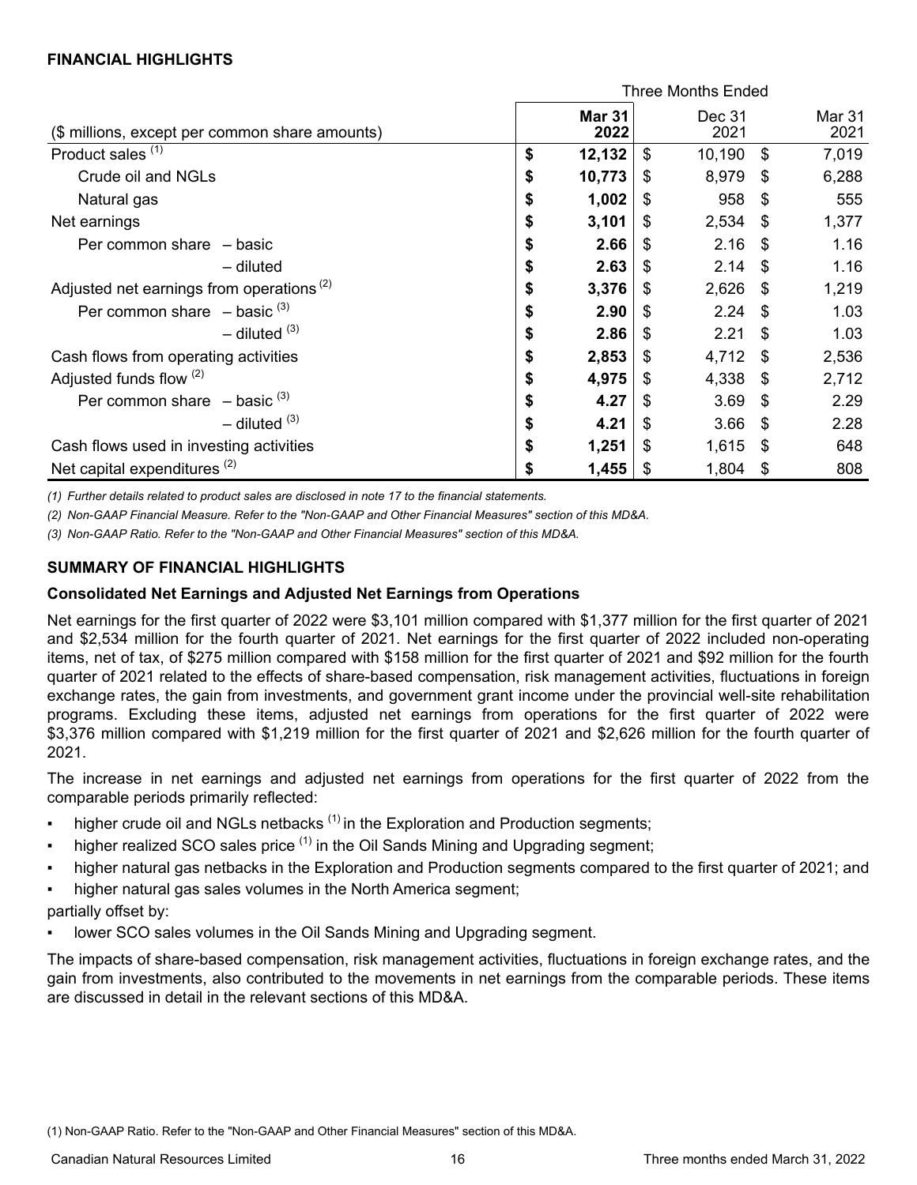## FINANCIAL HIGHLIGHTS

| ($ millions, except per common share amounts) | Three Months Ended | | |
|---|---|---|---|
| | **Mar 31 2022** | Dec 31 2021 | Mar 31 2021 |
| Product sales [(1)] | **$ 12,132** | $ 10,190 | $ 7,019 |
| Crude oil and NGLs | **$ 10,773** | $ 8,979 | $ 6,288 |
| Natural gas | **$ 1,002** | $ 958 | $ 555 |
| Net earnings | **$ 3,101** | $ 2,534 | $ 1,377 |
| Per common share – basic | **$ 2.66** | $ 2.16 | $ 1.16 |
| – diluted | **$ 2.63** | $ 2.14 | $ 1.16 |
| Adjusted net earnings from operations [(2)] | **$ 3,376** | $ 2,626 | $ 1,219 |
| Per common share – basic [(3)] | **$ 2.90** | $ 2.24 | $ 1.03 |
| – diluted [(3)] | **$ 2.86** | $ 2.21 | $ 1.03 |
| Cash flows from operating activities | **$ 2,853** | $ 4,712 | $ 2,536 |
| Adjusted funds flow [(2)] | **$ 4,975** | $ 4,338 | $ 2,712 |
| Per common share – basic [(3)] | **$ 4.27** | $ 3.69 | $ 2.29 |
| – diluted [(3)] | **$ 4.21** | $ 3.66 | $ 2.28 |
| Cash flows used in investing activities | **$ 1,251** | $ 1,615 | $ 648 |
| Net capital expenditures [(2)] | **$ 1,455** | $ 1,804 | $ 808 |

*(1) Further details related to product sales are disclosed in note 17 to the financial statements.*

*(2) Non-GAAP Financial Measure. Refer to the "Non-GAAP and Other Financial Measures" section of this MD&A.*

*(3) Non-GAAP Ratio. Refer to the "Non-GAAP and Other Financial Measures" section of this MD&A.*

## SUMMARY OF FINANCIAL HIGHLIGHTS

### Consolidated Net Earnings and Adjusted Net Earnings from Operations

Net earnings for the first quarter of 2022 were $3,101 million compared with $1,377 million for the first quarter of 2021 and $2,534 million for the fourth quarter of 2021. Net earnings for the first quarter of 2022 included non-operating items, net of tax, of $275 million compared with $158 million for the first quarter of 2021 and $92 million for the fourth quarter of 2021 related to the effects of share-based compensation, risk management activities, fluctuations in foreign exchange rates, the gain from investments, and government grant income under the provincial well-site rehabilitation programs. Excluding these items, adjusted net earnings from operations for the first quarter of 2022 were $3,376 million compared with $1,219 million for the first quarter of 2021 and $2,626 million for the fourth quarter of 2021.

The increase in net earnings and adjusted net earnings from operations for the first quarter of 2022 from the comparable periods primarily reflected:

- higher crude oil and NGLs netbacks [(1)] in the Exploration and Production segments;
- higher realized SCO sales price [(1)] in the Oil Sands Mining and Upgrading segment;
- higher natural gas netbacks in the Exploration and Production segments compared to the first quarter of 2021; and
- higher natural gas sales volumes in the North America segment;

partially offset by:

- lower SCO sales volumes in the Oil Sands Mining and Upgrading segment.

The impacts of share-based compensation, risk management activities, fluctuations in foreign exchange rates, and the gain from investments, also contributed to the movements in net earnings from the comparable periods. These items are discussed in detail in the relevant sections of this MD&A.

(1) Non-GAAP Ratio. Refer to the "Non-GAAP and Other Financial Measures" section of this MD&A.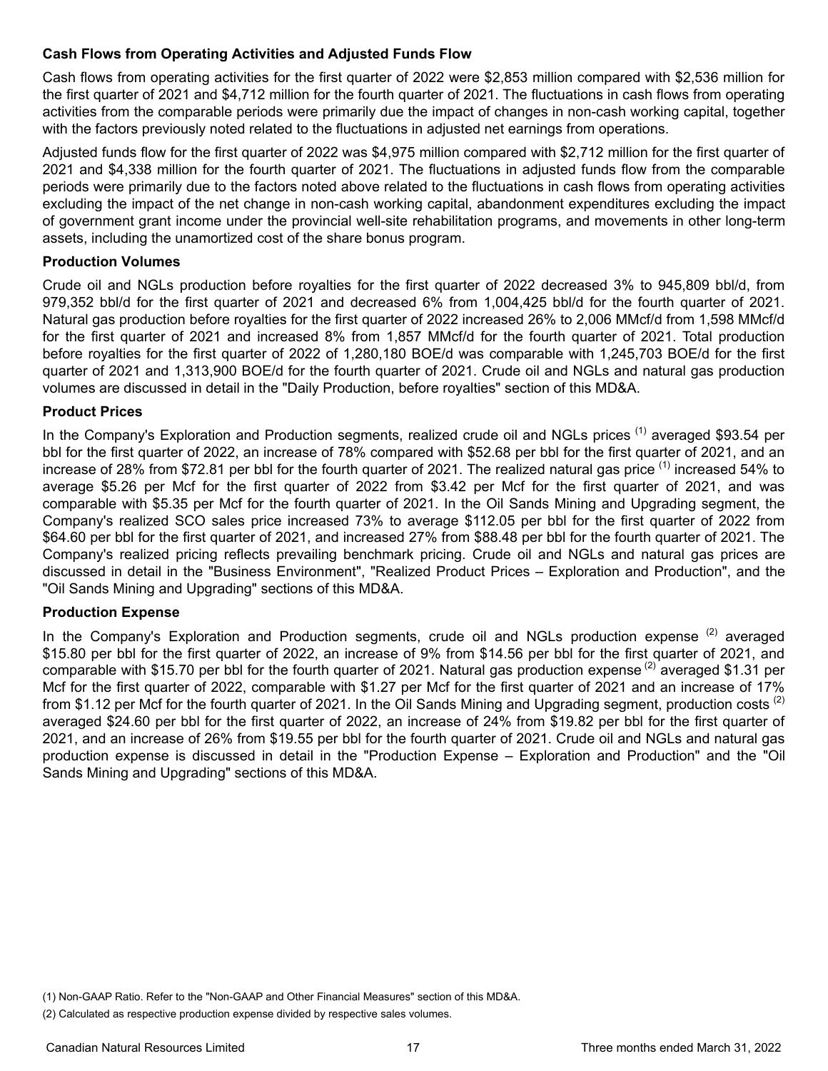**Cash Flows from Operating Activities and Adjusted Funds Flow**

Cash flows from operating activities for the first quarter of 2022 were $2,853 million compared with $2,536 million for the first quarter of 2021 and $4,712 million for the fourth quarter of 2021. The fluctuations in cash flows from operating activities from the comparable periods were primarily due the impact of changes in non-cash working capital, together with the factors previously noted related to the fluctuations in adjusted net earnings from operations.

Adjusted funds flow for the first quarter of 2022 was $4,975 million compared with $2,712 million for the first quarter of 2021 and $4,338 million for the fourth quarter of 2021. The fluctuations in adjusted funds flow from the comparable periods were primarily due to the factors noted above related to the fluctuations in cash flows from operating activities excluding the impact of the net change in non-cash working capital, abandonment expenditures excluding the impact of government grant income under the provincial well-site rehabilitation programs, and movements in other long-term assets, including the unamortized cost of the share bonus program.

**Production Volumes**

Crude oil and NGLs production before royalties for the first quarter of 2022 decreased 3% to 945,809 bbl/d, from 979,352 bbl/d for the first quarter of 2021 and decreased 6% from 1,004,425 bbl/d for the fourth quarter of 2021. Natural gas production before royalties for the first quarter of 2022 increased 26% to 2,006 MMcf/d from 1,598 MMcf/d for the first quarter of 2021 and increased 8% from 1,857 MMcf/d for the fourth quarter of 2021. Total production before royalties for the first quarter of 2022 of 1,280,180 BOE/d was comparable with 1,245,703 BOE/d for the first quarter of 2021 and 1,313,900 BOE/d for the fourth quarter of 2021. Crude oil and NGLs and natural gas production volumes are discussed in detail in the "Daily Production, before royalties" section of this MD&A.

**Product Prices**

In the Company's Exploration and Production segments, realized crude oil and NGLs prices [(1)] averaged $93.54 per bbl for the first quarter of 2022, an increase of 78% compared with $52.68 per bbl for the first quarter of 2021, and an increase of 28% from $72.81 per bbl for the fourth quarter of 2021. The realized natural gas price [(1)] increased 54% to average $5.26 per Mcf for the first quarter of 2022 from $3.42 per Mcf for the first quarter of 2021, and was comparable with $5.35 per Mcf for the fourth quarter of 2021. In the Oil Sands Mining and Upgrading segment, the Company's realized SCO sales price increased 73% to average $112.05 per bbl for the first quarter of 2022 from $64.60 per bbl for the first quarter of 2021, and increased 27% from $88.48 per bbl for the fourth quarter of 2021. The Company's realized pricing reflects prevailing benchmark pricing. Crude oil and NGLs and natural gas prices are discussed in detail in the "Business Environment", "Realized Product Prices – Exploration and Production", and the "Oil Sands Mining and Upgrading" sections of this MD&A.

**Production Expense**

In the Company's Exploration and Production segments, crude oil and NGLs production expense [(2)] averaged $15.80 per bbl for the first quarter of 2022, an increase of 9% from $14.56 per bbl for the first quarter of 2021, and comparable with $15.70 per bbl for the fourth quarter of 2021. Natural gas production expense [(2)] averaged $1.31 per Mcf for the first quarter of 2022, comparable with $1.27 per Mcf for the first quarter of 2021 and an increase of 17% from $1.12 per Mcf for the fourth quarter of 2021. In the Oil Sands Mining and Upgrading segment, production costs [(2)] averaged $24.60 per bbl for the first quarter of 2022, an increase of 24% from $19.82 per bbl for the first quarter of 2021, and an increase of 26% from $19.55 per bbl for the fourth quarter of 2021. Crude oil and NGLs and natural gas production expense is discussed in detail in the "Production Expense – Exploration and Production" and the "Oil Sands Mining and Upgrading" sections of this MD&A.

(1) Non-GAAP Ratio. Refer to the "Non-GAAP and Other Financial Measures" section of this MD&A.

(2) Calculated as respective production expense divided by respective sales volumes.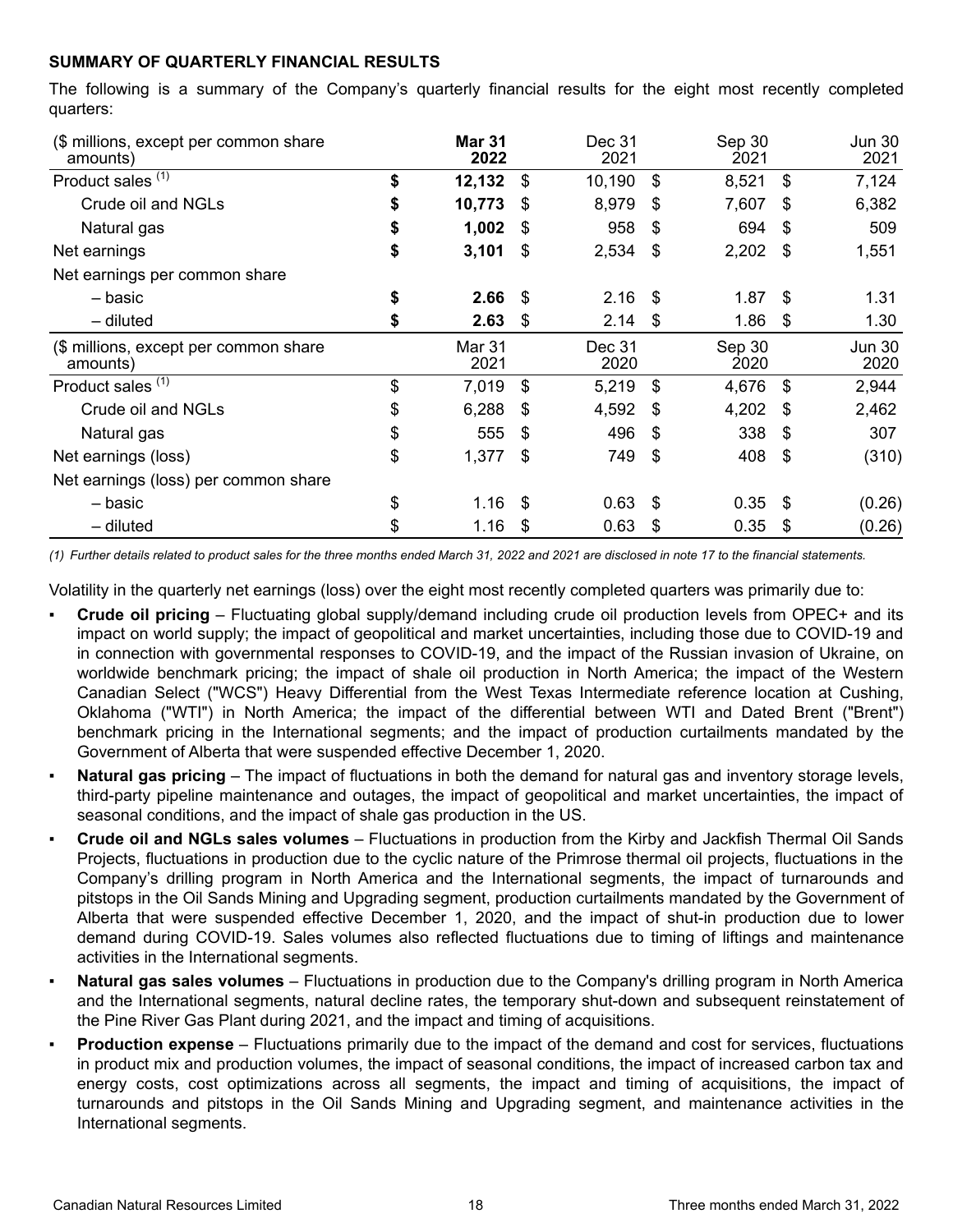## SUMMARY OF QUARTERLY FINANCIAL RESULTS

The following is a summary of the Company's quarterly financial results for the eight most recently completed quarters:

| ($ millions, except per common share amounts) | **Mar 31 2022** | Dec 31 2021 | Sep 30 2021 | Jun 30 2021 |
|---|---|---|---|---|
| Product sales (1) | **$ 12,132** | $ 10,190 | $ 8,521 | $ 7,124 |
| Crude oil and NGLs | **$ 10,773** | $ 8,979 | $ 7,607 | $ 6,382 |
| Natural gas | **$ 1,002** | $ 958 | $ 694 | $ 509 |
| Net earnings | **$ 3,101** | $ 2,534 | $ 2,202 | $ 1,551 |
| Net earnings per common share | | | | |
| – basic | **$ 2.66** | $ 2.16 | $ 1.87 | $ 1.31 |
| – diluted | **$ 2.63** | $ 2.14 | $ 1.86 | $ 1.30 |
| **($ millions, except per common share amounts)** | **Mar 31 2021** | **Dec 31 2020** | **Sep 30 2020** | **Jun 30 2020** |
| Product sales (1) | $ 7,019 | $ 5,219 | $ 4,676 | $ 2,944 |
| Crude oil and NGLs | $ 6,288 | $ 4,592 | $ 4,202 | $ 2,462 |
| Natural gas | $ 555 | $ 496 | $ 338 | $ 307 |
| Net earnings (loss) | $ 1,377 | $ 749 | $ 408 | $ (310) |
| Net earnings (loss) per common share | | | | |
| – basic | $ 1.16 | $ 0.63 | $ 0.35 | $ (0.26) |
| – diluted | $ 1.16 | $ 0.63 | $ 0.35 | $ (0.26) |

*(1) Further details related to product sales for the three months ended March 31, 2022 and 2021 are disclosed in note 17 to the financial statements.*

Volatility in the quarterly net earnings (loss) over the eight most recently completed quarters was primarily due to:

- **Crude oil pricing** – Fluctuating global supply/demand including crude oil production levels from OPEC+ and its impact on world supply; the impact of geopolitical and market uncertainties, including those due to COVID-19 and in connection with governmental responses to COVID-19, and the impact of the Russian invasion of Ukraine, on worldwide benchmark pricing; the impact of shale oil production in North America; the impact of the Western Canadian Select ("WCS") Heavy Differential from the West Texas Intermediate reference location at Cushing, Oklahoma ("WTI") in North America; the impact of the differential between WTI and Dated Brent ("Brent") benchmark pricing in the International segments; and the impact of production curtailments mandated by the Government of Alberta that were suspended effective December 1, 2020.
- **Natural gas pricing** – The impact of fluctuations in both the demand for natural gas and inventory storage levels, third-party pipeline maintenance and outages, the impact of geopolitical and market uncertainties, the impact of seasonal conditions, and the impact of shale gas production in the US.
- **Crude oil and NGLs sales volumes** – Fluctuations in production from the Kirby and Jackfish Thermal Oil Sands Projects, fluctuations in production due to the cyclic nature of the Primrose thermal oil projects, fluctuations in the Company's drilling program in North America and the International segments, the impact of turnarounds and pitstops in the Oil Sands Mining and Upgrading segment, production curtailments mandated by the Government of Alberta that were suspended effective December 1, 2020, and the impact of shut-in production due to lower demand during COVID-19. Sales volumes also reflected fluctuations due to timing of liftings and maintenance activities in the International segments.
- **Natural gas sales volumes** – Fluctuations in production due to the Company's drilling program in North America and the International segments, natural decline rates, the temporary shut-down and subsequent reinstatement of the Pine River Gas Plant during 2021, and the impact and timing of acquisitions.
- **Production expense** – Fluctuations primarily due to the impact of the demand and cost for services, fluctuations in product mix and production volumes, the impact of seasonal conditions, the impact of increased carbon tax and energy costs, cost optimizations across all segments, the impact and timing of acquisitions, the impact of turnarounds and pitstops in the Oil Sands Mining and Upgrading segment, and maintenance activities in the International segments.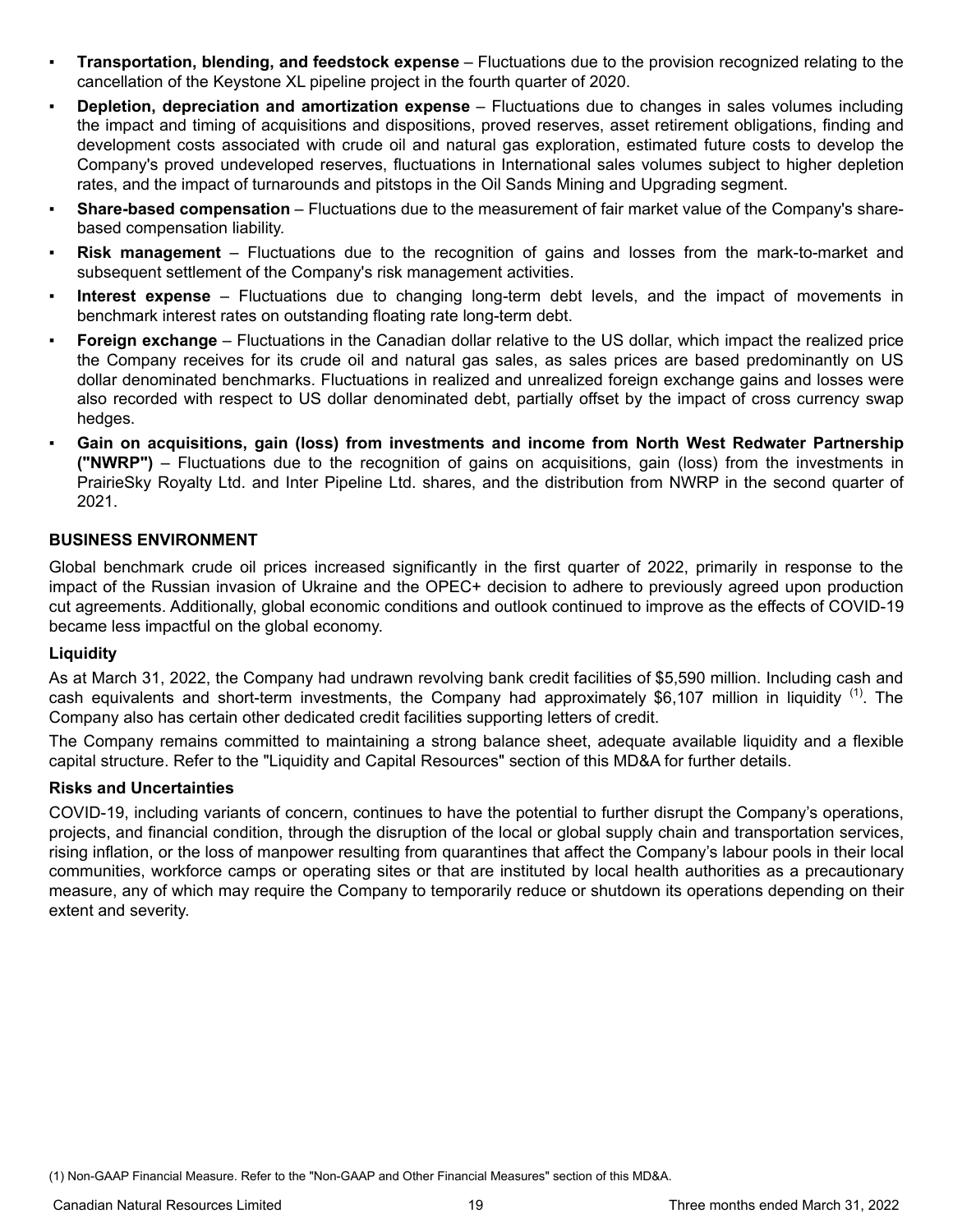- **Transportation, blending, and feedstock expense** – Fluctuations due to the provision recognized relating to the cancellation of the Keystone XL pipeline project in the fourth quarter of 2020.
- **Depletion, depreciation and amortization expense** – Fluctuations due to changes in sales volumes including the impact and timing of acquisitions and dispositions, proved reserves, asset retirement obligations, finding and development costs associated with crude oil and natural gas exploration, estimated future costs to develop the Company's proved undeveloped reserves, fluctuations in International sales volumes subject to higher depletion rates, and the impact of turnarounds and pitstops in the Oil Sands Mining and Upgrading segment.
- **Share-based compensation** – Fluctuations due to the measurement of fair market value of the Company's share-based compensation liability.
- **Risk management** – Fluctuations due to the recognition of gains and losses from the mark-to-market and subsequent settlement of the Company's risk management activities.
- **Interest expense** – Fluctuations due to changing long-term debt levels, and the impact of movements in benchmark interest rates on outstanding floating rate long-term debt.
- **Foreign exchange** – Fluctuations in the Canadian dollar relative to the US dollar, which impact the realized price the Company receives for its crude oil and natural gas sales, as sales prices are based predominantly on US dollar denominated benchmarks. Fluctuations in realized and unrealized foreign exchange gains and losses were also recorded with respect to US dollar denominated debt, partially offset by the impact of cross currency swap hedges.
- **Gain on acquisitions, gain (loss) from investments and income from North West Redwater Partnership ("NWRP")** – Fluctuations due to the recognition of gains on acquisitions, gain (loss) from the investments in PrairieSky Royalty Ltd. and Inter Pipeline Ltd. shares, and the distribution from NWRP in the second quarter of 2021.

## BUSINESS ENVIRONMENT

Global benchmark crude oil prices increased significantly in the first quarter of 2022, primarily in response to the impact of the Russian invasion of Ukraine and the OPEC+ decision to adhere to previously agreed upon production cut agreements. Additionally, global economic conditions and outlook continued to improve as the effects of COVID-19 became less impactful on the global economy.

### Liquidity

As at March 31, 2022, the Company had undrawn revolving bank credit facilities of $5,590 million. Including cash and cash equivalents and short-term investments, the Company had approximately $6,107 million in liquidity [(1)]. The Company also has certain other dedicated credit facilities supporting letters of credit.

The Company remains committed to maintaining a strong balance sheet, adequate available liquidity and a flexible capital structure. Refer to the "Liquidity and Capital Resources" section of this MD&A for further details.

### Risks and Uncertainties

COVID-19, including variants of concern, continues to have the potential to further disrupt the Company's operations, projects, and financial condition, through the disruption of the local or global supply chain and transportation services, rising inflation, or the loss of manpower resulting from quarantines that affect the Company's labour pools in their local communities, workforce camps or operating sites or that are instituted by local health authorities as a precautionary measure, any of which may require the Company to temporarily reduce or shutdown its operations depending on their extent and severity.

(1) Non-GAAP Financial Measure. Refer to the "Non-GAAP and Other Financial Measures" section of this MD&A.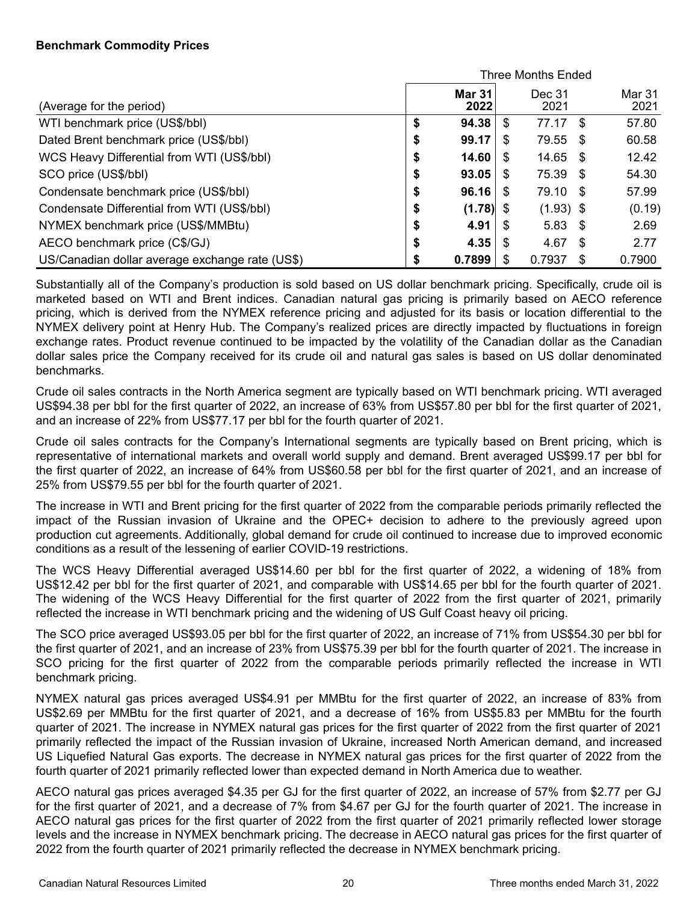**Benchmark Commodity Prices**

| | Three Months Ended | | |
|---|---|---|---|
| (Average for the period) | **Mar 31 2022** | Dec 31 2021 | Mar 31 2021 |
| WTI benchmark price (US$/bbl) | **$ 94.38** | $ 77.17 | $ 57.80 |
| Dated Brent benchmark price (US$/bbl) | **$ 99.17** | $ 79.55 | $ 60.58 |
| WCS Heavy Differential from WTI (US$/bbl) | **$ 14.60** | $ 14.65 | $ 12.42 |
| SCO price (US$/bbl) | **$ 93.05** | $ 75.39 | $ 54.30 |
| Condensate benchmark price (US$/bbl) | **$ 96.16** | $ 79.10 | $ 57.99 |
| Condensate Differential from WTI (US$/bbl) | **$ (1.78)** | $ (1.93) | $ (0.19) |
| NYMEX benchmark price (US$/MMBtu) | **$ 4.91** | $ 5.83 | $ 2.69 |
| AECO benchmark price (C$/GJ) | **$ 4.35** | $ 4.67 | $ 2.77 |
| US/Canadian dollar average exchange rate (US$) | **$ 0.7899** | $ 0.7937 | $ 0.7900 |

Substantially all of the Company's production is sold based on US dollar benchmark pricing. Specifically, crude oil is marketed based on WTI and Brent indices. Canadian natural gas pricing is primarily based on AECO reference pricing, which is derived from the NYMEX reference pricing and adjusted for its basis or location differential to the NYMEX delivery point at Henry Hub. The Company's realized prices are directly impacted by fluctuations in foreign exchange rates. Product revenue continued to be impacted by the volatility of the Canadian dollar as the Canadian dollar sales price the Company received for its crude oil and natural gas sales is based on US dollar denominated benchmarks.

Crude oil sales contracts in the North America segment are typically based on WTI benchmark pricing. WTI averaged US$94.38 per bbl for the first quarter of 2022, an increase of 63% from US$57.80 per bbl for the first quarter of 2021, and an increase of 22% from US$77.17 per bbl for the fourth quarter of 2021.

Crude oil sales contracts for the Company's International segments are typically based on Brent pricing, which is representative of international markets and overall world supply and demand. Brent averaged US$99.17 per bbl for the first quarter of 2022, an increase of 64% from US$60.58 per bbl for the first quarter of 2021, and an increase of 25% from US$79.55 per bbl for the fourth quarter of 2021.

The increase in WTI and Brent pricing for the first quarter of 2022 from the comparable periods primarily reflected the impact of the Russian invasion of Ukraine and the OPEC+ decision to adhere to the previously agreed upon production cut agreements. Additionally, global demand for crude oil continued to increase due to improved economic conditions as a result of the lessening of earlier COVID-19 restrictions.

The WCS Heavy Differential averaged US$14.60 per bbl for the first quarter of 2022, a widening of 18% from US$12.42 per bbl for the first quarter of 2021, and comparable with US$14.65 per bbl for the fourth quarter of 2021. The widening of the WCS Heavy Differential for the first quarter of 2022 from the first quarter of 2021, primarily reflected the increase in WTI benchmark pricing and the widening of US Gulf Coast heavy oil pricing.

The SCO price averaged US$93.05 per bbl for the first quarter of 2022, an increase of 71% from US$54.30 per bbl for the first quarter of 2021, and an increase of 23% from US$75.39 per bbl for the fourth quarter of 2021. The increase in SCO pricing for the first quarter of 2022 from the comparable periods primarily reflected the increase in WTI benchmark pricing.

NYMEX natural gas prices averaged US$4.91 per MMBtu for the first quarter of 2022, an increase of 83% from US$2.69 per MMBtu for the first quarter of 2021, and a decrease of 16% from US$5.83 per MMBtu for the fourth quarter of 2021. The increase in NYMEX natural gas prices for the first quarter of 2022 from the first quarter of 2021 primarily reflected the impact of the Russian invasion of Ukraine, increased North American demand, and increased US Liquefied Natural Gas exports. The decrease in NYMEX natural gas prices for the first quarter of 2022 from the fourth quarter of 2021 primarily reflected lower than expected demand in North America due to weather.

AECO natural gas prices averaged $4.35 per GJ for the first quarter of 2022, an increase of 57% from $2.77 per GJ for the first quarter of 2021, and a decrease of 7% from $4.67 per GJ for the fourth quarter of 2021. The increase in AECO natural gas prices for the first quarter of 2022 from the first quarter of 2021 primarily reflected lower storage levels and the increase in NYMEX benchmark pricing. The decrease in AECO natural gas prices for the first quarter of 2022 from the fourth quarter of 2021 primarily reflected the decrease in NYMEX benchmark pricing.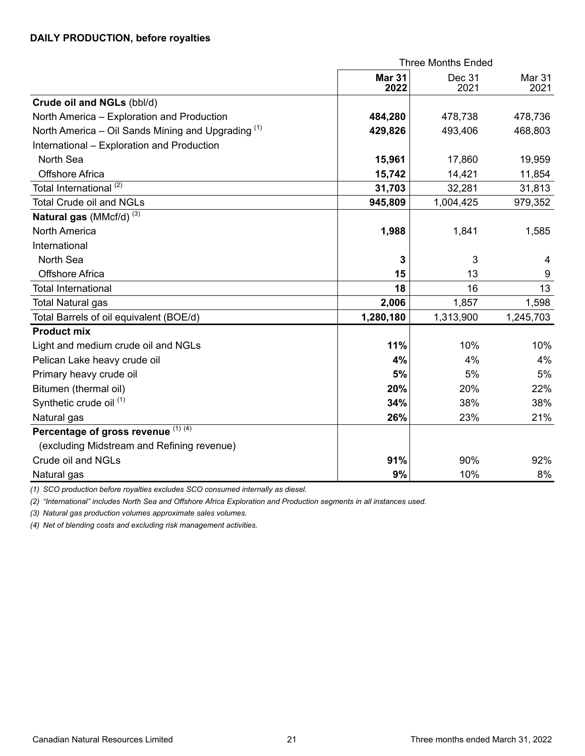**DAILY PRODUCTION, before royalties**

| | Three Months Ended | | |
|---|---|---|---|
| | **Mar 31 2022** | Dec 31 2021 | Mar 31 2021 |
| **Crude oil and NGLs** (bbl/d) | | | |
| North America – Exploration and Production | **484,280** | 478,738 | 478,736 |
| North America – Oil Sands Mining and Upgrading [(1)] | **429,826** | 493,406 | 468,803 |
| International – Exploration and Production | | | |
| North Sea | **15,961** | 17,860 | 19,959 |
| Offshore Africa | **15,742** | 14,421 | 11,854 |
| Total International [(2)] | **31,703** | 32,281 | 31,813 |
| Total Crude oil and NGLs | **945,809** | 1,004,425 | 979,352 |
| **Natural gas** (MMcf/d) [(3)] | | | |
| North America | **1,988** | 1,841 | 1,585 |
| International | | | |
| North Sea | **3** | 3 | 4 |
| Offshore Africa | **15** | 13 | 9 |
| Total International | **18** | 16 | 13 |
| Total Natural gas | **2,006** | 1,857 | 1,598 |
| Total Barrels of oil equivalent (BOE/d) | **1,280,180** | 1,313,900 | 1,245,703 |
| **Product mix** | | | |
| Light and medium crude oil and NGLs | **11%** | 10% | 10% |
| Pelican Lake heavy crude oil | **4%** | 4% | 4% |
| Primary heavy crude oil | **5%** | 5% | 5% |
| Bitumen (thermal oil) | **20%** | 20% | 22% |
| Synthetic crude oil [(1)] | **34%** | 38% | 38% |
| Natural gas | **26%** | 23% | 21% |
| **Percentage of gross revenue** [(1) (4)] (excluding Midstream and Refining revenue) | | | |
| Crude oil and NGLs | **91%** | 90% | 92% |
| Natural gas | **9%** | 10% | 8% |

*(1) SCO production before royalties excludes SCO consumed internally as diesel.*

*(2) "International" includes North Sea and Offshore Africa Exploration and Production segments in all instances used.*

*(3) Natural gas production volumes approximate sales volumes.*

*(4) Net of blending costs and excluding risk management activities.*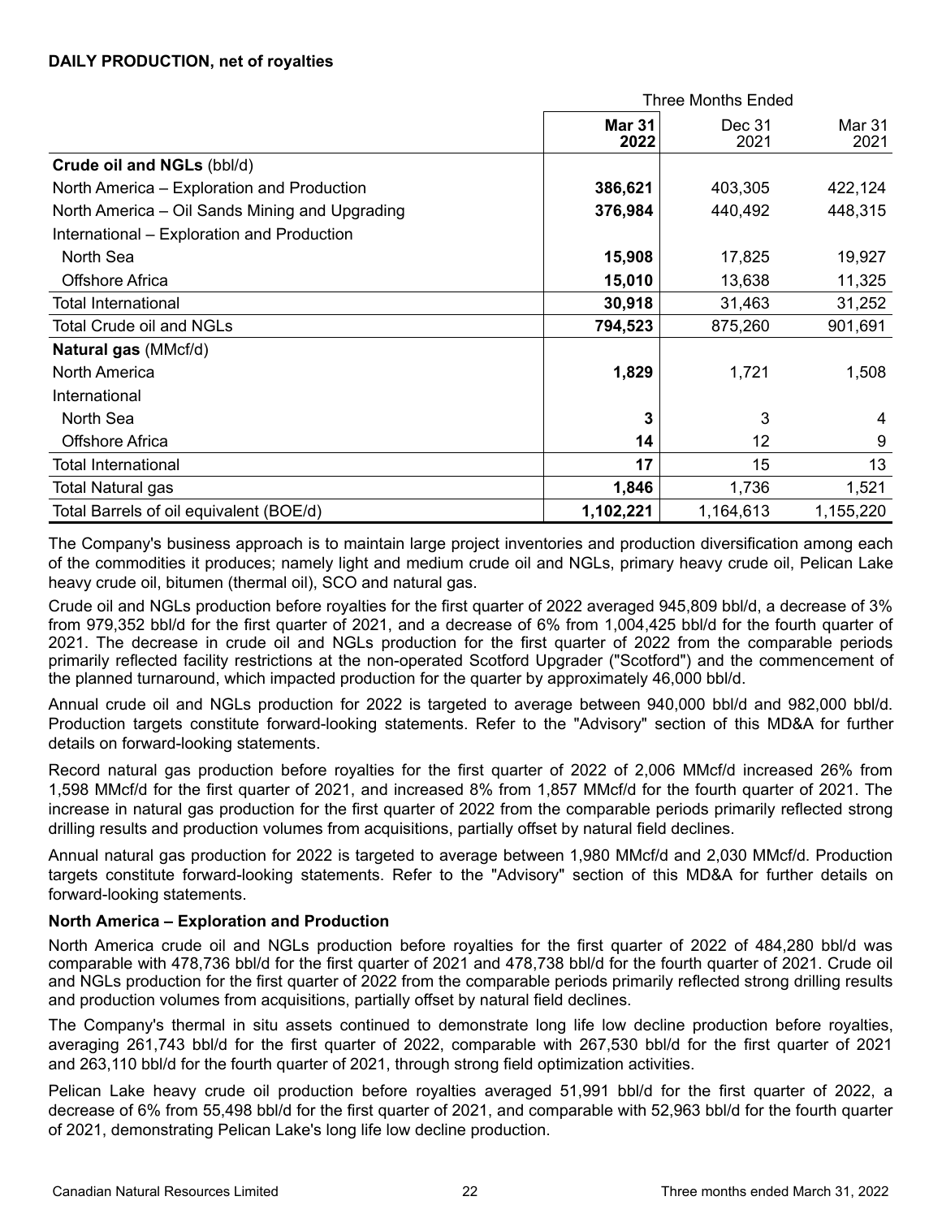**DAILY PRODUCTION, net of royalties**

| | Three Months Ended | | |
|---|---|---|---|
| | **Mar 31 2022** | Dec 31 2021 | Mar 31 2021 |
| **Crude oil and NGLs** (bbl/d) | | | |
| North America – Exploration and Production | **386,621** | 403,305 | 422,124 |
| North America – Oil Sands Mining and Upgrading | **376,984** | 440,492 | 448,315 |
| International – Exploration and Production | | | |
| North Sea | **15,908** | 17,825 | 19,927 |
| Offshore Africa | **15,010** | 13,638 | 11,325 |
| Total International | **30,918** | 31,463 | 31,252 |
| Total Crude oil and NGLs | **794,523** | 875,260 | 901,691 |
| **Natural gas** (MMcf/d) | | | |
| North America | **1,829** | 1,721 | 1,508 |
| International | | | |
| North Sea | **3** | 3 | 4 |
| Offshore Africa | **14** | 12 | 9 |
| Total International | **17** | 15 | 13 |
| Total Natural gas | **1,846** | 1,736 | 1,521 |
| Total Barrels of oil equivalent (BOE/d) | **1,102,221** | 1,164,613 | 1,155,220 |

The Company's business approach is to maintain large project inventories and production diversification among each of the commodities it produces; namely light and medium crude oil and NGLs, primary heavy crude oil, Pelican Lake heavy crude oil, bitumen (thermal oil), SCO and natural gas.

Crude oil and NGLs production before royalties for the first quarter of 2022 averaged 945,809 bbl/d, a decrease of 3% from 979,352 bbl/d for the first quarter of 2021, and a decrease of 6% from 1,004,425 bbl/d for the fourth quarter of 2021. The decrease in crude oil and NGLs production for the first quarter of 2022 from the comparable periods primarily reflected facility restrictions at the non-operated Scotford Upgrader ("Scotford") and the commencement of the planned turnaround, which impacted production for the quarter by approximately 46,000 bbl/d.

Annual crude oil and NGLs production for 2022 is targeted to average between 940,000 bbl/d and 982,000 bbl/d. Production targets constitute forward-looking statements. Refer to the "Advisory" section of this MD&A for further details on forward-looking statements.

Record natural gas production before royalties for the first quarter of 2022 of 2,006 MMcf/d increased 26% from 1,598 MMcf/d for the first quarter of 2021, and increased 8% from 1,857 MMcf/d for the fourth quarter of 2021. The increase in natural gas production for the first quarter of 2022 from the comparable periods primarily reflected strong drilling results and production volumes from acquisitions, partially offset by natural field declines.

Annual natural gas production for 2022 is targeted to average between 1,980 MMcf/d and 2,030 MMcf/d. Production targets constitute forward-looking statements. Refer to the "Advisory" section of this MD&A for further details on forward-looking statements.

**North America – Exploration and Production**

North America crude oil and NGLs production before royalties for the first quarter of 2022 of 484,280 bbl/d was comparable with 478,736 bbl/d for the first quarter of 2021 and 478,738 bbl/d for the fourth quarter of 2021. Crude oil and NGLs production for the first quarter of 2022 from the comparable periods primarily reflected strong drilling results and production volumes from acquisitions, partially offset by natural field declines.

The Company's thermal in situ assets continued to demonstrate long life low decline production before royalties, averaging 261,743 bbl/d for the first quarter of 2022, comparable with 267,530 bbl/d for the first quarter of 2021 and 263,110 bbl/d for the fourth quarter of 2021, through strong field optimization activities.

Pelican Lake heavy crude oil production before royalties averaged 51,991 bbl/d for the first quarter of 2022, a decrease of 6% from 55,498 bbl/d for the first quarter of 2021, and comparable with 52,963 bbl/d for the fourth quarter of 2021, demonstrating Pelican Lake's long life low decline production.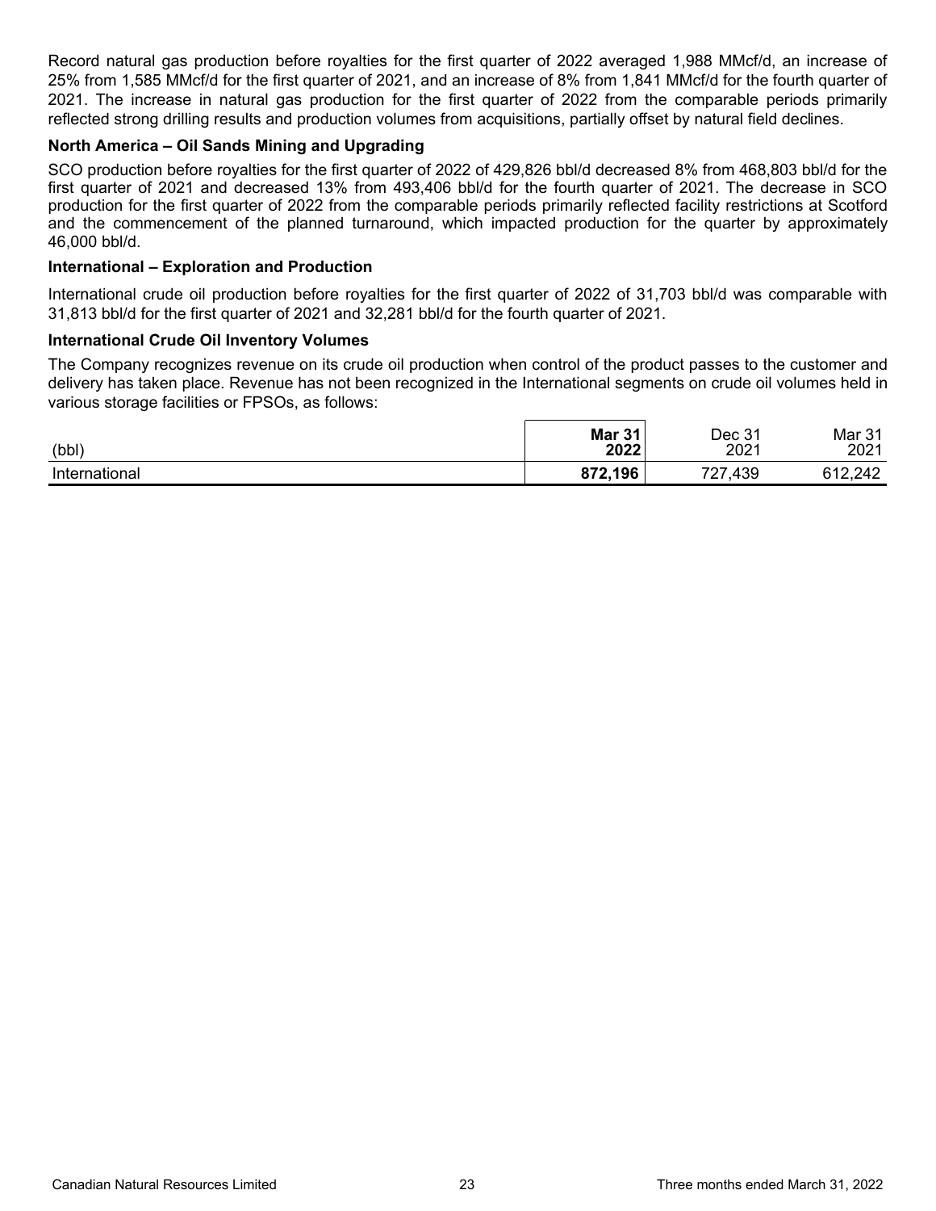Record natural gas production before royalties for the first quarter of 2022 averaged 1,988 MMcf/d, an increase of 25% from 1,585 MMcf/d for the first quarter of 2021, and an increase of 8% from 1,841 MMcf/d for the fourth quarter of 2021. The increase in natural gas production for the first quarter of 2022 from the comparable periods primarily reflected strong drilling results and production volumes from acquisitions, partially offset by natural field declines.

### North America – Oil Sands Mining and Upgrading

SCO production before royalties for the first quarter of 2022 of 429,826 bbl/d decreased 8% from 468,803 bbl/d for the first quarter of 2021 and decreased 13% from 493,406 bbl/d for the fourth quarter of 2021. The decrease in SCO production for the first quarter of 2022 from the comparable periods primarily reflected facility restrictions at Scotford and the commencement of the planned turnaround, which impacted production for the quarter by approximately 46,000 bbl/d.

### International – Exploration and Production

International crude oil production before royalties for the first quarter of 2022 of 31,703 bbl/d was comparable with 31,813 bbl/d for the first quarter of 2021 and 32,281 bbl/d for the fourth quarter of 2021.

### International Crude Oil Inventory Volumes

The Company recognizes revenue on its crude oil production when control of the product passes to the customer and delivery has taken place. Revenue has not been recognized in the International segments on crude oil volumes held in various storage facilities or FPSOs, as follows:

| (bbl) | **Mar 31 2022** | Dec 31 2021 | Mar 31 2021 |
|---|---|---|---|
| International | **872,196** | 727,439 | 612,242 |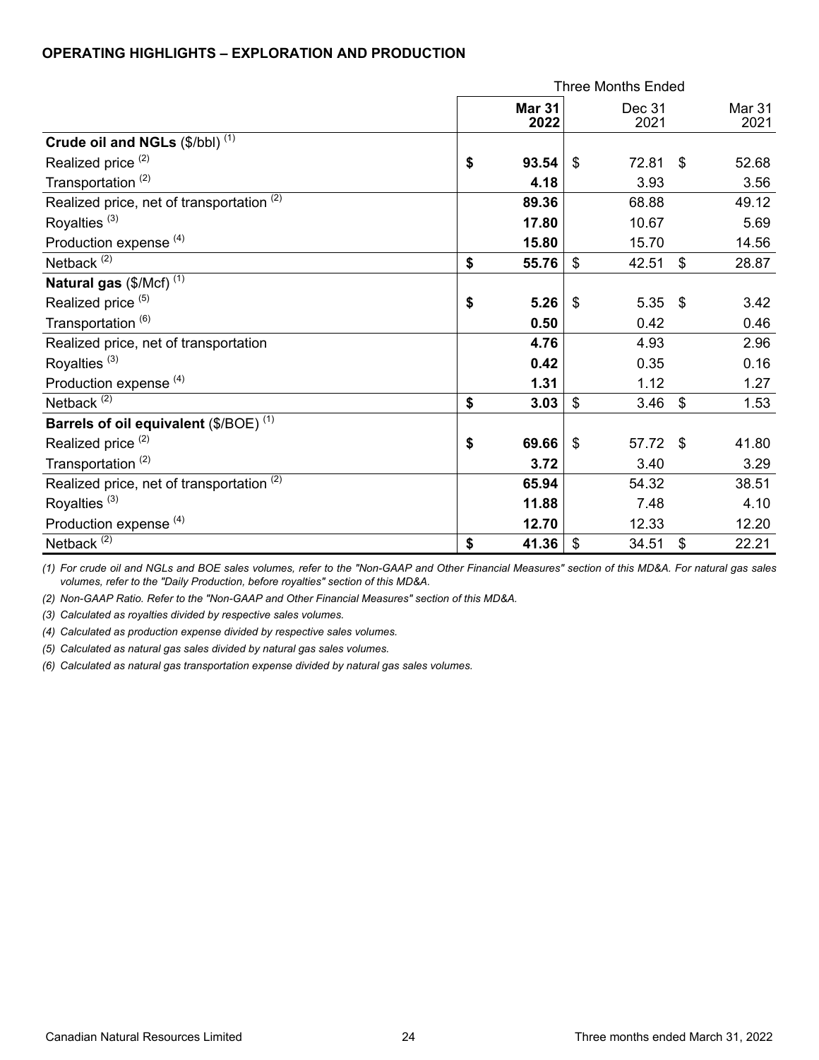### OPERATING HIGHLIGHTS – EXPLORATION AND PRODUCTION

| | Three Months Ended | | |
|---|---|---|---|
| | **Mar 31 2022** | Dec 31 2021 | Mar 31 2021 |
| **Crude oil and NGLs** ($/bbl) (1) | | | |
| Realized price (2) | **$ 93.54** | $ 72.81 | $ 52.68 |
| Transportation (2) | **4.18** | 3.93 | 3.56 |
| Realized price, net of transportation (2) | **89.36** | 68.88 | 49.12 |
| Royalties (3) | **17.80** | 10.67 | 5.69 |
| Production expense (4) | **15.80** | 15.70 | 14.56 |
| Netback (2) | **$ 55.76** | $ 42.51 | $ 28.87 |
| **Natural gas** ($/Mcf) (1) | | | |
| Realized price (5) | **$ 5.26** | $ 5.35 | $ 3.42 |
| Transportation (6) | **0.50** | 0.42 | 0.46 |
| Realized price, net of transportation | **4.76** | 4.93 | 2.96 |
| Royalties (3) | **0.42** | 0.35 | 0.16 |
| Production expense (4) | **1.31** | 1.12 | 1.27 |
| Netback (2) | **$ 3.03** | $ 3.46 | $ 1.53 |
| **Barrels of oil equivalent** ($/BOE) (1) | | | |
| Realized price (2) | **$ 69.66** | $ 57.72 | $ 41.80 |
| Transportation (2) | **3.72** | 3.40 | 3.29 |
| Realized price, net of transportation (2) | **65.94** | 54.32 | 38.51 |
| Royalties (3) | **11.88** | 7.48 | 4.10 |
| Production expense (4) | **12.70** | 12.33 | 12.20 |
| Netback (2) | **$ 41.36** | $ 34.51 | $ 22.21 |

*(1) For crude oil and NGLs and BOE sales volumes, refer to the "Non-GAAP and Other Financial Measures" section of this MD&A. For natural gas sales volumes, refer to the "Daily Production, before royalties" section of this MD&A.*

*(2) Non-GAAP Ratio. Refer to the "Non-GAAP and Other Financial Measures" section of this MD&A.*

*(3) Calculated as royalties divided by respective sales volumes.*

*(4) Calculated as production expense divided by respective sales volumes.*

*(5) Calculated as natural gas sales divided by natural gas sales volumes.*

*(6) Calculated as natural gas transportation expense divided by natural gas sales volumes.*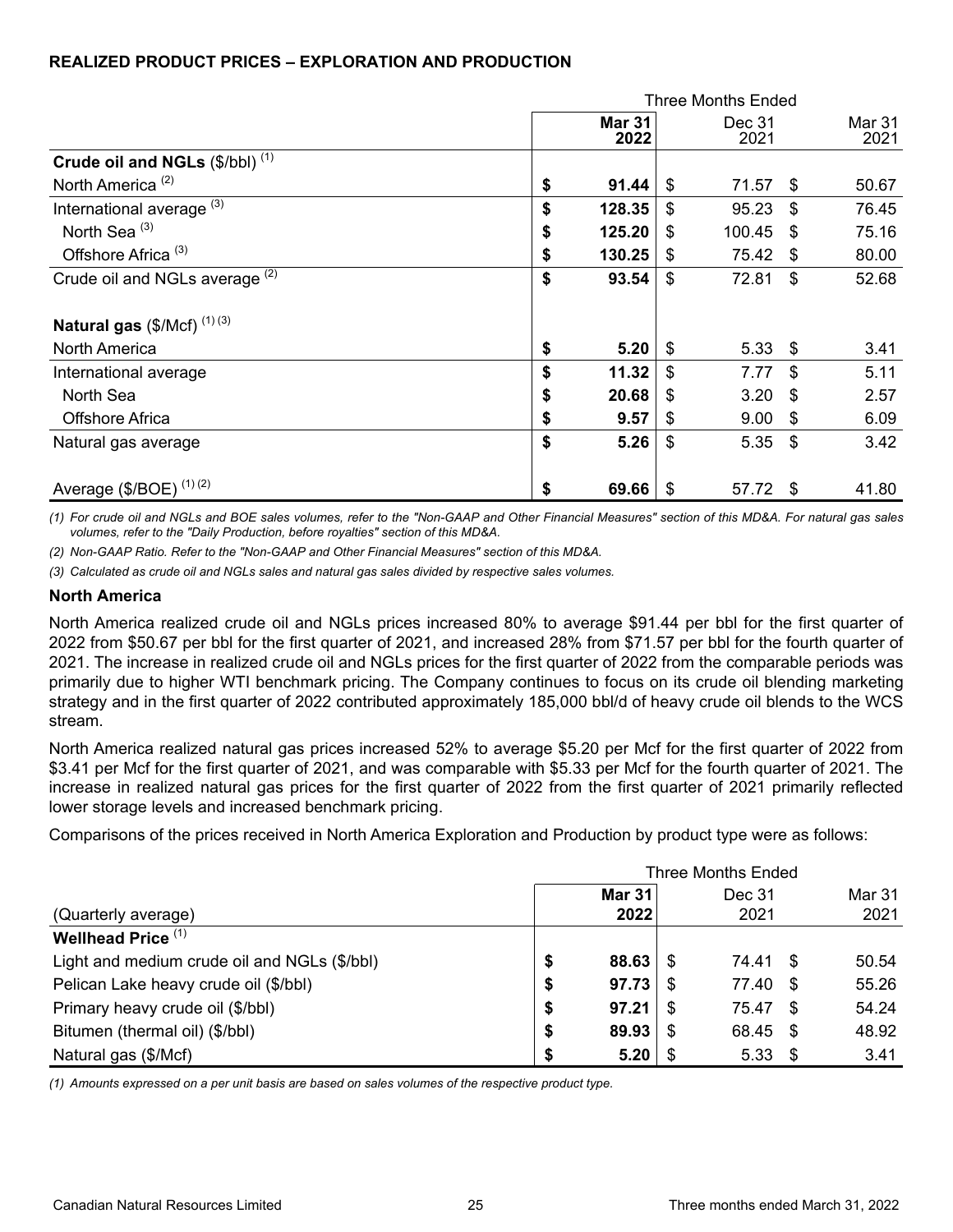## REALIZED PRODUCT PRICES – EXPLORATION AND PRODUCTION

| | Three Months Ended | | |
|---|---|---|---|
| | **Mar 31 2022** | Dec 31 2021 | Mar 31 2021 |
| **Crude oil and NGLs** ($/bbl) [(1)] | | | |
| North America [(2)] | **$ 91.44** | $ 71.57 | $ 50.67 |
| International average [(3)] | **$ 128.35** | $ 95.23 | $ 76.45 |
| North Sea [(3)] | **$ 125.20** | $ 100.45 | $ 75.16 |
| Offshore Africa [(3)] | **$ 130.25** | $ 75.42 | $ 80.00 |
| Crude oil and NGLs average [(2)] | **$ 93.54** | $ 72.81 | $ 52.68 |
| **Natural gas** ($/Mcf) [(1) (3)] | | | |
| North America | **$ 5.20** | $ 5.33 | $ 3.41 |
| International average | **$ 11.32** | $ 7.77 | $ 5.11 |
| North Sea | **$ 20.68** | $ 3.20 | $ 2.57 |
| Offshore Africa | **$ 9.57** | $ 9.00 | $ 6.09 |
| Natural gas average | **$ 5.26** | $ 5.35 | $ 3.42 |
| Average ($/BOE) [(1) (2)] | **$ 69.66** | $ 57.72 | $ 41.80 |

*(1) For crude oil and NGLs and BOE sales volumes, refer to the "Non-GAAP and Other Financial Measures" section of this MD&A. For natural gas sales volumes, refer to the "Daily Production, before royalties" section of this MD&A.*

*(2) Non-GAAP Ratio. Refer to the "Non-GAAP and Other Financial Measures" section of this MD&A.*

*(3) Calculated as crude oil and NGLs sales and natural gas sales divided by respective sales volumes.*

### North America

North America realized crude oil and NGLs prices increased 80% to average $91.44 per bbl for the first quarter of 2022 from $50.67 per bbl for the first quarter of 2021, and increased 28% from $71.57 per bbl for the fourth quarter of 2021. The increase in realized crude oil and NGLs prices for the first quarter of 2022 from the comparable periods was primarily due to higher WTI benchmark pricing. The Company continues to focus on its crude oil blending marketing strategy and in the first quarter of 2022 contributed approximately 185,000 bbl/d of heavy crude oil blends to the WCS stream.

North America realized natural gas prices increased 52% to average $5.20 per Mcf for the first quarter of 2022 from $3.41 per Mcf for the first quarter of 2021, and was comparable with $5.33 per Mcf for the fourth quarter of 2021. The increase in realized natural gas prices for the first quarter of 2022 from the first quarter of 2021 primarily reflected lower storage levels and increased benchmark pricing.

Comparisons of the prices received in North America Exploration and Production by product type were as follows:

| | Three Months Ended | | |
|---|---|---|---|
| (Quarterly average) | **Mar 31 2022** | Dec 31 2021 | Mar 31 2021 |
| **Wellhead Price** [(1)] | | | |
| Light and medium crude oil and NGLs ($/bbl) | **$ 88.63** | $ 74.41 | $ 50.54 |
| Pelican Lake heavy crude oil ($/bbl) | **$ 97.73** | $ 77.40 | $ 55.26 |
| Primary heavy crude oil ($/bbl) | **$ 97.21** | $ 75.47 | $ 54.24 |
| Bitumen (thermal oil) ($/bbl) | **$ 89.93** | $ 68.45 | $ 48.92 |
| Natural gas ($/Mcf) | **$ 5.20** | $ 5.33 | $ 3.41 |

*(1) Amounts expressed on a per unit basis are based on sales volumes of the respective product type.*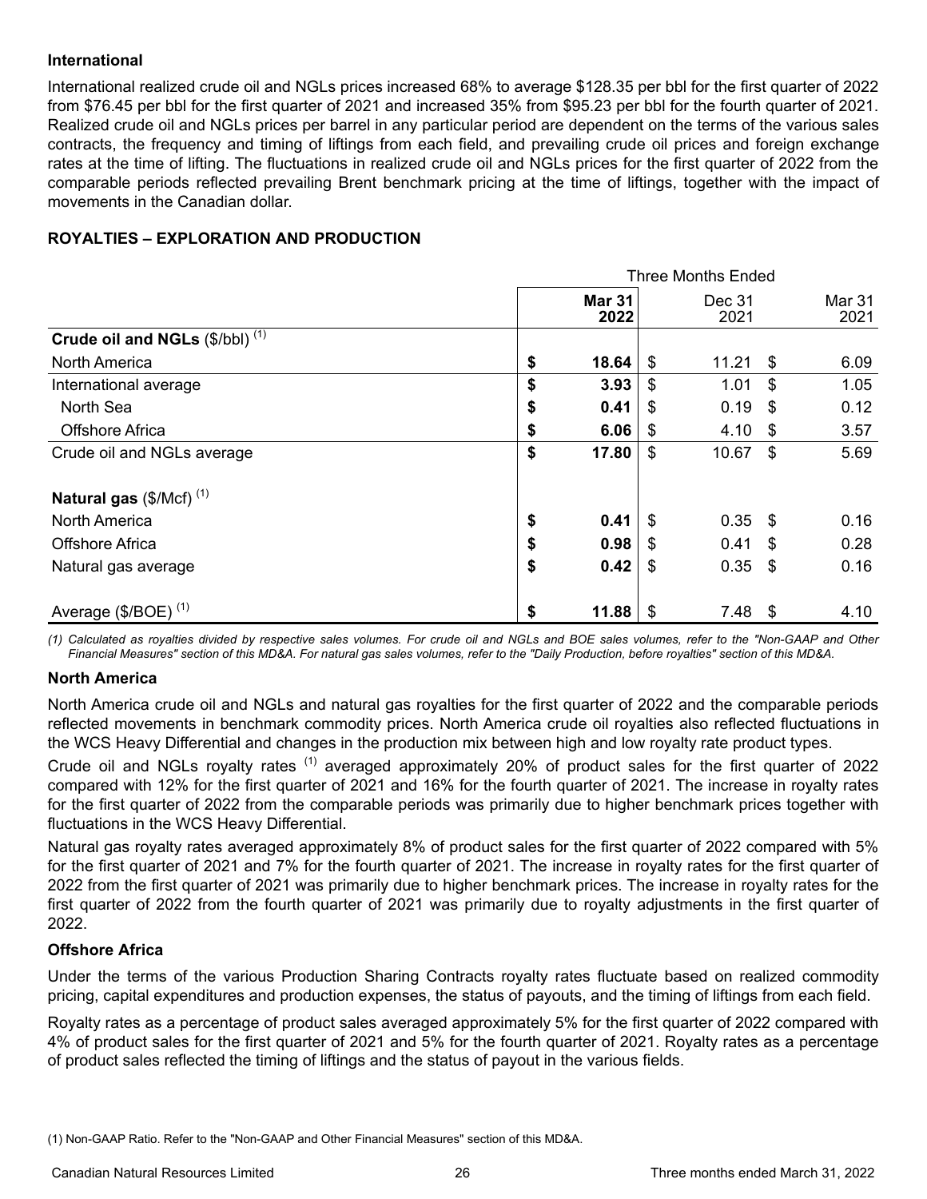**International**

International realized crude oil and NGLs prices increased 68% to average $128.35 per bbl for the first quarter of 2022 from $76.45 per bbl for the first quarter of 2021 and increased 35% from $95.23 per bbl for the fourth quarter of 2021. Realized crude oil and NGLs prices per barrel in any particular period are dependent on the terms of the various sales contracts, the frequency and timing of liftings from each field, and prevailing crude oil prices and foreign exchange rates at the time of lifting. The fluctuations in realized crude oil and NGLs prices for the first quarter of 2022 from the comparable periods reflected prevailing Brent benchmark pricing at the time of liftings, together with the impact of movements in the Canadian dollar.

## ROYALTIES – EXPLORATION AND PRODUCTION

| | Three Months Ended | | |
|---|---|---|---|
| | **Mar 31 2022** | Dec 31 2021 | Mar 31 2021 |
| **Crude oil and NGLs** ($/bbl) [(1)] | | | |
| North America | **$ 18.64** | $ 11.21 | $ 6.09 |
| International average | **$ 3.93** | $ 1.01 | $ 1.05 |
| North Sea | **$ 0.41** | $ 0.19 | $ 0.12 |
| Offshore Africa | **$ 6.06** | $ 4.10 | $ 3.57 |
| Crude oil and NGLs average | **$ 17.80** | $ 10.67 | $ 5.69 |
| | | | |
| **Natural gas** ($/Mcf) [(1)] | | | |
| North America | **$ 0.41** | $ 0.35 | $ 0.16 |
| Offshore Africa | **$ 0.98** | $ 0.41 | $ 0.28 |
| Natural gas average | **$ 0.42** | $ 0.35 | $ 0.16 |
| | | | |
| Average ($/BOE) [(1)] | **$ 11.88** | $ 7.48 | $ 4.10 |

*(1) Calculated as royalties divided by respective sales volumes. For crude oil and NGLs and BOE sales volumes, refer to the "Non-GAAP and Other Financial Measures" section of this MD&A. For natural gas sales volumes, refer to the "Daily Production, before royalties" section of this MD&A.*

**North America**

North America crude oil and NGLs and natural gas royalties for the first quarter of 2022 and the comparable periods reflected movements in benchmark commodity prices. North America crude oil royalties also reflected fluctuations in the WCS Heavy Differential and changes in the production mix between high and low royalty rate product types.

Crude oil and NGLs royalty rates [(1)] averaged approximately 20% of product sales for the first quarter of 2022 compared with 12% for the first quarter of 2021 and 16% for the fourth quarter of 2021. The increase in royalty rates for the first quarter of 2022 from the comparable periods was primarily due to higher benchmark prices together with fluctuations in the WCS Heavy Differential.

Natural gas royalty rates averaged approximately 8% of product sales for the first quarter of 2022 compared with 5% for the first quarter of 2021 and 7% for the fourth quarter of 2021. The increase in royalty rates for the first quarter of 2022 from the first quarter of 2021 was primarily due to higher benchmark prices. The increase in royalty rates for the first quarter of 2022 from the fourth quarter of 2021 was primarily due to royalty adjustments in the first quarter of 2022.

**Offshore Africa**

Under the terms of the various Production Sharing Contracts royalty rates fluctuate based on realized commodity pricing, capital expenditures and production expenses, the status of payouts, and the timing of liftings from each field.

Royalty rates as a percentage of product sales averaged approximately 5% for the first quarter of 2022 compared with 4% of product sales for the first quarter of 2021 and 5% for the fourth quarter of 2021. Royalty rates as a percentage of product sales reflected the timing of liftings and the status of payout in the various fields.

(1) Non-GAAP Ratio. Refer to the "Non-GAAP and Other Financial Measures" section of this MD&A.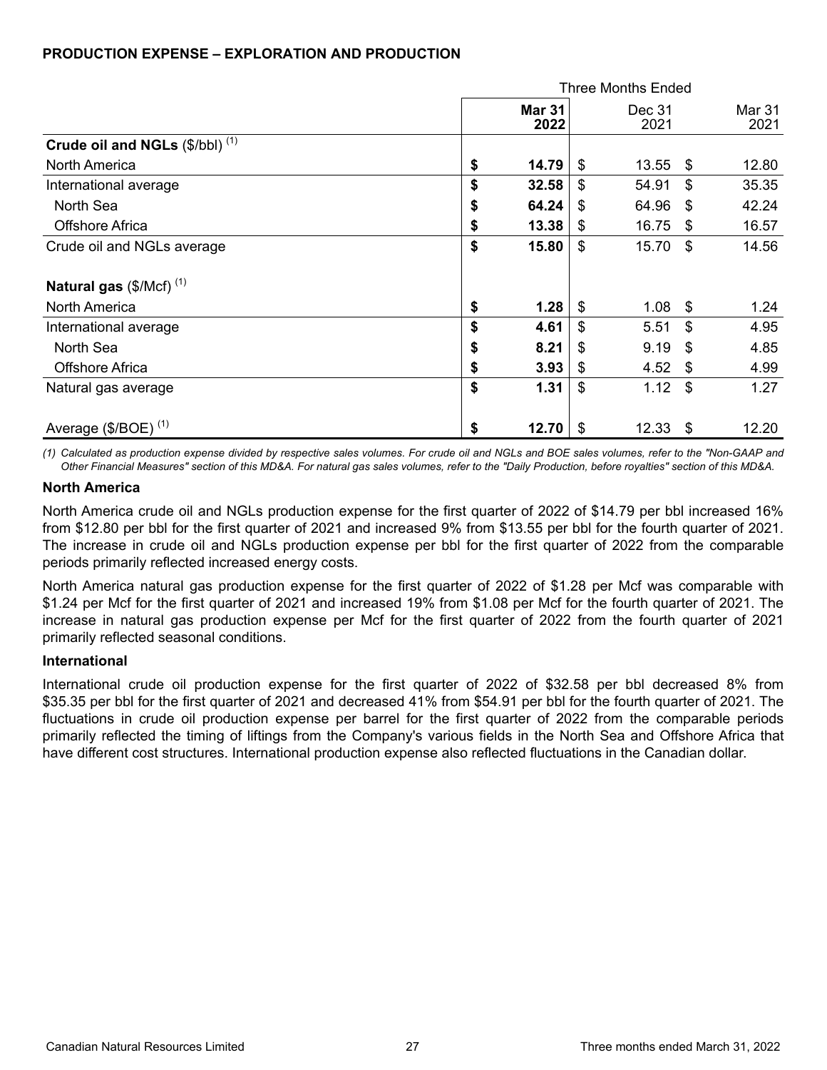## PRODUCTION EXPENSE – EXPLORATION AND PRODUCTION

| | Three Months Ended | | |
|---|---|---|---|
| | **Mar 31 2022** | Dec 31 2021 | Mar 31 2021 |
| **Crude oil and NGLs** ($/bbl) [(1)] | | | |
| North America | **$ 14.79** | $ 13.55 | $ 12.80 |
| International average | **$ 32.58** | $ 54.91 | $ 35.35 |
| North Sea | **$ 64.24** | $ 64.96 | $ 42.24 |
| Offshore Africa | **$ 13.38** | $ 16.75 | $ 16.57 |
| Crude oil and NGLs average | **$ 15.80** | $ 15.70 | $ 14.56 |
| **Natural gas** ($/Mcf) [(1)] | | | |
| North America | **$ 1.28** | $ 1.08 | $ 1.24 |
| International average | **$ 4.61** | $ 5.51 | $ 4.95 |
| North Sea | **$ 8.21** | $ 9.19 | $ 4.85 |
| Offshore Africa | **$ 3.93** | $ 4.52 | $ 4.99 |
| Natural gas average | **$ 1.31** | $ 1.12 | $ 1.27 |
| Average ($/BOE) [(1)] | **$ 12.70** | $ 12.33 | $ 12.20 |

*(1) Calculated as production expense divided by respective sales volumes. For crude oil and NGLs and BOE sales volumes, refer to the "Non-GAAP and Other Financial Measures" section of this MD&A. For natural gas sales volumes, refer to the "Daily Production, before royalties" section of this MD&A.*

### North America

North America crude oil and NGLs production expense for the first quarter of 2022 of $14.79 per bbl increased 16% from $12.80 per bbl for the first quarter of 2021 and increased 9% from $13.55 per bbl for the fourth quarter of 2021. The increase in crude oil and NGLs production expense per bbl for the first quarter of 2022 from the comparable periods primarily reflected increased energy costs.

North America natural gas production expense for the first quarter of 2022 of $1.28 per Mcf was comparable with $1.24 per Mcf for the first quarter of 2021 and increased 19% from $1.08 per Mcf for the fourth quarter of 2021. The increase in natural gas production expense per Mcf for the first quarter of 2022 from the fourth quarter of 2021 primarily reflected seasonal conditions.

### International

International crude oil production expense for the first quarter of 2022 of $32.58 per bbl decreased 8% from $35.35 per bbl for the first quarter of 2021 and decreased 41% from $54.91 per bbl for the fourth quarter of 2021. The fluctuations in crude oil production expense per barrel for the first quarter of 2022 from the comparable periods primarily reflected the timing of liftings from the Company's various fields in the North Sea and Offshore Africa that have different cost structures. International production expense also reflected fluctuations in the Canadian dollar.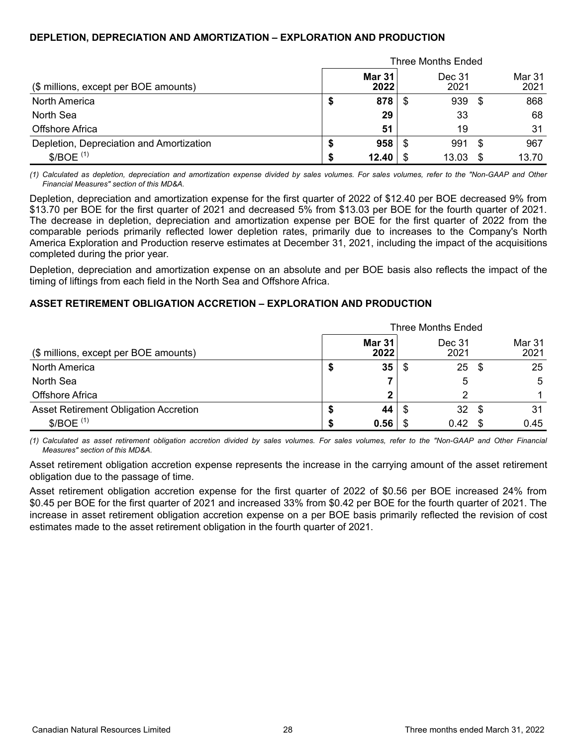### DEPLETION, DEPRECIATION AND AMORTIZATION – EXPLORATION AND PRODUCTION

| ($ millions, except per BOE amounts) | Three Months Ended | | |
|---|---|---|---|
| | **Mar 31 2022** | Dec 31 2021 | Mar 31 2021 |
| North America | **$ 878** | $ 939 | $ 868 |
| North Sea | **29** | 33 | 68 |
| Offshore Africa | **51** | 19 | 31 |
| Depletion, Depreciation and Amortization | **$ 958** | $ 991 | $ 967 |
| $/BOE (1) | **$ 12.40** | $ 13.03 | $ 13.70 |

*(1) Calculated as depletion, depreciation and amortization expense divided by sales volumes. For sales volumes, refer to the "Non-GAAP and Other Financial Measures" section of this MD&A.*

Depletion, depreciation and amortization expense for the first quarter of 2022 of $12.40 per BOE decreased 9% from $13.70 per BOE for the first quarter of 2021 and decreased 5% from $13.03 per BOE for the fourth quarter of 2021. The decrease in depletion, depreciation and amortization expense per BOE for the first quarter of 2022 from the comparable periods primarily reflected lower depletion rates, primarily due to increases to the Company's North America Exploration and Production reserve estimates at December 31, 2021, including the impact of the acquisitions completed during the prior year.

Depletion, depreciation and amortization expense on an absolute and per BOE basis also reflects the impact of the timing of liftings from each field in the North Sea and Offshore Africa.

### ASSET RETIREMENT OBLIGATION ACCRETION – EXPLORATION AND PRODUCTION

| ($ millions, except per BOE amounts) | Three Months Ended | | |
|---|---|---|---|
| | **Mar 31 2022** | Dec 31 2021 | Mar 31 2021 |
| North America | **$ 35** | $ 25 | $ 25 |
| North Sea | **7** | 5 | 5 |
| Offshore Africa | **2** | 2 | 1 |
| Asset Retirement Obligation Accretion | **$ 44** | $ 32 | $ 31 |
| $/BOE (1) | **$ 0.56** | $ 0.42 | $ 0.45 |

*(1) Calculated as asset retirement obligation accretion divided by sales volumes. For sales volumes, refer to the "Non-GAAP and Other Financial Measures" section of this MD&A.*

Asset retirement obligation accretion expense represents the increase in the carrying amount of the asset retirement obligation due to the passage of time.

Asset retirement obligation accretion expense for the first quarter of 2022 of $0.56 per BOE increased 24% from $0.45 per BOE for the first quarter of 2021 and increased 33% from $0.42 per BOE for the fourth quarter of 2021. The increase in asset retirement obligation accretion expense on a per BOE basis primarily reflected the revision of cost estimates made to the asset retirement obligation in the fourth quarter of 2021.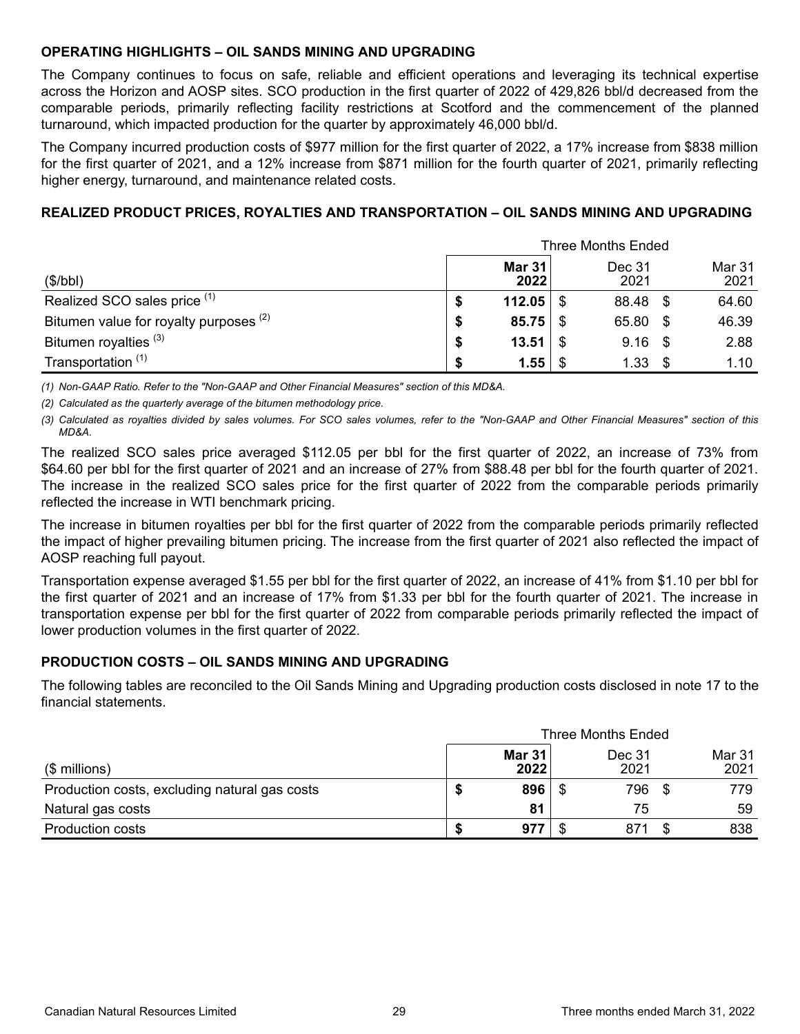## OPERATING HIGHLIGHTS – OIL SANDS MINING AND UPGRADING

The Company continues to focus on safe, reliable and efficient operations and leveraging its technical expertise across the Horizon and AOSP sites. SCO production in the first quarter of 2022 of 429,826 bbl/d decreased from the comparable periods, primarily reflecting facility restrictions at Scotford and the commencement of the planned turnaround, which impacted production for the quarter by approximately 46,000 bbl/d.

The Company incurred production costs of $977 million for the first quarter of 2022, a 17% increase from $838 million for the first quarter of 2021, and a 12% increase from $871 million for the fourth quarter of 2021, primarily reflecting higher energy, turnaround, and maintenance related costs.

## REALIZED PRODUCT PRICES, ROYALTIES AND TRANSPORTATION – OIL SANDS MINING AND UPGRADING

| | Three Months Ended | | |
|---|---|---|---|
| ($/bbl) | **Mar 31 2022** | Dec 31 2021 | Mar 31 2021 |
| Realized SCO sales price [(1)] | **$ 112.05** | $ 88.48 | $ 64.60 |
| Bitumen value for royalty purposes [(2)] | **$ 85.75** | $ 65.80 | $ 46.39 |
| Bitumen royalties [(3)] | **$ 13.51** | $ 9.16 | $ 2.88 |
| Transportation [(1)] | **$ 1.55** | $ 1.33 | $ 1.10 |

*(1) Non-GAAP Ratio. Refer to the "Non-GAAP and Other Financial Measures" section of this MD&A.*

*(2) Calculated as the quarterly average of the bitumen methodology price.*

*(3) Calculated as royalties divided by sales volumes. For SCO sales volumes, refer to the "Non-GAAP and Other Financial Measures" section of this MD&A.*

The realized SCO sales price averaged $112.05 per bbl for the first quarter of 2022, an increase of 73% from $64.60 per bbl for the first quarter of 2021 and an increase of 27% from $88.48 per bbl for the fourth quarter of 2021. The increase in the realized SCO sales price for the first quarter of 2022 from the comparable periods primarily reflected the increase in WTI benchmark pricing.

The increase in bitumen royalties per bbl for the first quarter of 2022 from the comparable periods primarily reflected the impact of higher prevailing bitumen pricing. The increase from the first quarter of 2021 also reflected the impact of AOSP reaching full payout.

Transportation expense averaged $1.55 per bbl for the first quarter of 2022, an increase of 41% from $1.10 per bbl for the first quarter of 2021 and an increase of 17% from $1.33 per bbl for the fourth quarter of 2021. The increase in transportation expense per bbl for the first quarter of 2022 from comparable periods primarily reflected the impact of lower production volumes in the first quarter of 2022.

## PRODUCTION COSTS – OIL SANDS MINING AND UPGRADING

The following tables are reconciled to the Oil Sands Mining and Upgrading production costs disclosed in note 17 to the financial statements.

| | Three Months Ended | | |
|---|---|---|---|
| ($ millions) | **Mar 31 2022** | Dec 31 2021 | Mar 31 2021 |
| Production costs, excluding natural gas costs | **$ 896** | $ 796 | $ 779 |
| Natural gas costs | **81** | 75 | 59 |
| Production costs | **$ 977** | $ 871 | $ 838 |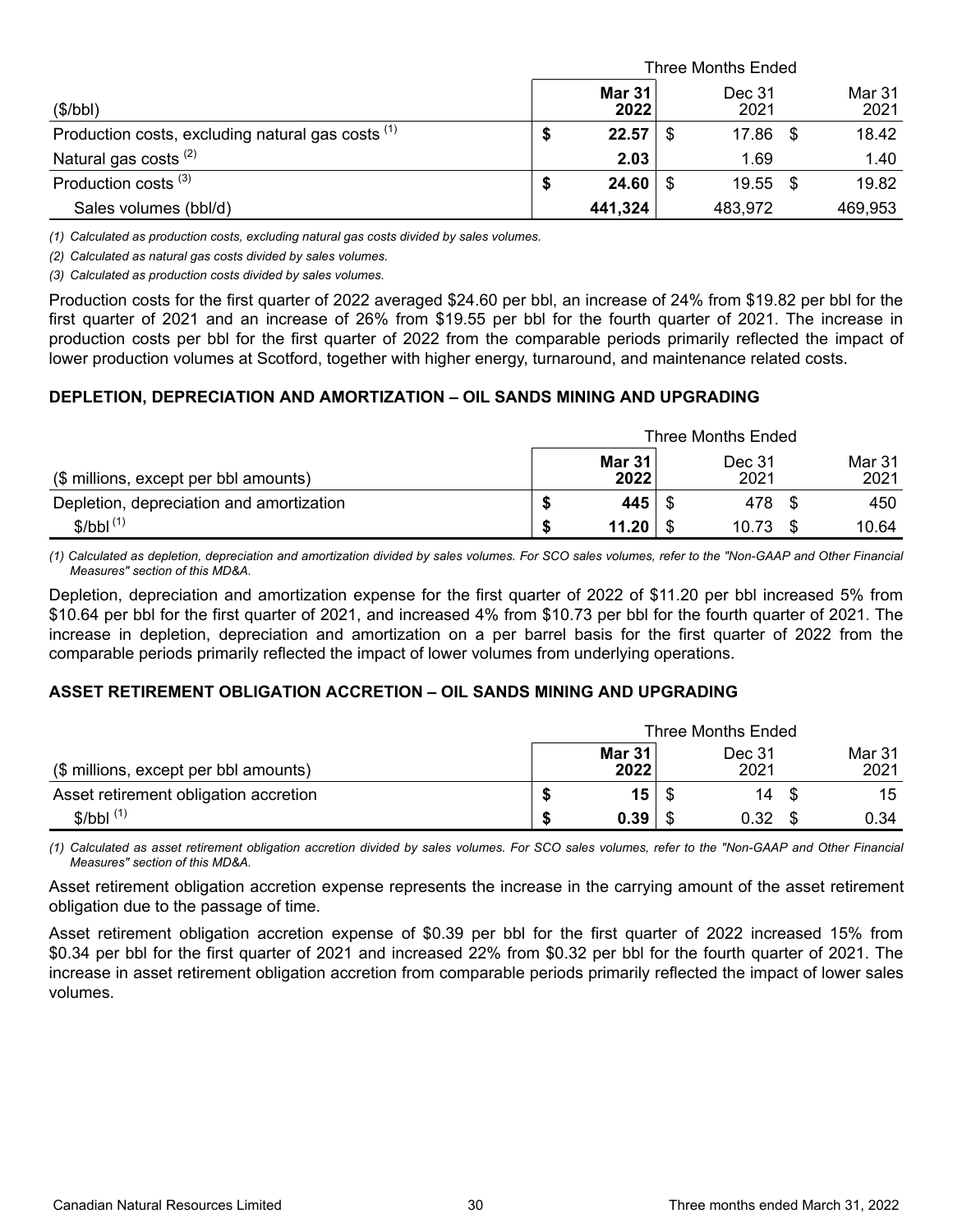| ($/bbl) | Three Months Ended Mar 31 2022 | Dec 31 2021 | Mar 31 2021 |
|---|---|---|---|
| Production costs, excluding natural gas costs [(1)] | **$ 22.57** | $ 17.86 | $ 18.42 |
| Natural gas costs [(2)] | **2.03** | 1.69 | 1.40 |
| Production costs [(3)] | **$ 24.60** | $ 19.55 | $ 19.82 |
| Sales volumes (bbl/d) | **441,324** | 483,972 | 469,953 |

*(1) Calculated as production costs, excluding natural gas costs divided by sales volumes.*

*(2) Calculated as natural gas costs divided by sales volumes.*

*(3) Calculated as production costs divided by sales volumes.*

Production costs for the first quarter of 2022 averaged $24.60 per bbl, an increase of 24% from $19.82 per bbl for the first quarter of 2021 and an increase of 26% from $19.55 per bbl for the fourth quarter of 2021. The increase in production costs per bbl for the first quarter of 2022 from the comparable periods primarily reflected the impact of lower production volumes at Scotford, together with higher energy, turnaround, and maintenance related costs.

### DEPLETION, DEPRECIATION AND AMORTIZATION – OIL SANDS MINING AND UPGRADING

| ($ millions, except per bbl amounts) | Three Months Ended Mar 31 2022 | Dec 31 2021 | Mar 31 2021 |
|---|---|---|---|
| Depletion, depreciation and amortization | **$ 445** | $ 478 | $ 450 |
| $/bbl [(1)] | **$ 11.20** | $ 10.73 | $ 10.64 |

*(1) Calculated as depletion, depreciation and amortization divided by sales volumes. For SCO sales volumes, refer to the "Non-GAAP and Other Financial Measures" section of this MD&A.*

Depletion, depreciation and amortization expense for the first quarter of 2022 of $11.20 per bbl increased 5% from $10.64 per bbl for the first quarter of 2021, and increased 4% from $10.73 per bbl for the fourth quarter of 2021. The increase in depletion, depreciation and amortization on a per barrel basis for the first quarter of 2022 from the comparable periods primarily reflected the impact of lower volumes from underlying operations.

### ASSET RETIREMENT OBLIGATION ACCRETION – OIL SANDS MINING AND UPGRADING

| ($ millions, except per bbl amounts) | Three Months Ended Mar 31 2022 | Dec 31 2021 | Mar 31 2021 |
|---|---|---|---|
| Asset retirement obligation accretion | **$ 15** | $ 14 | $ 15 |
| $/bbl [(1)] | **$ 0.39** | $ 0.32 | $ 0.34 |

*(1) Calculated as asset retirement obligation accretion divided by sales volumes. For SCO sales volumes, refer to the "Non-GAAP and Other Financial Measures" section of this MD&A.*

Asset retirement obligation accretion expense represents the increase in the carrying amount of the asset retirement obligation due to the passage of time.

Asset retirement obligation accretion expense of $0.39 per bbl for the first quarter of 2022 increased 15% from $0.34 per bbl for the first quarter of 2021 and increased 22% from $0.32 per bbl for the fourth quarter of 2021. The increase in asset retirement obligation accretion from comparable periods primarily reflected the impact of lower sales volumes.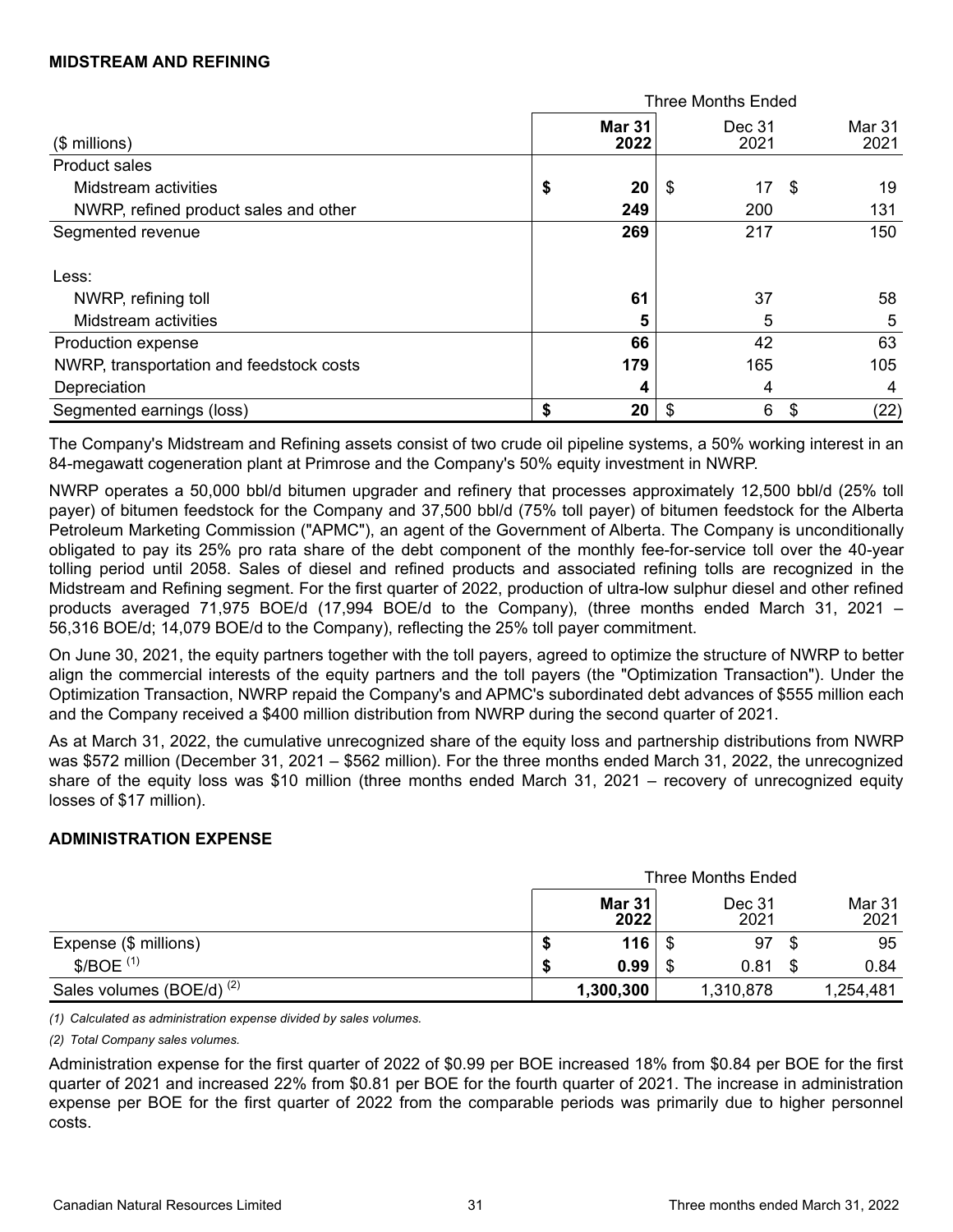## MIDSTREAM AND REFINING

| ($ millions) | Three Months Ended Mar 31 2022 | Dec 31 2021 | Mar 31 2021 |
|---|---|---|---|
| Product sales | | | |
| Midstream activities | $ 20 | $ 17 | $ 19 |
| NWRP, refined product sales and other | 249 | 200 | 131 |
| Segmented revenue | 269 | 217 | 150 |
| Less: | | | |
| NWRP, refining toll | 61 | 37 | 58 |
| Midstream activities | 5 | 5 | 5 |
| Production expense | 66 | 42 | 63 |
| NWRP, transportation and feedstock costs | 179 | 165 | 105 |
| Depreciation | 4 | 4 | 4 |
| Segmented earnings (loss) | $ 20 | $ 6 | $ (22) |

The Company's Midstream and Refining assets consist of two crude oil pipeline systems, a 50% working interest in an 84-megawatt cogeneration plant at Primrose and the Company's 50% equity investment in NWRP.

NWRP operates a 50,000 bbl/d bitumen upgrader and refinery that processes approximately 12,500 bbl/d (25% toll payer) of bitumen feedstock for the Company and 37,500 bbl/d (75% toll payer) of bitumen feedstock for the Alberta Petroleum Marketing Commission ("APMC"), an agent of the Government of Alberta. The Company is unconditionally obligated to pay its 25% pro rata share of the debt component of the monthly fee-for-service toll over the 40-year tolling period until 2058. Sales of diesel and refined products and associated refining tolls are recognized in the Midstream and Refining segment. For the first quarter of 2022, production of ultra-low sulphur diesel and other refined products averaged 71,975 BOE/d (17,994 BOE/d to the Company), (three months ended March 31, 2021 – 56,316 BOE/d; 14,079 BOE/d to the Company), reflecting the 25% toll payer commitment.

On June 30, 2021, the equity partners together with the toll payers, agreed to optimize the structure of NWRP to better align the commercial interests of the equity partners and the toll payers (the "Optimization Transaction"). Under the Optimization Transaction, NWRP repaid the Company's and APMC's subordinated debt advances of $555 million each and the Company received a $400 million distribution from NWRP during the second quarter of 2021.

As at March 31, 2022, the cumulative unrecognized share of the equity loss and partnership distributions from NWRP was $572 million (December 31, 2021 – $562 million). For the three months ended March 31, 2022, the unrecognized share of the equity loss was $10 million (three months ended March 31, 2021 – recovery of unrecognized equity losses of $17 million).

## ADMINISTRATION EXPENSE

| | Three Months Ended Mar 31 2022 | Dec 31 2021 | Mar 31 2021 |
|---|---|---|---|
| Expense ($ millions) | $ 116 | $ 97 | $ 95 |
| $/BOE (1) | $ 0.99 | $ 0.81 | $ 0.84 |
| Sales volumes (BOE/d) (2) | 1,300,300 | 1,310,878 | 1,254,481 |

*(1) Calculated as administration expense divided by sales volumes.*

*(2) Total Company sales volumes.*

Administration expense for the first quarter of 2022 of $0.99 per BOE increased 18% from $0.84 per BOE for the first quarter of 2021 and increased 22% from $0.81 per BOE for the fourth quarter of 2021. The increase in administration expense per BOE for the first quarter of 2022 from the comparable periods was primarily due to higher personnel costs.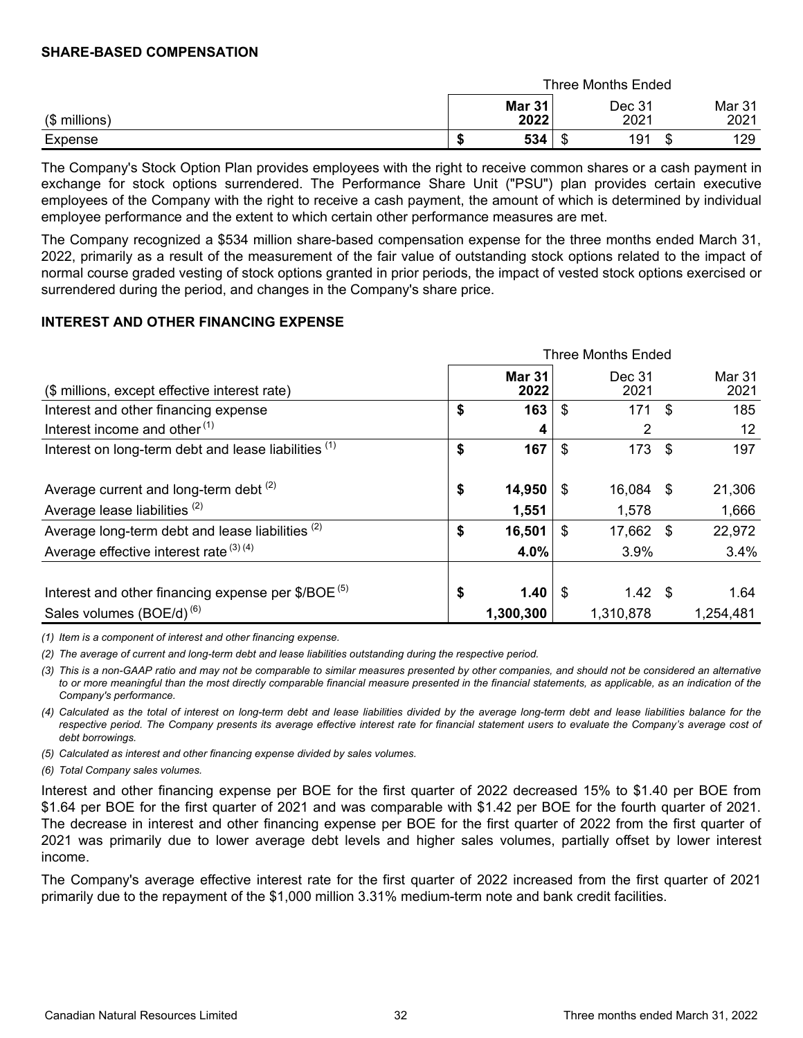## SHARE-BASED COMPENSATION

| ($ millions) | Three Months Ended Mar 31 2022 | Dec 31 2021 | Mar 31 2021 |
|---|---|---|---|
| Expense | **$ 534** | $ 191 | $ 129 |

The Company's Stock Option Plan provides employees with the right to receive common shares or a cash payment in exchange for stock options surrendered. The Performance Share Unit ("PSU") plan provides certain executive employees of the Company with the right to receive a cash payment, the amount of which is determined by individual employee performance and the extent to which certain other performance measures are met.

The Company recognized a $534 million share-based compensation expense for the three months ended March 31, 2022, primarily as a result of the measurement of the fair value of outstanding stock options related to the impact of normal course graded vesting of stock options granted in prior periods, the impact of vested stock options exercised or surrendered during the period, and changes in the Company's share price.

## INTEREST AND OTHER FINANCING EXPENSE

| ($ millions, except effective interest rate) | Three Months Ended Mar 31 2022 | Dec 31 2021 | Mar 31 2021 |
|---|---|---|---|
| Interest and other financing expense | **$ 163** | $ 171 | $ 185 |
| Interest income and other [1] | **4** | 2 | 12 |
| Interest on long-term debt and lease liabilities [1] | **$ 167** | $ 173 | $ 197 |
| | | | |
| Average current and long-term debt [2] | **$ 14,950** | $ 16,084 | $ 21,306 |
| Average lease liabilities [2] | **1,551** | 1,578 | 1,666 |
| Average long-term debt and lease liabilities [2] | **$ 16,501** | $ 17,662 | $ 22,972 |
| Average effective interest rate [3] [4] | **4.0%** | 3.9% | 3.4% |
| | | | |
| Interest and other financing expense per $/BOE [5] | **$ 1.40** | $ 1.42 | $ 1.64 |
| Sales volumes (BOE/d) [6] | **1,300,300** | 1,310,878 | 1,254,481 |

*(1) Item is a component of interest and other financing expense.*

*(2) The average of current and long-term debt and lease liabilities outstanding during the respective period.*

*(3) This is a non-GAAP ratio and may not be comparable to similar measures presented by other companies, and should not be considered an alternative to or more meaningful than the most directly comparable financial measure presented in the financial statements, as applicable, as an indication of the Company's performance.*

*(4) Calculated as the total of interest on long-term debt and lease liabilities divided by the average long-term debt and lease liabilities balance for the respective period. The Company presents its average effective interest rate for financial statement users to evaluate the Company's average cost of debt borrowings.*

*(5) Calculated as interest and other financing expense divided by sales volumes.*

*(6) Total Company sales volumes.*

Interest and other financing expense per BOE for the first quarter of 2022 decreased 15% to $1.40 per BOE from $1.64 per BOE for the first quarter of 2021 and was comparable with $1.42 per BOE for the fourth quarter of 2021. The decrease in interest and other financing expense per BOE for the first quarter of 2022 from the first quarter of 2021 was primarily due to lower average debt levels and higher sales volumes, partially offset by lower interest income.

The Company's average effective interest rate for the first quarter of 2022 increased from the first quarter of 2021 primarily due to the repayment of the $1,000 million 3.31% medium-term note and bank credit facilities.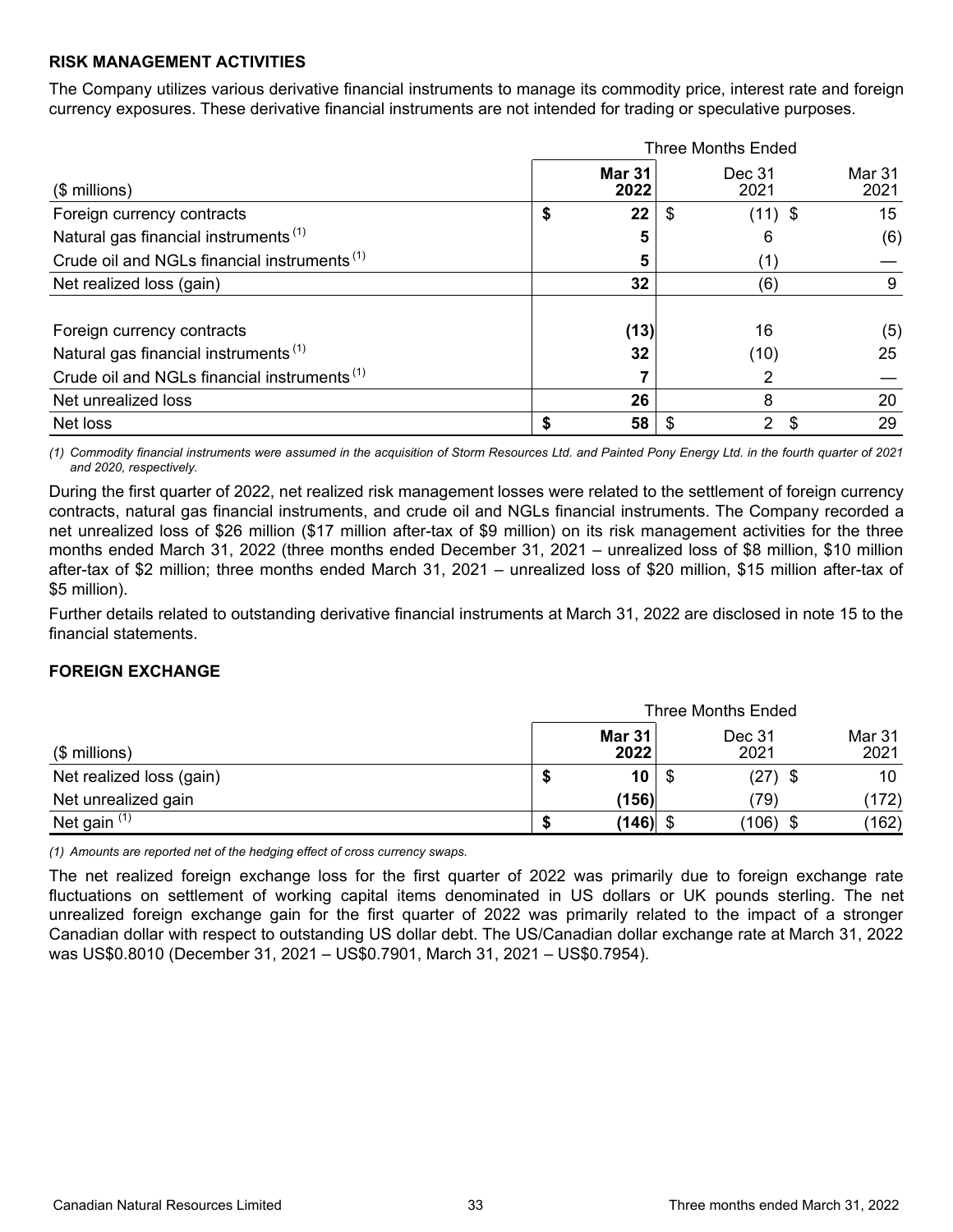## RISK MANAGEMENT ACTIVITIES

The Company utilizes various derivative financial instruments to manage its commodity price, interest rate and foreign currency exposures. These derivative financial instruments are not intended for trading or speculative purposes.

| | Three Months Ended | | |
|---|---|---|---|
| ($ millions) | **Mar 31 2022** | Dec 31 2021 | Mar 31 2021 |
| Foreign currency contracts | **$ 22** | $ (11) | $ 15 |
| Natural gas financial instruments [1] | **5** | 6 | (6) |
| Crude oil and NGLs financial instruments [1] | **5** | (1) | — |
| Net realized loss (gain) | **32** | (6) | 9 |
| | | | |
| Foreign currency contracts | **(13)** | 16 | (5) |
| Natural gas financial instruments [1] | **32** | (10) | 25 |
| Crude oil and NGLs financial instruments [1] | **7** | 2 | — |
| Net unrealized loss | **26** | 8 | 20 |
| Net loss | **$ 58** | $ 2 | $ 29 |

*(1) Commodity financial instruments were assumed in the acquisition of Storm Resources Ltd. and Painted Pony Energy Ltd. in the fourth quarter of 2021 and 2020, respectively.*

During the first quarter of 2022, net realized risk management losses were related to the settlement of foreign currency contracts, natural gas financial instruments, and crude oil and NGLs financial instruments. The Company recorded a net unrealized loss of $26 million ($17 million after-tax of $9 million) on its risk management activities for the three months ended March 31, 2022 (three months ended December 31, 2021 – unrealized loss of $8 million, $10 million after-tax of $2 million; three months ended March 31, 2021 – unrealized loss of $20 million, $15 million after-tax of $5 million).

Further details related to outstanding derivative financial instruments at March 31, 2022 are disclosed in note 15 to the financial statements.

## FOREIGN EXCHANGE

| | Three Months Ended | | |
|---|---|---|---|
| ($ millions) | **Mar 31 2022** | Dec 31 2021 | Mar 31 2021 |
| Net realized loss (gain) | **$ 10** | $ (27) | $ 10 |
| Net unrealized gain | **(156)** | (79) | (172) |
| Net gain [1] | **$ (146)** | $ (106) | $ (162) |

*(1) Amounts are reported net of the hedging effect of cross currency swaps.*

The net realized foreign exchange loss for the first quarter of 2022 was primarily due to foreign exchange rate fluctuations on settlement of working capital items denominated in US dollars or UK pounds sterling. The net unrealized foreign exchange gain for the first quarter of 2022 was primarily related to the impact of a stronger Canadian dollar with respect to outstanding US dollar debt. The US/Canadian dollar exchange rate at March 31, 2022 was US$0.8010 (December 31, 2021 – US$0.7901, March 31, 2021 – US$0.7954).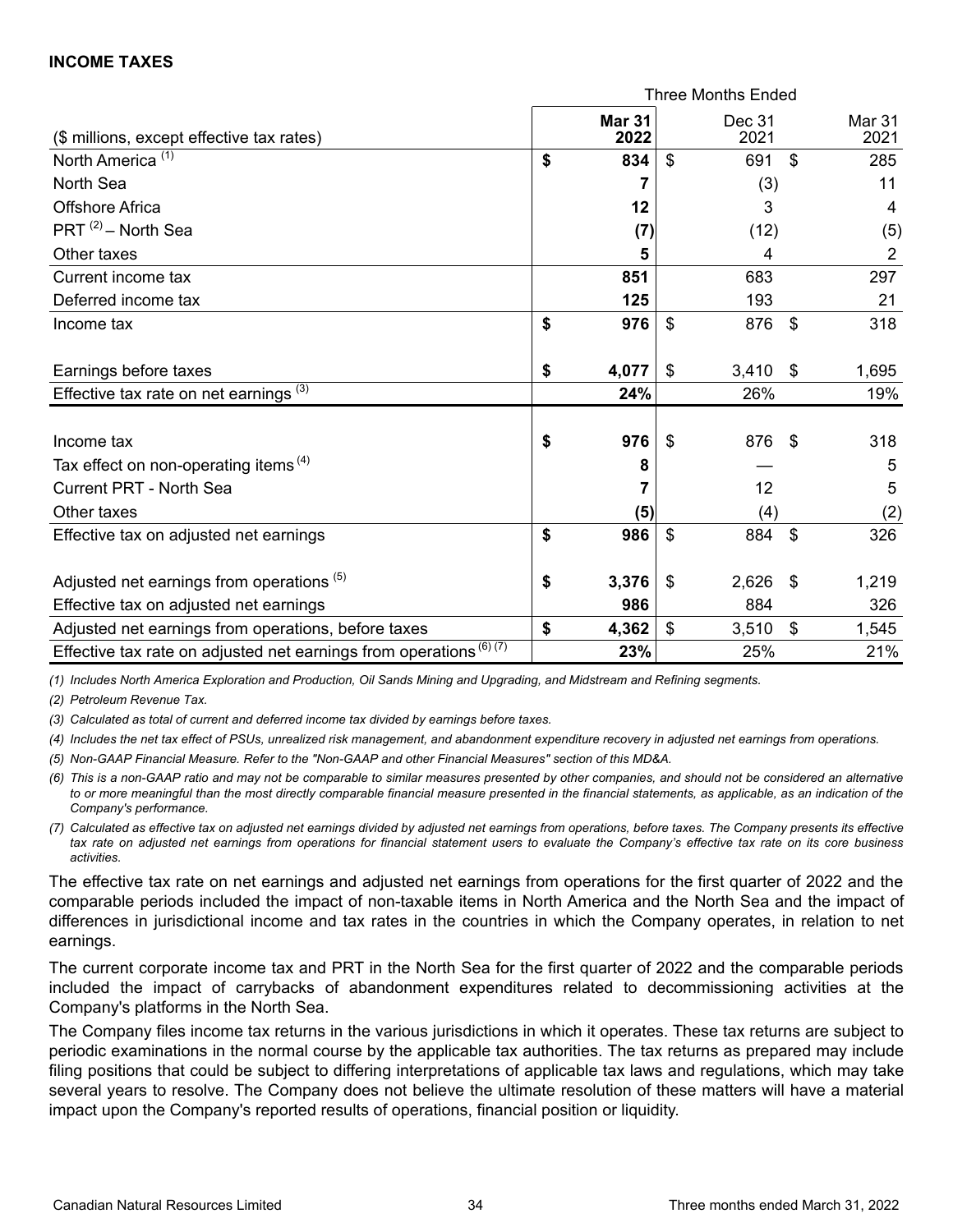#### INCOME TAXES

| ($ millions, except effective tax rates) | Three Months Ended Mar 31 2022 | Dec 31 2021 | Mar 31 2021 |
|---|---|---|---|
| North America [1] | **$ 834** | $ 691 | $ 285 |
| North Sea | **7** | (3) | 11 |
| Offshore Africa | **12** | 3 | 4 |
| PRT [2] – North Sea | **(7)** | (12) | (5) |
| Other taxes | **5** | 4 | 2 |
| Current income tax | **851** | 683 | 297 |
| Deferred income tax | **125** | 193 | 21 |
| Income tax | **$ 976** | $ 876 | $ 318 |
| Earnings before taxes | **$ 4,077** | $ 3,410 | $ 1,695 |
| Effective tax rate on net earnings [3] | **24%** | 26% | 19% |
| Income tax | **$ 976** | $ 876 | $ 318 |
| Tax effect on non-operating items [4] | **8** | — | 5 |
| Current PRT - North Sea | **7** | 12 | 5 |
| Other taxes | **(5)** | (4) | (2) |
| Effective tax on adjusted net earnings | **$ 986** | $ 884 | $ 326 |
| Adjusted net earnings from operations [5] | **$ 3,376** | $ 2,626 | $ 1,219 |
| Effective tax on adjusted net earnings | **986** | 884 | 326 |
| Adjusted net earnings from operations, before taxes | **$ 4,362** | $ 3,510 | $ 1,545 |
| Effective tax rate on adjusted net earnings from operations [6] [7] | **23%** | 25% | 21% |

*(1) Includes North America Exploration and Production, Oil Sands Mining and Upgrading, and Midstream and Refining segments.*

*(2) Petroleum Revenue Tax.*

*(3) Calculated as total of current and deferred income tax divided by earnings before taxes.*

*(4) Includes the net tax effect of PSUs, unrealized risk management, and abandonment expenditure recovery in adjusted net earnings from operations.*

*(5) Non-GAAP Financial Measure. Refer to the "Non-GAAP and other Financial Measures" section of this MD&A.*

*(6) This is a non-GAAP ratio and may not be comparable to similar measures presented by other companies, and should not be considered an alternative to or more meaningful than the most directly comparable financial measure presented in the financial statements, as applicable, as an indication of the Company's performance.*

*(7) Calculated as effective tax on adjusted net earnings divided by adjusted net earnings from operations, before taxes. The Company presents its effective tax rate on adjusted net earnings from operations for financial statement users to evaluate the Company's effective tax rate on its core business activities.*

The effective tax rate on net earnings and adjusted net earnings from operations for the first quarter of 2022 and the comparable periods included the impact of non-taxable items in North America and the North Sea and the impact of differences in jurisdictional income and tax rates in the countries in which the Company operates, in relation to net earnings.

The current corporate income tax and PRT in the North Sea for the first quarter of 2022 and the comparable periods included the impact of carrybacks of abandonment expenditures related to decommissioning activities at the Company's platforms in the North Sea.

The Company files income tax returns in the various jurisdictions in which it operates. These tax returns are subject to periodic examinations in the normal course by the applicable tax authorities. The tax returns as prepared may include filing positions that could be subject to differing interpretations of applicable tax laws and regulations, which may take several years to resolve. The Company does not believe the ultimate resolution of these matters will have a material impact upon the Company's reported results of operations, financial position or liquidity.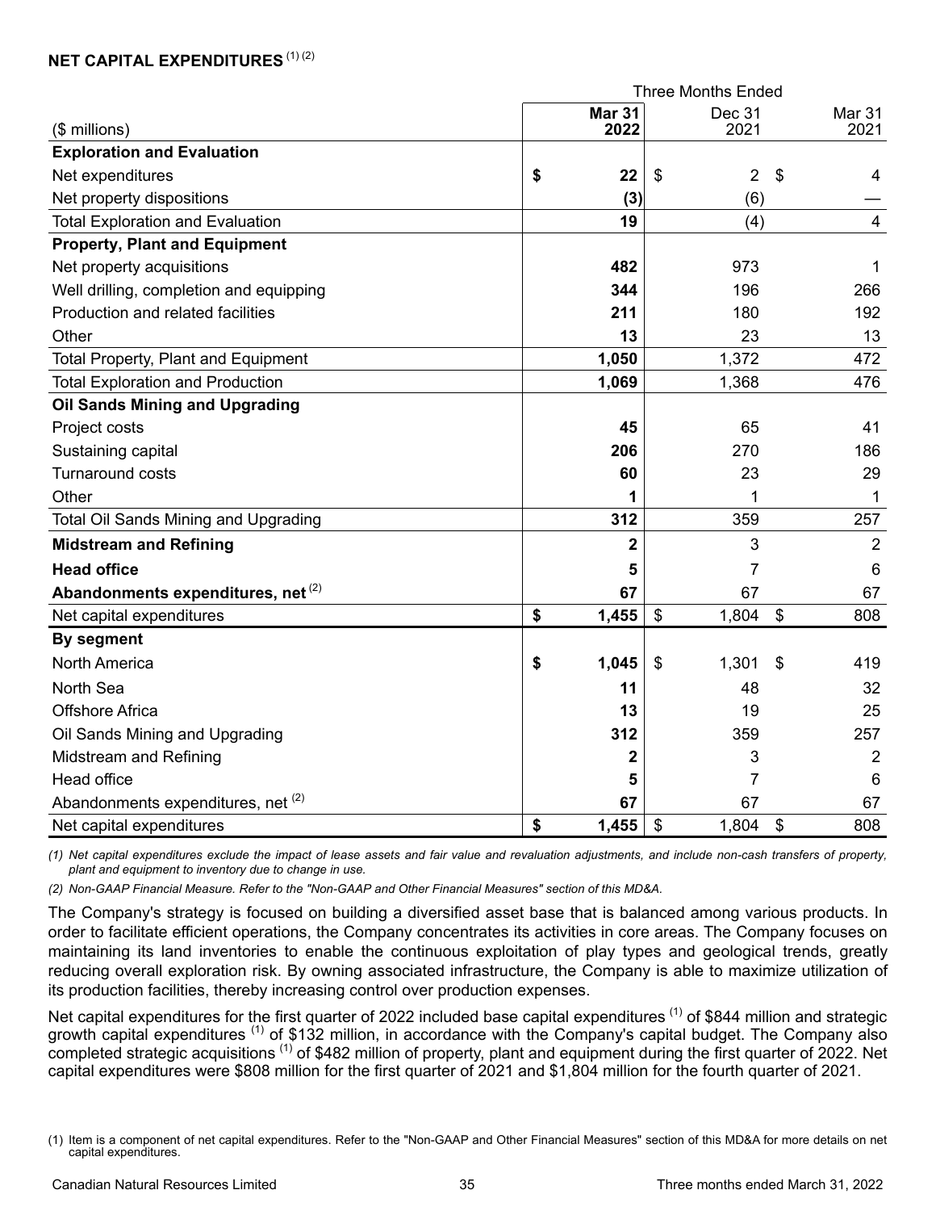## NET CAPITAL EXPENDITURES [1] [2]

| ($ millions) | Three Months Ended Mar 31 2022 | Dec 31 2021 | Mar 31 2021 |
|---|---|---|---|
| **Exploration and Evaluation** | | | |
| Net expenditures | **$ 22** | $ 2 | $ 4 |
| Net property dispositions | **(3)** | (6) | — |
| Total Exploration and Evaluation | **19** | (4) | 4 |
| **Property, Plant and Equipment** | | | |
| Net property acquisitions | **482** | 973 | 1 |
| Well drilling, completion and equipping | **344** | 196 | 266 |
| Production and related facilities | **211** | 180 | 192 |
| Other | **13** | 23 | 13 |
| Total Property, Plant and Equipment | **1,050** | 1,372 | 472 |
| Total Exploration and Production | **1,069** | 1,368 | 476 |
| **Oil Sands Mining and Upgrading** | | | |
| Project costs | **45** | 65 | 41 |
| Sustaining capital | **206** | 270 | 186 |
| Turnaround costs | **60** | 23 | 29 |
| Other | **1** | 1 | 1 |
| Total Oil Sands Mining and Upgrading | **312** | 359 | 257 |
| **Midstream and Refining** | **2** | 3 | 2 |
| **Head office** | **5** | 7 | 6 |
| **Abandonments expenditures, net** [2] | **67** | 67 | 67 |
| Net capital expenditures | **$ 1,455** | $ 1,804 | $ 808 |
| **By segment** | | | |
| North America | **$ 1,045** | $ 1,301 | $ 419 |
| North Sea | **11** | 48 | 32 |
| Offshore Africa | **13** | 19 | 25 |
| Oil Sands Mining and Upgrading | **312** | 359 | 257 |
| Midstream and Refining | **2** | 3 | 2 |
| Head office | **5** | 7 | 6 |
| Abandonments expenditures, net [2] | **67** | 67 | 67 |
| Net capital expenditures | **$ 1,455** | $ 1,804 | $ 808 |

*(1) Net capital expenditures exclude the impact of lease assets and fair value and revaluation adjustments, and include non-cash transfers of property, plant and equipment to inventory due to change in use.*

*(2) Non-GAAP Financial Measure. Refer to the "Non-GAAP and Other Financial Measures" section of this MD&A.*

The Company's strategy is focused on building a diversified asset base that is balanced among various products. In order to facilitate efficient operations, the Company concentrates its activities in core areas. The Company focuses on maintaining its land inventories to enable the continuous exploitation of play types and geological trends, greatly reducing overall exploration risk. By owning associated infrastructure, the Company is able to maximize utilization of its production facilities, thereby increasing control over production expenses.

Net capital expenditures for the first quarter of 2022 included base capital expenditures [1] of $844 million and strategic growth capital expenditures [1] of $132 million, in accordance with the Company's capital budget. The Company also completed strategic acquisitions [1] of $482 million of property, plant and equipment during the first quarter of 2022. Net capital expenditures were $808 million for the first quarter of 2021 and $1,804 million for the fourth quarter of 2021.

(1) Item is a component of net capital expenditures. Refer to the "Non-GAAP and Other Financial Measures" section of this MD&A for more details on net capital expenditures.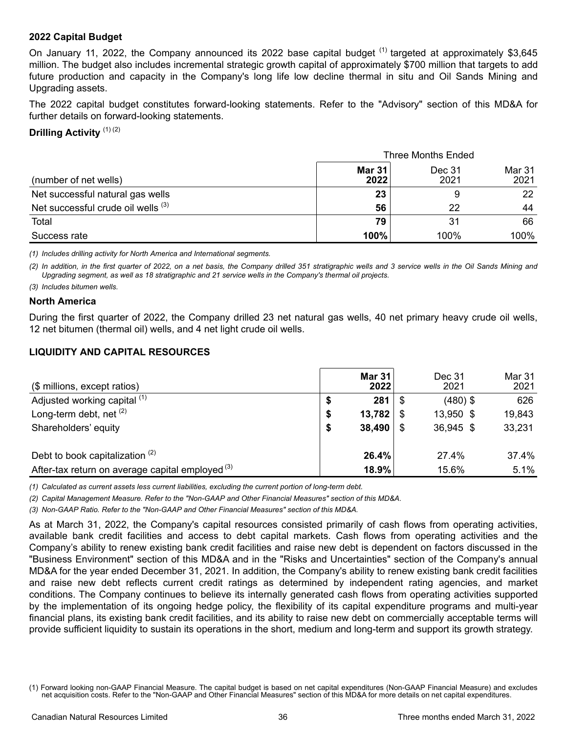### 2022 Capital Budget

On January 11, 2022, the Company announced its 2022 base capital budget [(1)] targeted at approximately $3,645 million. The budget also includes incremental strategic growth capital of approximately $700 million that targets to add future production and capacity in the Company's long life low decline thermal in situ and Oil Sands Mining and Upgrading assets.

The 2022 capital budget constitutes forward-looking statements. Refer to the "Advisory" section of this MD&A for further details on forward-looking statements.

### Drilling Activity [(1) (2)]

| | Three Months Ended | | |
|---|---|---|---|
| (number of net wells) | **Mar 31 2022** | Dec 31 2021 | Mar 31 2021 |
| Net successful natural gas wells | **23** | 9 | 22 |
| Net successful crude oil wells [(3)] | **56** | 22 | 44 |
| Total | **79** | 31 | 66 |
| Success rate | **100%** | 100% | 100% |

*(1) Includes drilling activity for North America and International segments.*

*(2) In addition, in the first quarter of 2022, on a net basis, the Company drilled 351 stratigraphic wells and 3 service wells in the Oil Sands Mining and Upgrading segment, as well as 18 stratigraphic and 21 service wells in the Company's thermal oil projects.*

*(3) Includes bitumen wells.*

### North America

During the first quarter of 2022, the Company drilled 23 net natural gas wells, 40 net primary heavy crude oil wells, 12 net bitumen (thermal oil) wells, and 4 net light crude oil wells.

## LIQUIDITY AND CAPITAL RESOURCES

| ($ millions, except ratios) | **Mar 31 2022** | Dec 31 2021 | Mar 31 2021 |
|---|---|---|---|
| Adjusted working capital [(1)] | **$ 281** | $ (480) | $ 626 |
| Long-term debt, net [(2)] | **$ 13,782** | $ 13,950 | $ 19,843 |
| Shareholders' equity | **$ 38,490** | $ 36,945 | $ 33,231 |
| Debt to book capitalization [(2)] | **26.4%** | 27.4% | 37.4% |
| After-tax return on average capital employed [(3)] | **18.9%** | 15.6% | 5.1% |

*(1) Calculated as current assets less current liabilities, excluding the current portion of long-term debt.*

*(2) Capital Management Measure. Refer to the "Non-GAAP and Other Financial Measures" section of this MD&A.*

*(3) Non-GAAP Ratio. Refer to the "Non-GAAP and Other Financial Measures" section of this MD&A.*

As at March 31, 2022, the Company's capital resources consisted primarily of cash flows from operating activities, available bank credit facilities and access to debt capital markets. Cash flows from operating activities and the Company's ability to renew existing bank credit facilities and raise new debt is dependent on factors discussed in the "Business Environment" section of this MD&A and in the "Risks and Uncertainties" section of the Company's annual MD&A for the year ended December 31, 2021. In addition, the Company's ability to renew existing bank credit facilities and raise new debt reflects current credit ratings as determined by independent rating agencies, and market conditions. The Company continues to believe its internally generated cash flows from operating activities supported by the implementation of its ongoing hedge policy, the flexibility of its capital expenditure programs and multi-year financial plans, its existing bank credit facilities, and its ability to raise new debt on commercially acceptable terms will provide sufficient liquidity to sustain its operations in the short, medium and long-term and support its growth strategy.

(1) Forward looking non-GAAP Financial Measure. The capital budget is based on net capital expenditures (Non-GAAP Financial Measure) and excludes net acquisition costs. Refer to the "Non-GAAP and Other Financial Measures" section of this MD&A for more details on net capital expenditures.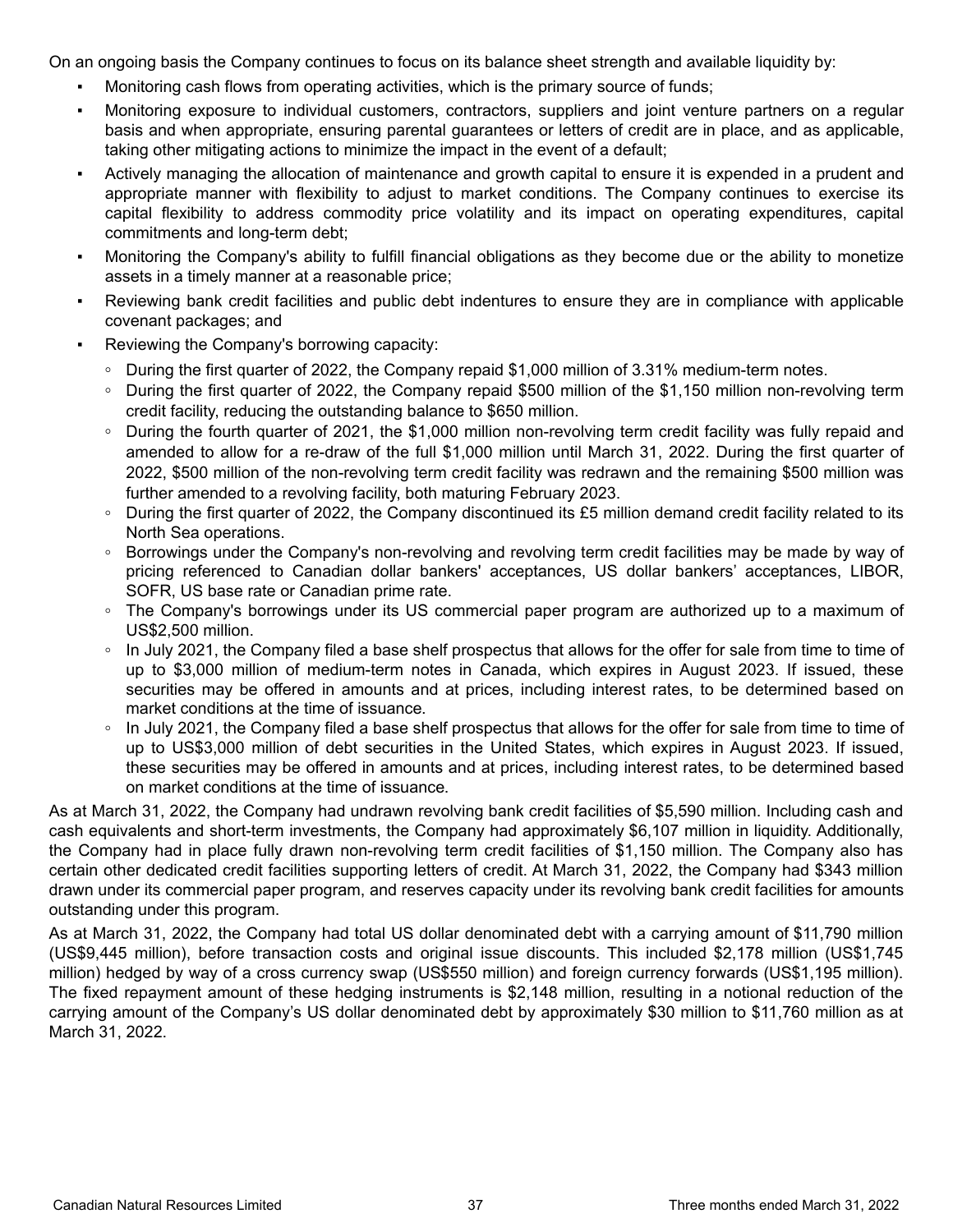On an ongoing basis the Company continues to focus on its balance sheet strength and available liquidity by:

- Monitoring cash flows from operating activities, which is the primary source of funds;
- Monitoring exposure to individual customers, contractors, suppliers and joint venture partners on a regular basis and when appropriate, ensuring parental guarantees or letters of credit are in place, and as applicable, taking other mitigating actions to minimize the impact in the event of a default;
- Actively managing the allocation of maintenance and growth capital to ensure it is expended in a prudent and appropriate manner with flexibility to adjust to market conditions. The Company continues to exercise its capital flexibility to address commodity price volatility and its impact on operating expenditures, capital commitments and long-term debt;
- Monitoring the Company's ability to fulfill financial obligations as they become due or the ability to monetize assets in a timely manner at a reasonable price;
- Reviewing bank credit facilities and public debt indentures to ensure they are in compliance with applicable covenant packages; and
- Reviewing the Company's borrowing capacity:
  - During the first quarter of 2022, the Company repaid $1,000 million of 3.31% medium-term notes.
  - During the first quarter of 2022, the Company repaid $500 million of the $1,150 million non-revolving term credit facility, reducing the outstanding balance to $650 million.
  - During the fourth quarter of 2021, the $1,000 million non-revolving term credit facility was fully repaid and amended to allow for a re-draw of the full $1,000 million until March 31, 2022. During the first quarter of 2022, $500 million of the non-revolving term credit facility was redrawn and the remaining $500 million was further amended to a revolving facility, both maturing February 2023.
  - During the first quarter of 2022, the Company discontinued its £5 million demand credit facility related to its North Sea operations.
  - Borrowings under the Company's non-revolving and revolving term credit facilities may be made by way of pricing referenced to Canadian dollar bankers' acceptances, US dollar bankers' acceptances, LIBOR, SOFR, US base rate or Canadian prime rate.
  - The Company's borrowings under its US commercial paper program are authorized up to a maximum of US$2,500 million.
  - In July 2021, the Company filed a base shelf prospectus that allows for the offer for sale from time to time of up to $3,000 million of medium-term notes in Canada, which expires in August 2023. If issued, these securities may be offered in amounts and at prices, including interest rates, to be determined based on market conditions at the time of issuance.
  - In July 2021, the Company filed a base shelf prospectus that allows for the offer for sale from time to time of up to US$3,000 million of debt securities in the United States, which expires in August 2023. If issued, these securities may be offered in amounts and at prices, including interest rates, to be determined based on market conditions at the time of issuance.

As at March 31, 2022, the Company had undrawn revolving bank credit facilities of $5,590 million. Including cash and cash equivalents and short-term investments, the Company had approximately $6,107 million in liquidity. Additionally, the Company had in place fully drawn non-revolving term credit facilities of $1,150 million. The Company also has certain other dedicated credit facilities supporting letters of credit. At March 31, 2022, the Company had $343 million drawn under its commercial paper program, and reserves capacity under its revolving bank credit facilities for amounts outstanding under this program.

As at March 31, 2022, the Company had total US dollar denominated debt with a carrying amount of $11,790 million (US$9,445 million), before transaction costs and original issue discounts. This included $2,178 million (US$1,745 million) hedged by way of a cross currency swap (US$550 million) and foreign currency forwards (US$1,195 million). The fixed repayment amount of these hedging instruments is $2,148 million, resulting in a notional reduction of the carrying amount of the Company's US dollar denominated debt by approximately $30 million to $11,760 million as at March 31, 2022.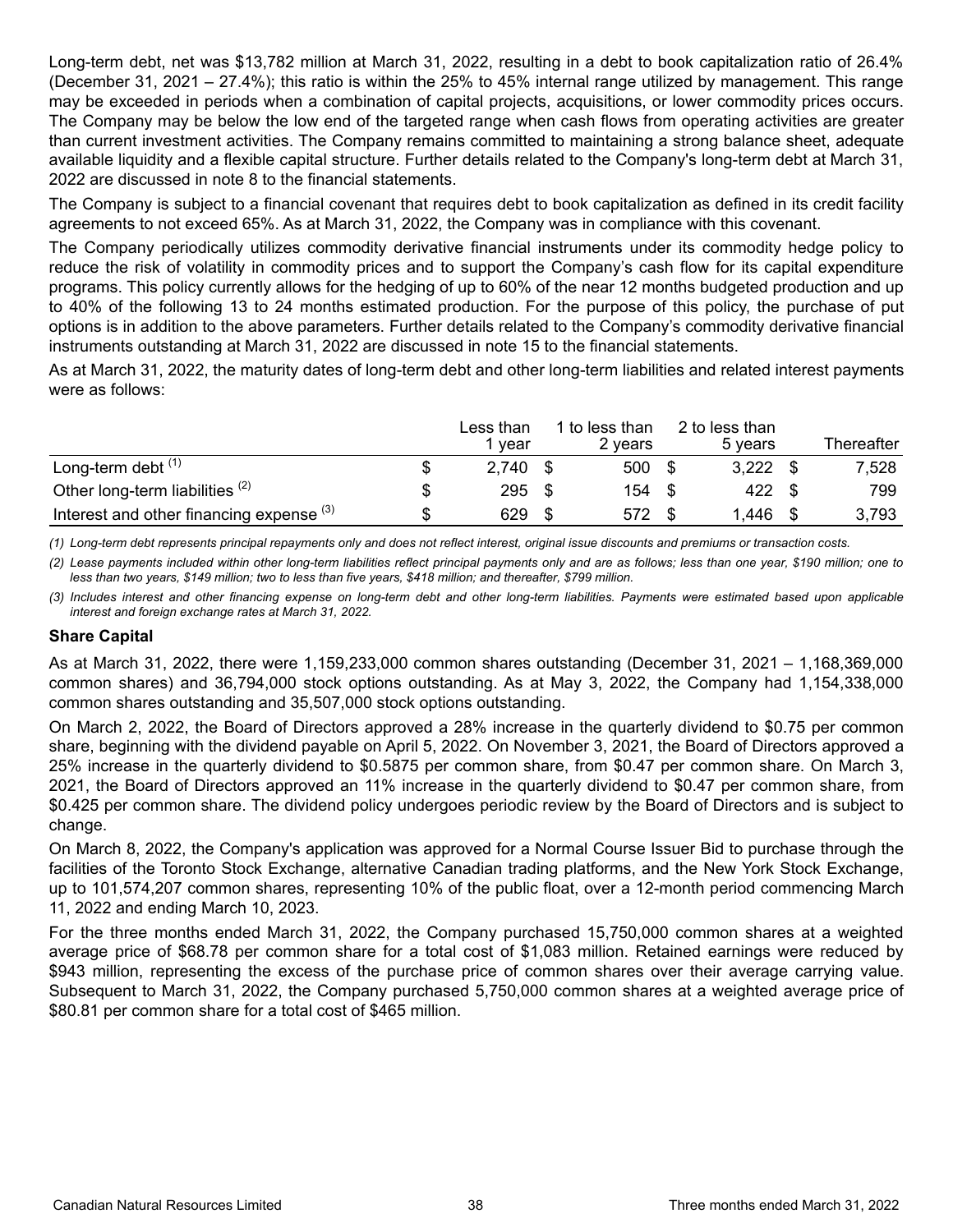Long-term debt, net was $13,782 million at March 31, 2022, resulting in a debt to book capitalization ratio of 26.4% (December 31, 2021 – 27.4%); this ratio is within the 25% to 45% internal range utilized by management. This range may be exceeded in periods when a combination of capital projects, acquisitions, or lower commodity prices occurs. The Company may be below the low end of the targeted range when cash flows from operating activities are greater than current investment activities. The Company remains committed to maintaining a strong balance sheet, adequate available liquidity and a flexible capital structure. Further details related to the Company's long-term debt at March 31, 2022 are discussed in note 8 to the financial statements.

The Company is subject to a financial covenant that requires debt to book capitalization as defined in its credit facility agreements to not exceed 65%. As at March 31, 2022, the Company was in compliance with this covenant.

The Company periodically utilizes commodity derivative financial instruments under its commodity hedge policy to reduce the risk of volatility in commodity prices and to support the Company's cash flow for its capital expenditure programs. This policy currently allows for the hedging of up to 60% of the near 12 months budgeted production and up to 40% of the following 13 to 24 months estimated production. For the purpose of this policy, the purchase of put options is in addition to the above parameters. Further details related to the Company's commodity derivative financial instruments outstanding at March 31, 2022 are discussed in note 15 to the financial statements.

As at March 31, 2022, the maturity dates of long-term debt and other long-term liabilities and related interest payments were as follows:

| | Less than 1 year | 1 to less than 2 years | 2 to less than 5 years | Thereafter |
|---|---|---|---|---|
| Long-term debt [(1)] | $ 2,740 | $ 500 | $ 3,222 | $ 7,528 |
| Other long-term liabilities [(2)] | $ 295 | $ 154 | $ 422 | $ 799 |
| Interest and other financing expense [(3)] | $ 629 | $ 572 | $ 1,446 | $ 3,793 |

*(1) Long-term debt represents principal repayments only and does not reflect interest, original issue discounts and premiums or transaction costs.*

*(2) Lease payments included within other long-term liabilities reflect principal payments only and are as follows; less than one year, $190 million; one to less than two years, $149 million; two to less than five years, $418 million; and thereafter, $799 million.*

*(3) Includes interest and other financing expense on long-term debt and other long-term liabilities. Payments were estimated based upon applicable interest and foreign exchange rates at March 31, 2022.*

### Share Capital

As at March 31, 2022, there were 1,159,233,000 common shares outstanding (December 31, 2021 – 1,168,369,000 common shares) and 36,794,000 stock options outstanding. As at May 3, 2022, the Company had 1,154,338,000 common shares outstanding and 35,507,000 stock options outstanding.

On March 2, 2022, the Board of Directors approved a 28% increase in the quarterly dividend to $0.75 per common share, beginning with the dividend payable on April 5, 2022. On November 3, 2021, the Board of Directors approved a 25% increase in the quarterly dividend to $0.5875 per common share, from $0.47 per common share. On March 3, 2021, the Board of Directors approved an 11% increase in the quarterly dividend to $0.47 per common share, from $0.425 per common share. The dividend policy undergoes periodic review by the Board of Directors and is subject to change.

On March 8, 2022, the Company's application was approved for a Normal Course Issuer Bid to purchase through the facilities of the Toronto Stock Exchange, alternative Canadian trading platforms, and the New York Stock Exchange, up to 101,574,207 common shares, representing 10% of the public float, over a 12-month period commencing March 11, 2022 and ending March 10, 2023.

For the three months ended March 31, 2022, the Company purchased 15,750,000 common shares at a weighted average price of $68.78 per common share for a total cost of $1,083 million. Retained earnings were reduced by $943 million, representing the excess of the purchase price of common shares over their average carrying value. Subsequent to March 31, 2022, the Company purchased 5,750,000 common shares at a weighted average price of $80.81 per common share for a total cost of $465 million.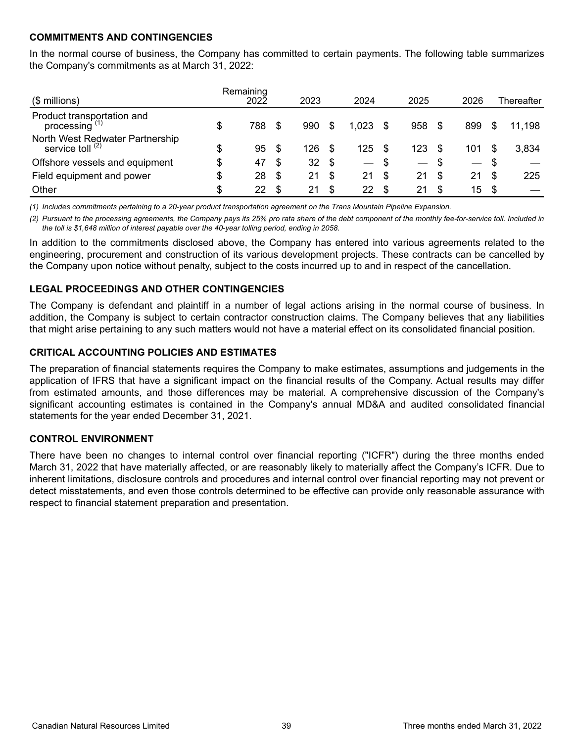## COMMITMENTS AND CONTINGENCIES

In the normal course of business, the Company has committed to certain payments. The following table summarizes the Company's commitments as at March 31, 2022:

| ($ millions) | Remaining 2022 | 2023 | 2024 | 2025 | 2026 | Thereafter |
|---|---|---|---|---|---|---|
| Product transportation and processing [(1)] | $ 788 | $ 990 | $ 1,023 | $ 958 | $ 899 | $ 11,198 |
| North West Redwater Partnership service toll [(2)] | $ 95 | $ 126 | $ 125 | $ 123 | $ 101 | $ 3,834 |
| Offshore vessels and equipment | $ 47 | $ 32 | $ — | $ — | $ — | $ — |
| Field equipment and power | $ 28 | $ 21 | $ 21 | $ 21 | $ 21 | $ 225 |
| Other | $ 22 | $ 21 | $ 22 | $ 21 | $ 15 | $ — |

*(1) Includes commitments pertaining to a 20-year product transportation agreement on the Trans Mountain Pipeline Expansion.*

*(2) Pursuant to the processing agreements, the Company pays its 25% pro rata share of the debt component of the monthly fee-for-service toll. Included in the toll is $1,648 million of interest payable over the 40-year tolling period, ending in 2058.*

In addition to the commitments disclosed above, the Company has entered into various agreements related to the engineering, procurement and construction of its various development projects. These contracts can be cancelled by the Company upon notice without penalty, subject to the costs incurred up to and in respect of the cancellation.

## LEGAL PROCEEDINGS AND OTHER CONTINGENCIES

The Company is defendant and plaintiff in a number of legal actions arising in the normal course of business. In addition, the Company is subject to certain contractor construction claims. The Company believes that any liabilities that might arise pertaining to any such matters would not have a material effect on its consolidated financial position.

## CRITICAL ACCOUNTING POLICIES AND ESTIMATES

The preparation of financial statements requires the Company to make estimates, assumptions and judgements in the application of IFRS that have a significant impact on the financial results of the Company. Actual results may differ from estimated amounts, and those differences may be material. A comprehensive discussion of the Company's significant accounting estimates is contained in the Company's annual MD&A and audited consolidated financial statements for the year ended December 31, 2021.

## CONTROL ENVIRONMENT

There have been no changes to internal control over financial reporting ("ICFR") during the three months ended March 31, 2022 that have materially affected, or are reasonably likely to materially affect the Company's ICFR. Due to inherent limitations, disclosure controls and procedures and internal control over financial reporting may not prevent or detect misstatements, and even those controls determined to be effective can provide only reasonable assurance with respect to financial statement preparation and presentation.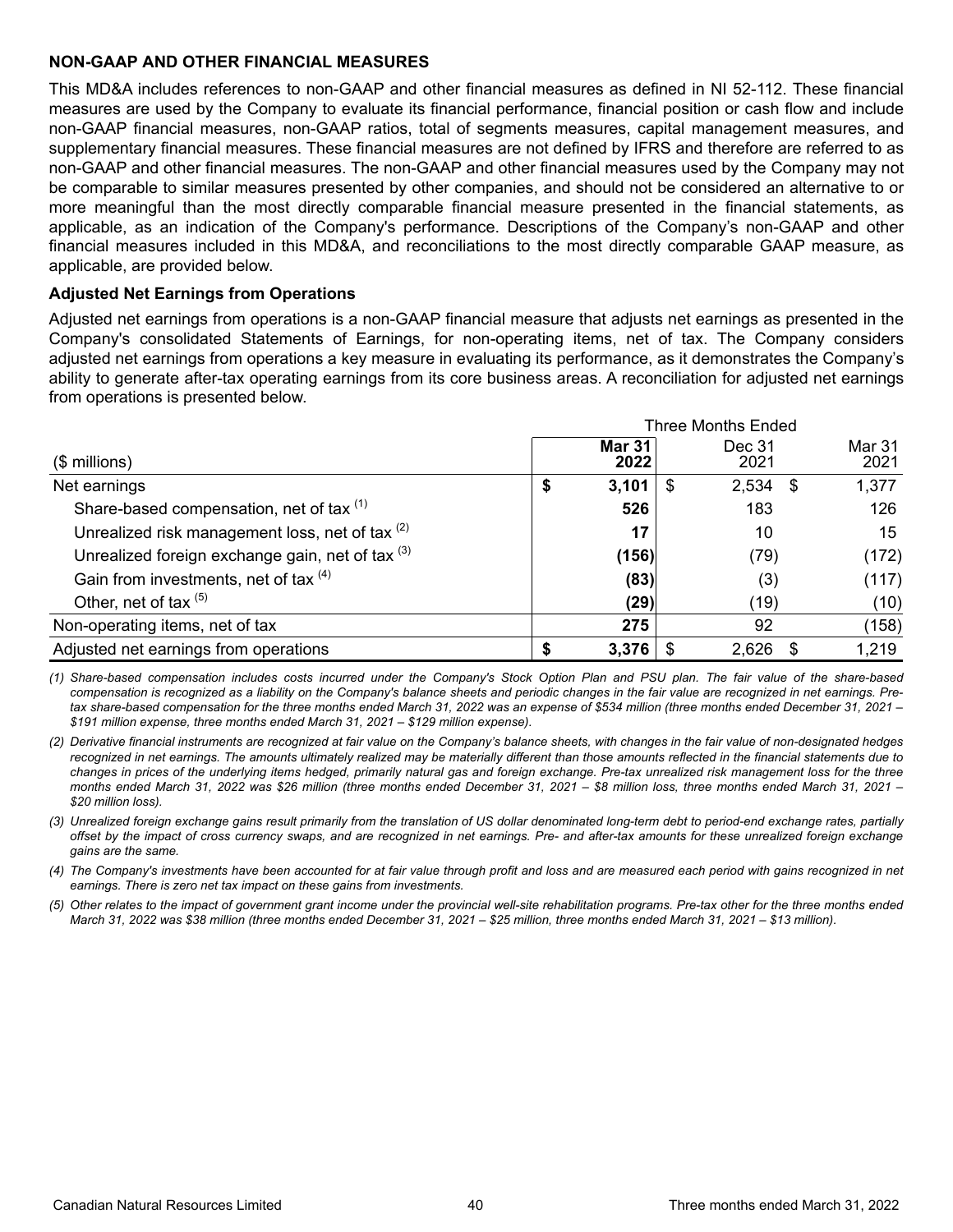## NON-GAAP AND OTHER FINANCIAL MEASURES

This MD&A includes references to non-GAAP and other financial measures as defined in NI 52-112. These financial measures are used by the Company to evaluate its financial performance, financial position or cash flow and include non-GAAP financial measures, non-GAAP ratios, total of segments measures, capital management measures, and supplementary financial measures. These financial measures are not defined by IFRS and therefore are referred to as non-GAAP and other financial measures. The non-GAAP and other financial measures used by the Company may not be comparable to similar measures presented by other companies, and should not be considered an alternative to or more meaningful than the most directly comparable financial measure presented in the financial statements, as applicable, as an indication of the Company's performance. Descriptions of the Company's non-GAAP and other financial measures included in this MD&A, and reconciliations to the most directly comparable GAAP measure, as applicable, are provided below.

### Adjusted Net Earnings from Operations

Adjusted net earnings from operations is a non-GAAP financial measure that adjusts net earnings as presented in the Company's consolidated Statements of Earnings, for non-operating items, net of tax. The Company considers adjusted net earnings from operations a key measure in evaluating its performance, as it demonstrates the Company's ability to generate after-tax operating earnings from its core business areas. A reconciliation for adjusted net earnings from operations is presented below.

| | Three Months Ended | | |
|---|---|---|---|
| ($ millions) | **Mar 31 2022** | Dec 31 2021 | Mar 31 2021 |
| Net earnings | **$ 3,101** | $ 2,534 | $ 1,377 |
| Share-based compensation, net of tax [(1)] | **526** | 183 | 126 |
| Unrealized risk management loss, net of tax [(2)] | **17** | 10 | 15 |
| Unrealized foreign exchange gain, net of tax [(3)] | **(156)** | (79) | (172) |
| Gain from investments, net of tax [(4)] | **(83)** | (3) | (117) |
| Other, net of tax [(5)] | **(29)** | (19) | (10) |
| Non-operating items, net of tax | **275** | 92 | (158) |
| Adjusted net earnings from operations | **$ 3,376** | $ 2,626 | $ 1,219 |

*(1) Share-based compensation includes costs incurred under the Company's Stock Option Plan and PSU plan. The fair value of the share-based compensation is recognized as a liability on the Company's balance sheets and periodic changes in the fair value are recognized in net earnings. Pre-tax share-based compensation for the three months ended March 31, 2022 was an expense of $534 million (three months ended December 31, 2021 – $191 million expense, three months ended March 31, 2021 – $129 million expense).*

*(2) Derivative financial instruments are recognized at fair value on the Company's balance sheets, with changes in the fair value of non-designated hedges recognized in net earnings. The amounts ultimately realized may be materially different than those amounts reflected in the financial statements due to changes in prices of the underlying items hedged, primarily natural gas and foreign exchange. Pre-tax unrealized risk management loss for the three months ended March 31, 2022 was $26 million (three months ended December 31, 2021 – $8 million loss, three months ended March 31, 2021 – $20 million loss).*

*(3) Unrealized foreign exchange gains result primarily from the translation of US dollar denominated long-term debt to period-end exchange rates, partially offset by the impact of cross currency swaps, and are recognized in net earnings. Pre- and after-tax amounts for these unrealized foreign exchange gains are the same.*

*(4) The Company's investments have been accounted for at fair value through profit and loss and are measured each period with gains recognized in net earnings. There is zero net tax impact on these gains from investments.*

*(5) Other relates to the impact of government grant income under the provincial well-site rehabilitation programs. Pre-tax other for the three months ended March 31, 2022 was $38 million (three months ended December 31, 2021 – $25 million, three months ended March 31, 2021 – $13 million).*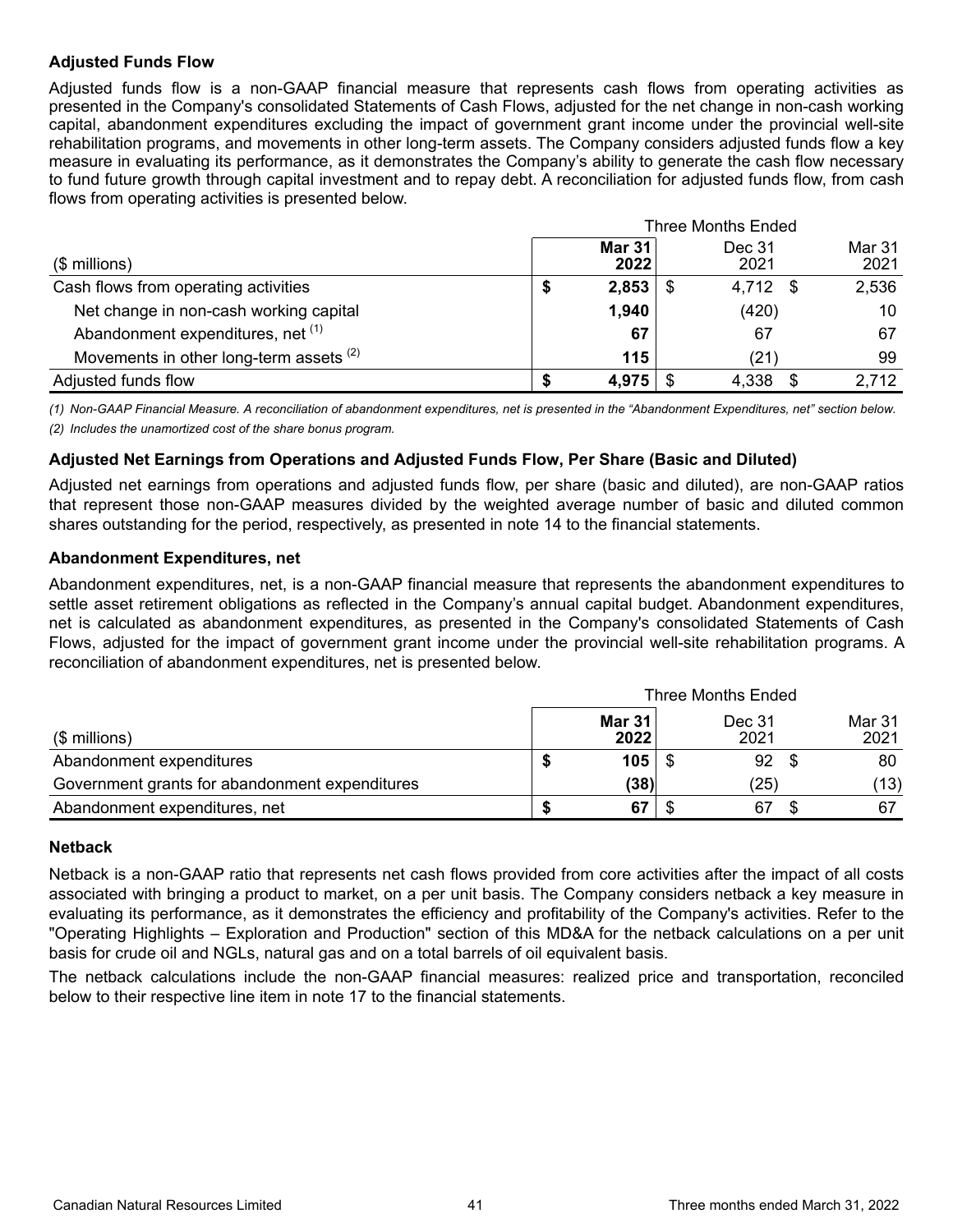### Adjusted Funds Flow

Adjusted funds flow is a non-GAAP financial measure that represents cash flows from operating activities as presented in the Company's consolidated Statements of Cash Flows, adjusted for the net change in non-cash working capital, abandonment expenditures excluding the impact of government grant income under the provincial well-site rehabilitation programs, and movements in other long-term assets. The Company considers adjusted funds flow a key measure in evaluating its performance, as it demonstrates the Company's ability to generate the cash flow necessary to fund future growth through capital investment and to repay debt. A reconciliation for adjusted funds flow, from cash flows from operating activities is presented below.

| | Three Months Ended | | |
|---|---|---|---|
| ($ millions) | **Mar 31 2022** | Dec 31 2021 | Mar 31 2021 |
| Cash flows from operating activities | **$ 2,853** | $ 4,712 | $ 2,536 |
| Net change in non-cash working capital | **1,940** | (420) | 10 |
| Abandonment expenditures, net [(1)] | **67** | 67 | 67 |
| Movements in other long-term assets [(2)] | **115** | (21) | 99 |
| Adjusted funds flow | **$ 4,975** | $ 4,338 | $ 2,712 |

*(1) Non-GAAP Financial Measure. A reconciliation of abandonment expenditures, net is presented in the "Abandonment Expenditures, net" section below.*

*(2) Includes the unamortized cost of the share bonus program.*

### Adjusted Net Earnings from Operations and Adjusted Funds Flow, Per Share (Basic and Diluted)

Adjusted net earnings from operations and adjusted funds flow, per share (basic and diluted), are non-GAAP ratios that represent those non-GAAP measures divided by the weighted average number of basic and diluted common shares outstanding for the period, respectively, as presented in note 14 to the financial statements.

### Abandonment Expenditures, net

Abandonment expenditures, net, is a non-GAAP financial measure that represents the abandonment expenditures to settle asset retirement obligations as reflected in the Company's annual capital budget. Abandonment expenditures, net is calculated as abandonment expenditures, as presented in the Company's consolidated Statements of Cash Flows, adjusted for the impact of government grant income under the provincial well-site rehabilitation programs. A reconciliation of abandonment expenditures, net is presented below.

| | Three Months Ended | | |
|---|---|---|---|
| ($ millions) | **Mar 31 2022** | Dec 31 2021 | Mar 31 2021 |
| Abandonment expenditures | **$ 105** | $ 92 | $ 80 |
| Government grants for abandonment expenditures | **(38)** | (25) | (13) |
| Abandonment expenditures, net | **$ 67** | $ 67 | $ 67 |

### Netback

Netback is a non-GAAP ratio that represents net cash flows provided from core activities after the impact of all costs associated with bringing a product to market, on a per unit basis. The Company considers netback a key measure in evaluating its performance, as it demonstrates the efficiency and profitability of the Company's activities. Refer to the "Operating Highlights – Exploration and Production" section of this MD&A for the netback calculations on a per unit basis for crude oil and NGLs, natural gas and on a total barrels of oil equivalent basis.

The netback calculations include the non-GAAP financial measures: realized price and transportation, reconciled below to their respective line item in note 17 to the financial statements.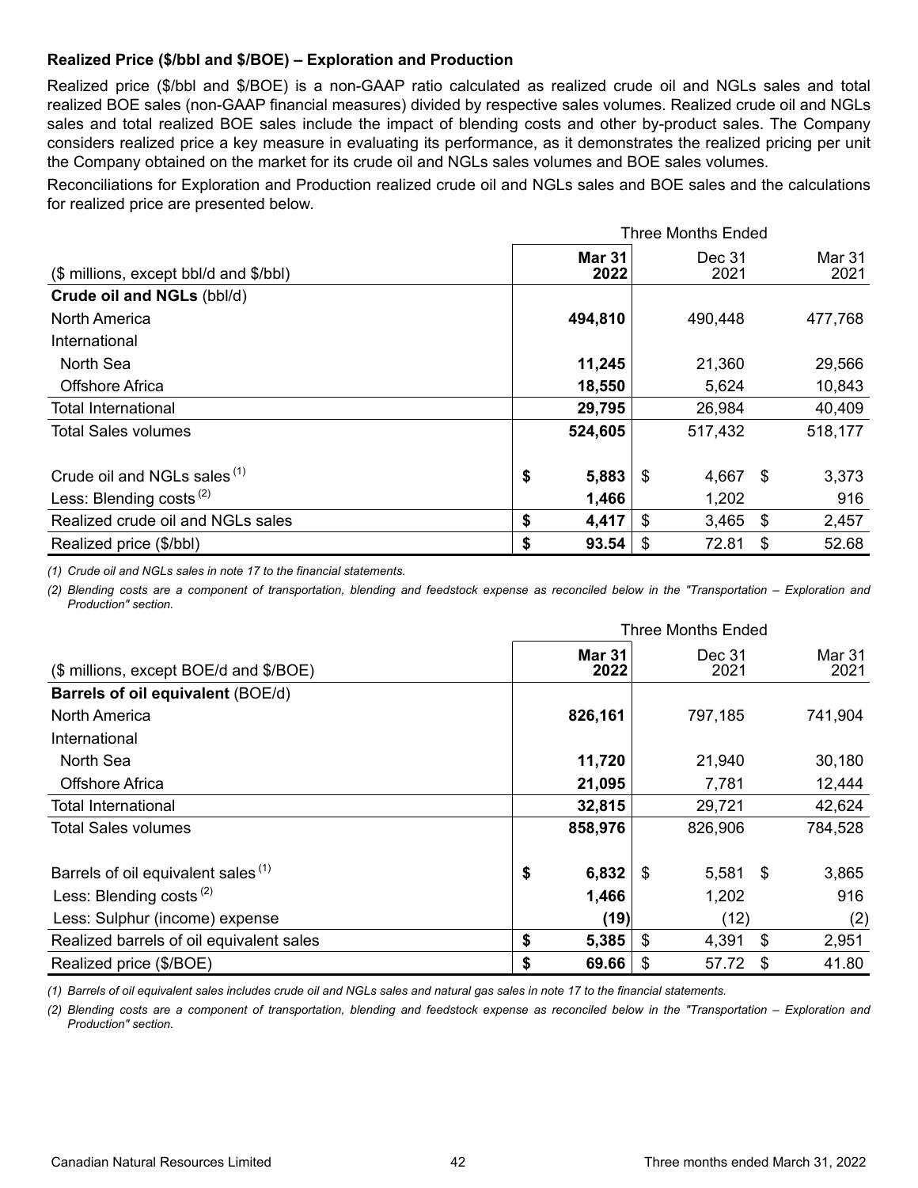**Realized Price ($/bbl and $/BOE) – Exploration and Production**

Realized price ($/bbl and $/BOE) is a non-GAAP ratio calculated as realized crude oil and NGLs sales and total realized BOE sales (non-GAAP financial measures) divided by respective sales volumes. Realized crude oil and NGLs sales and total realized BOE sales include the impact of blending costs and other by-product sales. The Company considers realized price a key measure in evaluating its performance, as it demonstrates the realized pricing per unit the Company obtained on the market for its crude oil and NGLs sales volumes and BOE sales volumes.

Reconciliations for Exploration and Production realized crude oil and NGLs sales and BOE sales and the calculations for realized price are presented below.

| | Three Months Ended | | |
|---|---|---|---|
| ($ millions, except bbl/d and $/bbl) | **Mar 31 2022** | Dec 31 2021 | Mar 31 2021 |
| **Crude oil and NGLs** (bbl/d) | | | |
| North America | **494,810** | 490,448 | 477,768 |
| International | | | |
| North Sea | **11,245** | 21,360 | 29,566 |
| Offshore Africa | **18,550** | 5,624 | 10,843 |
| Total International | **29,795** | 26,984 | 40,409 |
| Total Sales volumes | **524,605** | 517,432 | 518,177 |
| | | | |
| Crude oil and NGLs sales [(1)] | **$ 5,883** | $ 4,667 | $ 3,373 |
| Less: Blending costs [(2)] | **1,466** | 1,202 | 916 |
| Realized crude oil and NGLs sales | **$ 4,417** | $ 3,465 | $ 2,457 |
| Realized price ($/bbl) | **$ 93.54** | $ 72.81 | $ 52.68 |

*(1) Crude oil and NGLs sales in note 17 to the financial statements.*

*(2) Blending costs are a component of transportation, blending and feedstock expense as reconciled below in the "Transportation – Exploration and Production" section.*

| | Three Months Ended | | |
|---|---|---|---|
| ($ millions, except BOE/d and $/BOE) | **Mar 31 2022** | Dec 31 2021 | Mar 31 2021 |
| **Barrels of oil equivalent** (BOE/d) | | | |
| North America | **826,161** | 797,185 | 741,904 |
| International | | | |
| North Sea | **11,720** | 21,940 | 30,180 |
| Offshore Africa | **21,095** | 7,781 | 12,444 |
| Total International | **32,815** | 29,721 | 42,624 |
| Total Sales volumes | **858,976** | 826,906 | 784,528 |
| | | | |
| Barrels of oil equivalent sales [(1)] | **$ 6,832** | $ 5,581 | $ 3,865 |
| Less: Blending costs [(2)] | **1,466** | 1,202 | 916 |
| Less: Sulphur (income) expense | **(19)** | (12) | (2) |
| Realized barrels of oil equivalent sales | **$ 5,385** | $ 4,391 | $ 2,951 |
| Realized price ($/BOE) | **$ 69.66** | $ 57.72 | $ 41.80 |

*(1) Barrels of oil equivalent sales includes crude oil and NGLs sales and natural gas sales in note 17 to the financial statements.*

*(2) Blending costs are a component of transportation, blending and feedstock expense as reconciled below in the "Transportation – Exploration and Production" section.*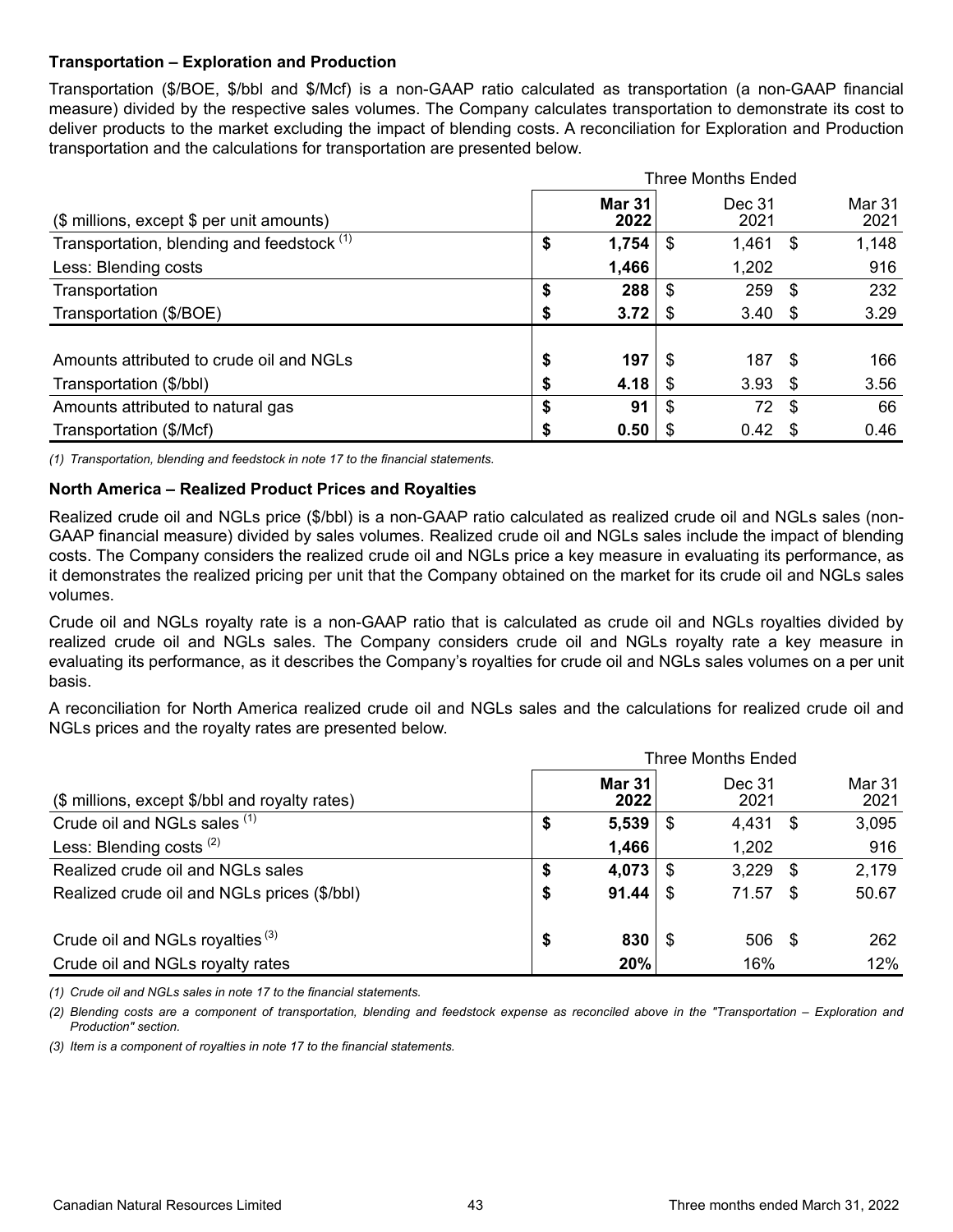### Transportation – Exploration and Production

Transportation ($/BOE, $/bbl and $/Mcf) is a non-GAAP ratio calculated as transportation (a non-GAAP financial measure) divided by the respective sales volumes. The Company calculates transportation to demonstrate its cost to deliver products to the market excluding the impact of blending costs. A reconciliation for Exploration and Production transportation and the calculations for transportation are presented below.

| | Three Months Ended | | |
|---|---|---|---|
| ($ millions, except $ per unit amounts) | **Mar 31 2022** | Dec 31 2021 | Mar 31 2021 |
| Transportation, blending and feedstock [(1)] | **$ 1,754** | $ 1,461 | $ 1,148 |
| Less: Blending costs | **1,466** | 1,202 | 916 |
| Transportation | **$ 288** | $ 259 | $ 232 |
| Transportation ($/BOE) | **$ 3.72** | $ 3.40 | $ 3.29 |
| | | | |
| Amounts attributed to crude oil and NGLs | **$ 197** | $ 187 | $ 166 |
| Transportation ($/bbl) | **$ 4.18** | $ 3.93 | $ 3.56 |
| Amounts attributed to natural gas | **$ 91** | $ 72 | $ 66 |
| Transportation ($/Mcf) | **$ 0.50** | $ 0.42 | $ 0.46 |

*(1) Transportation, blending and feedstock in note 17 to the financial statements.*

### North America – Realized Product Prices and Royalties

Realized crude oil and NGLs price ($/bbl) is a non-GAAP ratio calculated as realized crude oil and NGLs sales (non-GAAP financial measure) divided by sales volumes. Realized crude oil and NGLs sales include the impact of blending costs. The Company considers the realized crude oil and NGLs price a key measure in evaluating its performance, as it demonstrates the realized pricing per unit that the Company obtained on the market for its crude oil and NGLs sales volumes.

Crude oil and NGLs royalty rate is a non-GAAP ratio that is calculated as crude oil and NGLs royalties divided by realized crude oil and NGLs sales. The Company considers crude oil and NGLs royalty rate a key measure in evaluating its performance, as it describes the Company's royalties for crude oil and NGLs sales volumes on a per unit basis.

A reconciliation for North America realized crude oil and NGLs sales and the calculations for realized crude oil and NGLs prices and the royalty rates are presented below.

| | Three Months Ended | | |
|---|---|---|---|
| ($ millions, except $/bbl and royalty rates) | **Mar 31 2022** | Dec 31 2021 | Mar 31 2021 |
| Crude oil and NGLs sales [(1)] | **$ 5,539** | $ 4,431 | $ 3,095 |
| Less: Blending costs [(2)] | **1,466** | 1,202 | 916 |
| Realized crude oil and NGLs sales | **$ 4,073** | $ 3,229 | $ 2,179 |
| Realized crude oil and NGLs prices ($/bbl) | **$ 91.44** | $ 71.57 | $ 50.67 |
| | | | |
| Crude oil and NGLs royalties [(3)] | **$ 830** | $ 506 | $ 262 |
| Crude oil and NGLs royalty rates | **20%** | 16% | 12% |

*(1) Crude oil and NGLs sales in note 17 to the financial statements.*

*(2) Blending costs are a component of transportation, blending and feedstock expense as reconciled above in the "Transportation – Exploration and Production" section.*

*(3) Item is a component of royalties in note 17 to the financial statements.*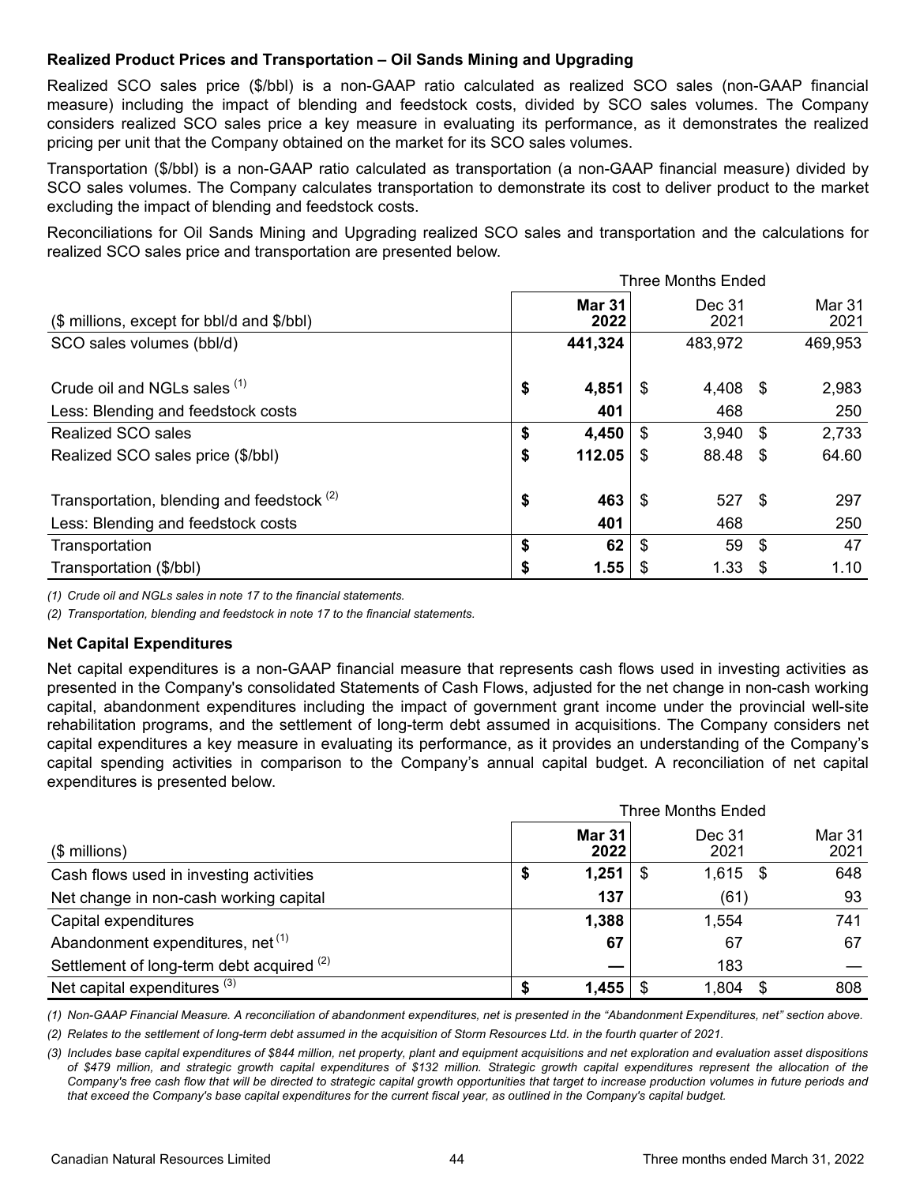### Realized Product Prices and Transportation – Oil Sands Mining and Upgrading

Realized SCO sales price ($/bbl) is a non-GAAP ratio calculated as realized SCO sales (non-GAAP financial measure) including the impact of blending and feedstock costs, divided by SCO sales volumes. The Company considers realized SCO sales price a key measure in evaluating its performance, as it demonstrates the realized pricing per unit that the Company obtained on the market for its SCO sales volumes.

Transportation ($/bbl) is a non-GAAP ratio calculated as transportation (a non-GAAP financial measure) divided by SCO sales volumes. The Company calculates transportation to demonstrate its cost to deliver product to the market excluding the impact of blending and feedstock costs.

Reconciliations for Oil Sands Mining and Upgrading realized SCO sales and transportation and the calculations for realized SCO sales price and transportation are presented below.

| | Three Months Ended | | |
|---|---|---|---|
| ($ millions, except for bbl/d and $/bbl) | **Mar 31 2022** | Dec 31 2021 | Mar 31 2021 |
| SCO sales volumes (bbl/d) | **441,324** | 483,972 | 469,953 |
| Crude oil and NGLs sales [(1)] | **$ 4,851** | $ 4,408 | $ 2,983 |
| Less: Blending and feedstock costs | **401** | 468 | 250 |
| Realized SCO sales | **$ 4,450** | $ 3,940 | $ 2,733 |
| Realized SCO sales price ($/bbl) | **$ 112.05** | $ 88.48 | $ 64.60 |
| Transportation, blending and feedstock [(2)] | **$ 463** | $ 527 | $ 297 |
| Less: Blending and feedstock costs | **401** | 468 | 250 |
| Transportation | **$ 62** | $ 59 | $ 47 |
| Transportation ($/bbl) | **$ 1.55** | $ 1.33 | $ 1.10 |

*(1) Crude oil and NGLs sales in note 17 to the financial statements.*

*(2) Transportation, blending and feedstock in note 17 to the financial statements.*

### Net Capital Expenditures

Net capital expenditures is a non-GAAP financial measure that represents cash flows used in investing activities as presented in the Company's consolidated Statements of Cash Flows, adjusted for the net change in non-cash working capital, abandonment expenditures including the impact of government grant income under the provincial well-site rehabilitation programs, and the settlement of long-term debt assumed in acquisitions. The Company considers net capital expenditures a key measure in evaluating its performance, as it provides an understanding of the Company's capital spending activities in comparison to the Company's annual capital budget. A reconciliation of net capital expenditures is presented below.

| | Three Months Ended | | |
|---|---|---|---|
| ($ millions) | **Mar 31 2022** | Dec 31 2021 | Mar 31 2021 |
| Cash flows used in investing activities | **$ 1,251** | $ 1,615 | $ 648 |
| Net change in non-cash working capital | **137** | (61) | 93 |
| Capital expenditures | **1,388** | 1,554 | 741 |
| Abandonment expenditures, net [(1)] | **67** | 67 | 67 |
| Settlement of long-term debt acquired [(2)] | **—** | 183 | — |
| Net capital expenditures [(3)] | **$ 1,455** | $ 1,804 | $ 808 |

*(1) Non-GAAP Financial Measure. A reconciliation of abandonment expenditures, net is presented in the "Abandonment Expenditures, net" section above.*

*(2) Relates to the settlement of long-term debt assumed in the acquisition of Storm Resources Ltd. in the fourth quarter of 2021.*

*(3) Includes base capital expenditures of $844 million, net property, plant and equipment acquisitions and net exploration and evaluation asset dispositions of $479 million, and strategic growth capital expenditures of $132 million. Strategic growth capital expenditures represent the allocation of the Company's free cash flow that will be directed to strategic capital growth opportunities that target to increase production volumes in future periods and that exceed the Company's base capital expenditures for the current fiscal year, as outlined in the Company's capital budget.*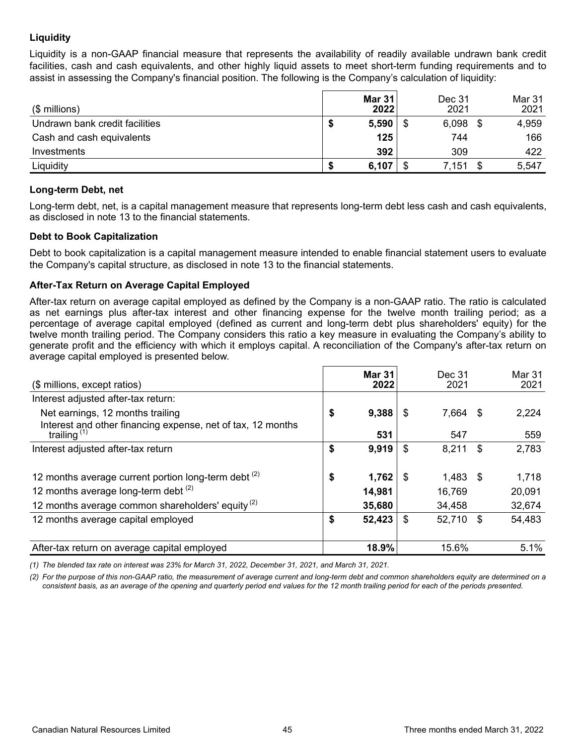### Liquidity

Liquidity is a non-GAAP financial measure that represents the availability of readily available undrawn bank credit facilities, cash and cash equivalents, and other highly liquid assets to meet short-term funding requirements and to assist in assessing the Company's financial position. The following is the Company's calculation of liquidity:

| ($ millions) | **Mar 31 2022** | Dec 31 2021 | Mar 31 2021 |
|---|---|---|---|
| Undrawn bank credit facilities | **$ 5,590** | $ 6,098 | $ 4,959 |
| Cash and cash equivalents | **125** | 744 | 166 |
| Investments | **392** | 309 | 422 |
| Liquidity | **$ 6,107** | $ 7,151 | $ 5,547 |

### Long-term Debt, net

Long-term debt, net, is a capital management measure that represents long-term debt less cash and cash equivalents, as disclosed in note 13 to the financial statements.

### Debt to Book Capitalization

Debt to book capitalization is a capital management measure intended to enable financial statement users to evaluate the Company's capital structure, as disclosed in note 13 to the financial statements.

### After-Tax Return on Average Capital Employed

After-tax return on average capital employed as defined by the Company is a non-GAAP ratio. The ratio is calculated as net earnings plus after-tax interest and other financing expense for the twelve month trailing period; as a percentage of average capital employed (defined as current and long-term debt plus shareholders' equity) for the twelve month trailing period. The Company considers this ratio a key measure in evaluating the Company's ability to generate profit and the efficiency with which it employs capital. A reconciliation of the Company's after-tax return on average capital employed is presented below.

| ($ millions, except ratios) | **Mar 31 2022** | Dec 31 2021 | Mar 31 2021 |
|---|---|---|---|
| Interest adjusted after-tax return: | | | |
| Net earnings, 12 months trailing | **$ 9,388** | $ 7,664 | $ 2,224 |
| Interest and other financing expense, net of tax, 12 months trailing (1) | **531** | 547 | 559 |
| Interest adjusted after-tax return | **$ 9,919** | $ 8,211 | $ 2,783 |
| 12 months average current portion long-term debt (2) | **$ 1,762** | $ 1,483 | $ 1,718 |
| 12 months average long-term debt (2) | **14,981** | 16,769 | 20,091 |
| 12 months average common shareholders' equity (2) | **35,680** | 34,458 | 32,674 |
| 12 months average capital employed | **$ 52,423** | $ 52,710 | $ 54,483 |
| After-tax return on average capital employed | **18.9%** | 15.6% | 5.1% |

*(1) The blended tax rate on interest was 23% for March 31, 2022, December 31, 2021, and March 31, 2021.*

*(2) For the purpose of this non-GAAP ratio, the measurement of average current and long-term debt and common shareholders equity are determined on a consistent basis, as an average of the opening and quarterly period end values for the 12 month trailing period for each of the periods presented.*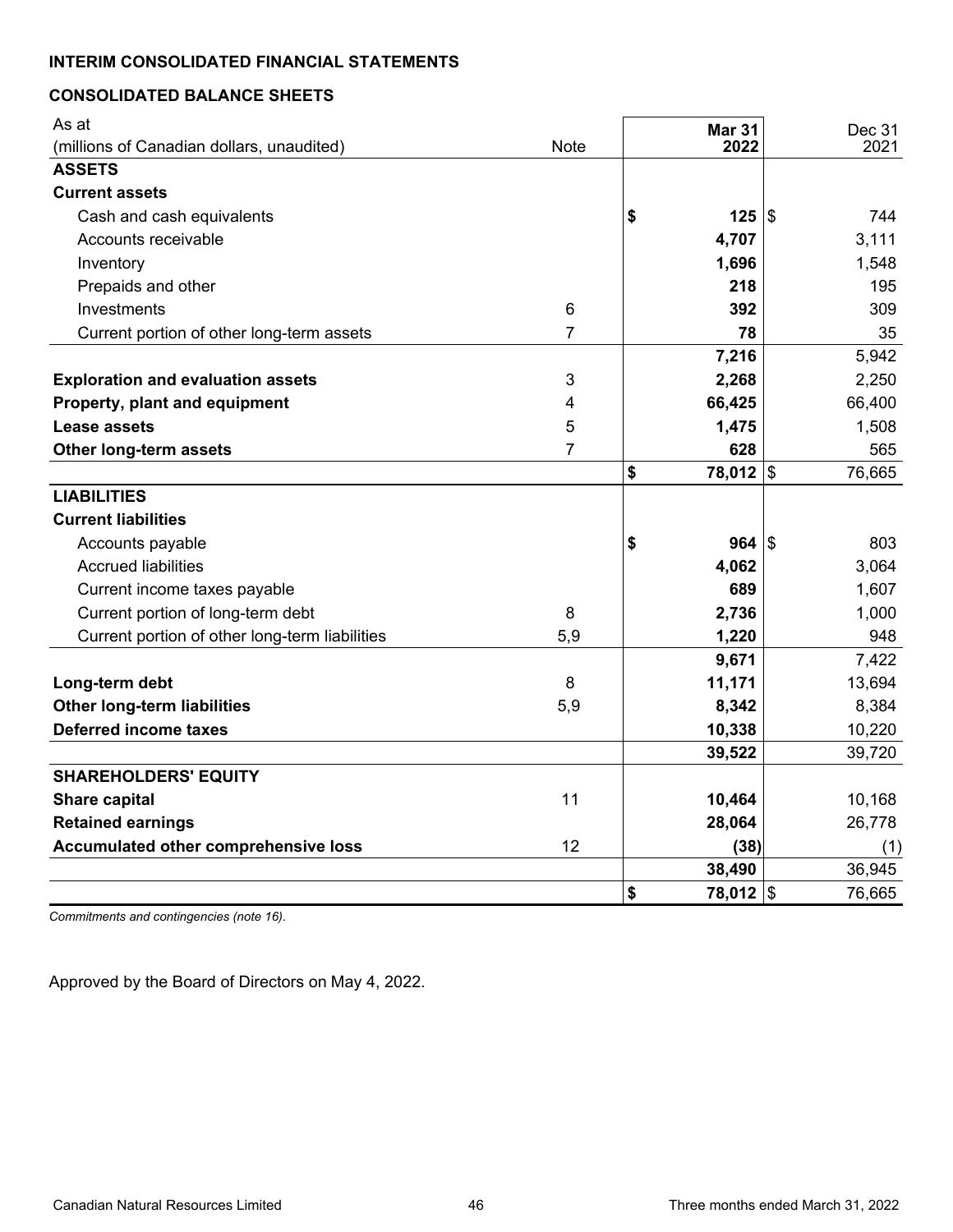## INTERIM CONSOLIDATED FINANCIAL STATEMENTS

### CONSOLIDATED BALANCE SHEETS

| As at<br>(millions of Canadian dollars, unaudited) | Note | Mar 31<br>2022 | Dec 31<br>2021 |
|---|---|---|---|
| **ASSETS** | | | |
| **Current assets** | | | |
| Cash and cash equivalents | | **$ 125** | $ 744 |
| Accounts receivable | | **4,707** | 3,111 |
| Inventory | | **1,696** | 1,548 |
| Prepaids and other | | **218** | 195 |
| Investments | 6 | **392** | 309 |
| Current portion of other long-term assets | 7 | **78** | 35 |
| | | **7,216** | 5,942 |
| **Exploration and evaluation assets** | 3 | **2,268** | 2,250 |
| **Property, plant and equipment** | 4 | **66,425** | 66,400 |
| **Lease assets** | 5 | **1,475** | 1,508 |
| **Other long-term assets** | 7 | **628** | 565 |
| | | **$ 78,012** | $ 76,665 |
| **LIABILITIES** | | | |
| **Current liabilities** | | | |
| Accounts payable | | **$ 964** | $ 803 |
| Accrued liabilities | | **4,062** | 3,064 |
| Current income taxes payable | | **689** | 1,607 |
| Current portion of long-term debt | 8 | **2,736** | 1,000 |
| Current portion of other long-term liabilities | 5,9 | **1,220** | 948 |
| | | **9,671** | 7,422 |
| **Long-term debt** | 8 | **11,171** | 13,694 |
| **Other long-term liabilities** | 5,9 | **8,342** | 8,384 |
| **Deferred income taxes** | | **10,338** | 10,220 |
| | | **39,522** | 39,720 |
| **SHAREHOLDERS' EQUITY** | | | |
| **Share capital** | 11 | **10,464** | 10,168 |
| **Retained earnings** | | **28,064** | 26,778 |
| **Accumulated other comprehensive loss** | 12 | **(38)** | (1) |
| | | **38,490** | 36,945 |
| | | **$ 78,012** | $ 76,665 |

*Commitments and contingencies (note 16).*

Approved by the Board of Directors on May 4, 2022.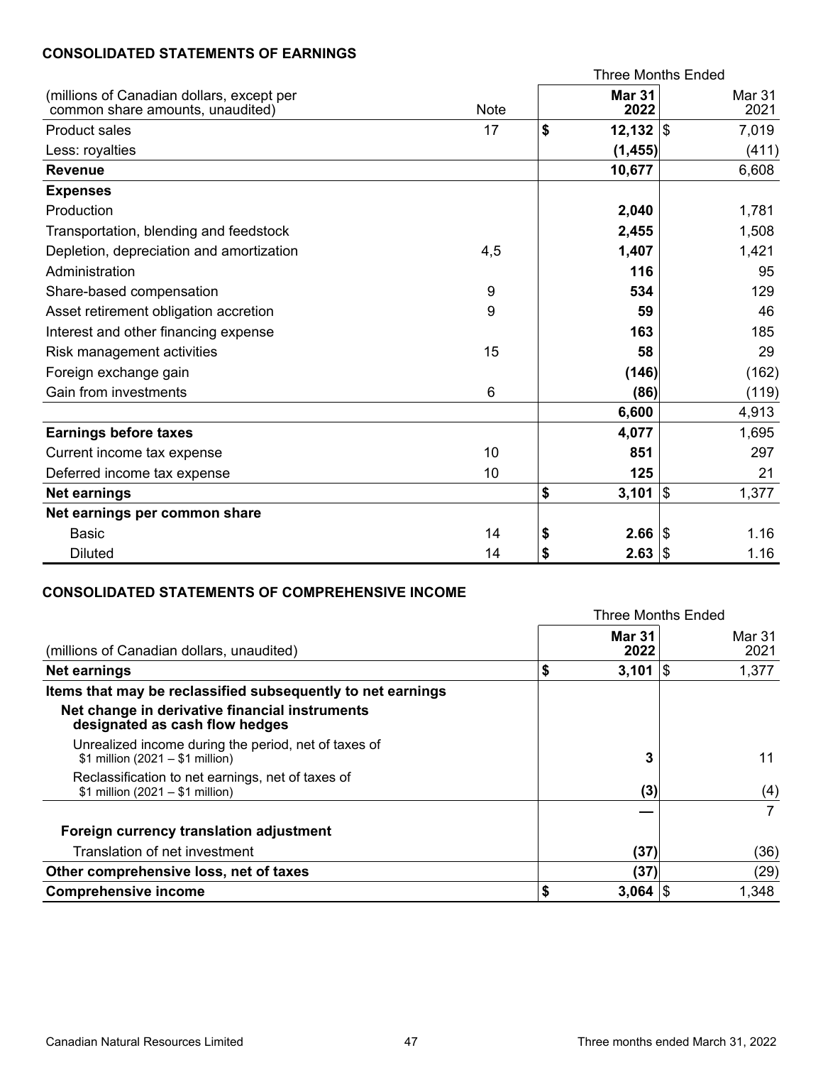### CONSOLIDATED STATEMENTS OF EARNINGS

| (millions of Canadian dollars, except per common share amounts, unaudited) | Note | Three Months Ended Mar 31 2022 | Mar 31 2021 |
|---|---|---|---|
| Product sales | 17 | **$ 12,132** | $ 7,019 |
| Less: royalties | | **(1,455)** | (411) |
| **Revenue** | | **10,677** | 6,608 |
| **Expenses** | | | |
| Production | | **2,040** | 1,781 |
| Transportation, blending and feedstock | | **2,455** | 1,508 |
| Depletion, depreciation and amortization | 4,5 | **1,407** | 1,421 |
| Administration | | **116** | 95 |
| Share-based compensation | 9 | **534** | 129 |
| Asset retirement obligation accretion | 9 | **59** | 46 |
| Interest and other financing expense | | **163** | 185 |
| Risk management activities | 15 | **58** | 29 |
| Foreign exchange gain | | **(146)** | (162) |
| Gain from investments | 6 | **(86)** | (119) |
| | | **6,600** | 4,913 |
| **Earnings before taxes** | | **4,077** | 1,695 |
| Current income tax expense | 10 | **851** | 297 |
| Deferred income tax expense | 10 | **125** | 21 |
| **Net earnings** | | **$ 3,101** | $ 1,377 |
| **Net earnings per common share** | | | |
| Basic | 14 | **$ 2.66** | $ 1.16 |
| Diluted | 14 | **$ 2.63** | $ 1.16 |

### CONSOLIDATED STATEMENTS OF COMPREHENSIVE INCOME

| (millions of Canadian dollars, unaudited) | Three Months Ended Mar 31 2022 | Mar 31 2021 |
|---|---|---|
| **Net earnings** | **$ 3,101** | $ 1,377 |
| **Items that may be reclassified subsequently to net earnings** | | |
| **Net change in derivative financial instruments designated as cash flow hedges** | | |
| Unrealized income during the period, net of taxes of $1 million (2021 – $1 million) | **3** | 11 |
| Reclassification to net earnings, net of taxes of $1 million (2021 – $1 million) | **(3)** | (4) |
| | **—** | 7 |
| **Foreign currency translation adjustment** | | |
| Translation of net investment | **(37)** | (36) |
| **Other comprehensive loss, net of taxes** | **(37)** | (29) |
| **Comprehensive income** | **$ 3,064** | $ 1,348 |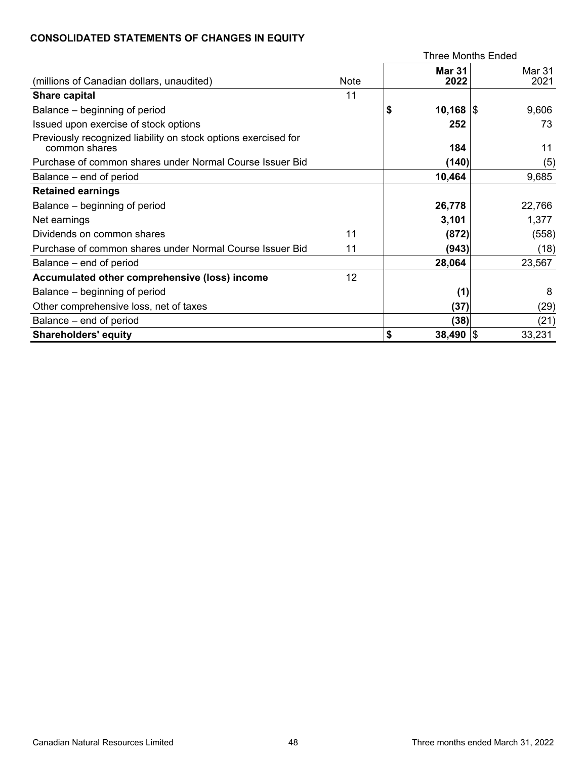**CONSOLIDATED STATEMENTS OF CHANGES IN EQUITY**

| (millions of Canadian dollars, unaudited) | Note | Three Months Ended Mar 31 2022 | Mar 31 2021 |
|---|---|---|---|
| **Share capital** | 11 | | |
| Balance – beginning of period | | **$ 10,168** | $ 9,606 |
| Issued upon exercise of stock options | | **252** | 73 |
| Previously recognized liability on stock options exercised for common shares | | **184** | 11 |
| Purchase of common shares under Normal Course Issuer Bid | | **(140)** | (5) |
| Balance – end of period | | **10,464** | 9,685 |
| **Retained earnings** | | | |
| Balance – beginning of period | | **26,778** | 22,766 |
| Net earnings | | **3,101** | 1,377 |
| Dividends on common shares | 11 | **(872)** | (558) |
| Purchase of common shares under Normal Course Issuer Bid | 11 | **(943)** | (18) |
| Balance – end of period | | **28,064** | 23,567 |
| **Accumulated other comprehensive (loss) income** | 12 | | |
| Balance – beginning of period | | **(1)** | 8 |
| Other comprehensive loss, net of taxes | | **(37)** | (29) |
| Balance – end of period | | **(38)** | (21) |
| **Shareholders' equity** | | **$ 38,490** | $ 33,231 |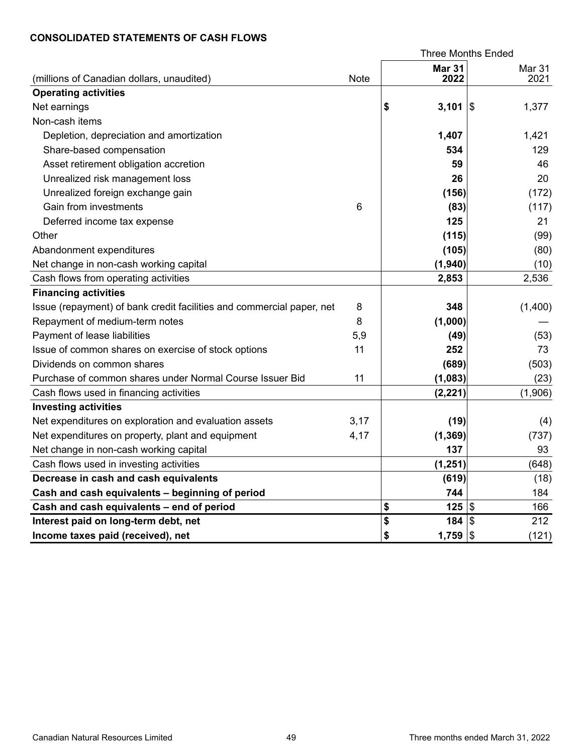**CONSOLIDATED STATEMENTS OF CASH FLOWS**

| (millions of Canadian dollars, unaudited) | Note | Three Months Ended Mar 31 2022 | Mar 31 2021 |
|---|---|---|---|
| **Operating activities** | | | |
| Net earnings | | **$ 3,101** | $ 1,377 |
| Non-cash items | | | |
| Depletion, depreciation and amortization | | **1,407** | 1,421 |
| Share-based compensation | | **534** | 129 |
| Asset retirement obligation accretion | | **59** | 46 |
| Unrealized risk management loss | | **26** | 20 |
| Unrealized foreign exchange gain | | **(156)** | (172) |
| Gain from investments | 6 | **(83)** | (117) |
| Deferred income tax expense | | **125** | 21 |
| Other | | **(115)** | (99) |
| Abandonment expenditures | | **(105)** | (80) |
| Net change in non-cash working capital | | **(1,940)** | (10) |
| Cash flows from operating activities | | **2,853** | 2,536 |
| **Financing activities** | | | |
| Issue (repayment) of bank credit facilities and commercial paper, net | 8 | **348** | (1,400) |
| Repayment of medium-term notes | 8 | **(1,000)** | — |
| Payment of lease liabilities | 5,9 | **(49)** | (53) |
| Issue of common shares on exercise of stock options | 11 | **252** | 73 |
| Dividends on common shares | | **(689)** | (503) |
| Purchase of common shares under Normal Course Issuer Bid | 11 | **(1,083)** | (23) |
| Cash flows used in financing activities | | **(2,221)** | (1,906) |
| **Investing activities** | | | |
| Net expenditures on exploration and evaluation assets | 3,17 | **(19)** | (4) |
| Net expenditures on property, plant and equipment | 4,17 | **(1,369)** | (737) |
| Net change in non-cash working capital | | **137** | 93 |
| Cash flows used in investing activities | | **(1,251)** | (648) |
| **Decrease in cash and cash equivalents** | | **(619)** | (18) |
| **Cash and cash equivalents – beginning of period** | | **744** | 184 |
| **Cash and cash equivalents – end of period** | | **$ 125** | $ 166 |
| **Interest paid on long-term debt, net** | | **$ 184** | $ 212 |
| **Income taxes paid (received), net** | | **$ 1,759** | $ (121) |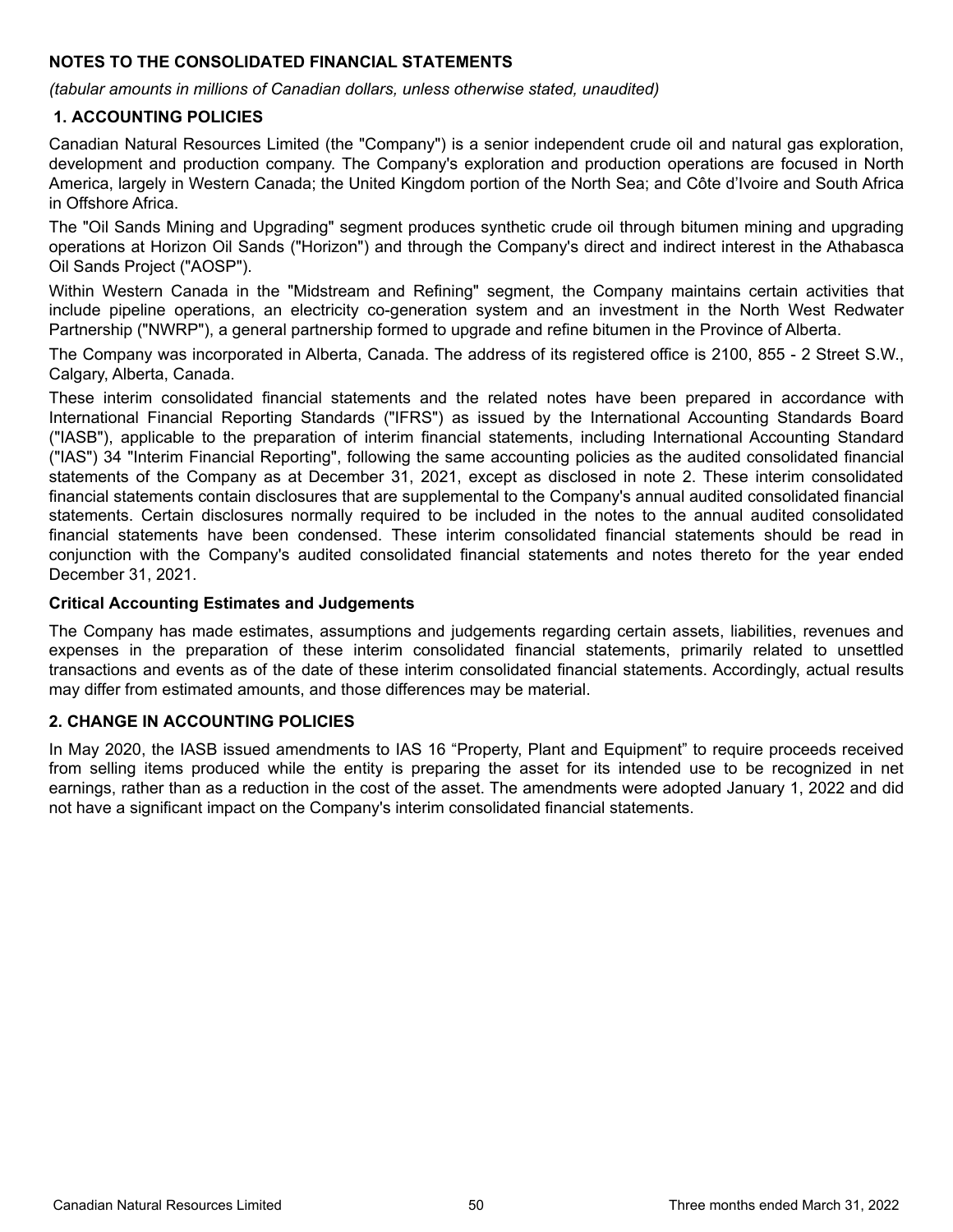## NOTES TO THE CONSOLIDATED FINANCIAL STATEMENTS

*(tabular amounts in millions of Canadian dollars, unless otherwise stated, unaudited)*

### 1. ACCOUNTING POLICIES

Canadian Natural Resources Limited (the "Company") is a senior independent crude oil and natural gas exploration, development and production company. The Company's exploration and production operations are focused in North America, largely in Western Canada; the United Kingdom portion of the North Sea; and Côte d'Ivoire and South Africa in Offshore Africa.

The "Oil Sands Mining and Upgrading" segment produces synthetic crude oil through bitumen mining and upgrading operations at Horizon Oil Sands ("Horizon") and through the Company's direct and indirect interest in the Athabasca Oil Sands Project ("AOSP").

Within Western Canada in the "Midstream and Refining" segment, the Company maintains certain activities that include pipeline operations, an electricity co-generation system and an investment in the North West Redwater Partnership ("NWRP"), a general partnership formed to upgrade and refine bitumen in the Province of Alberta.

The Company was incorporated in Alberta, Canada. The address of its registered office is 2100, 855 - 2 Street S.W., Calgary, Alberta, Canada.

These interim consolidated financial statements and the related notes have been prepared in accordance with International Financial Reporting Standards ("IFRS") as issued by the International Accounting Standards Board ("IASB"), applicable to the preparation of interim financial statements, including International Accounting Standard ("IAS") 34 "Interim Financial Reporting", following the same accounting policies as the audited consolidated financial statements of the Company as at December 31, 2021, except as disclosed in note 2. These interim consolidated financial statements contain disclosures that are supplemental to the Company's annual audited consolidated financial statements. Certain disclosures normally required to be included in the notes to the annual audited consolidated financial statements have been condensed. These interim consolidated financial statements should be read in conjunction with the Company's audited consolidated financial statements and notes thereto for the year ended December 31, 2021.

#### Critical Accounting Estimates and Judgements

The Company has made estimates, assumptions and judgements regarding certain assets, liabilities, revenues and expenses in the preparation of these interim consolidated financial statements, primarily related to unsettled transactions and events as of the date of these interim consolidated financial statements. Accordingly, actual results may differ from estimated amounts, and those differences may be material.

### 2. CHANGE IN ACCOUNTING POLICIES

In May 2020, the IASB issued amendments to IAS 16 "Property, Plant and Equipment" to require proceeds received from selling items produced while the entity is preparing the asset for its intended use to be recognized in net earnings, rather than as a reduction in the cost of the asset. The amendments were adopted January 1, 2022 and did not have a significant impact on the Company's interim consolidated financial statements.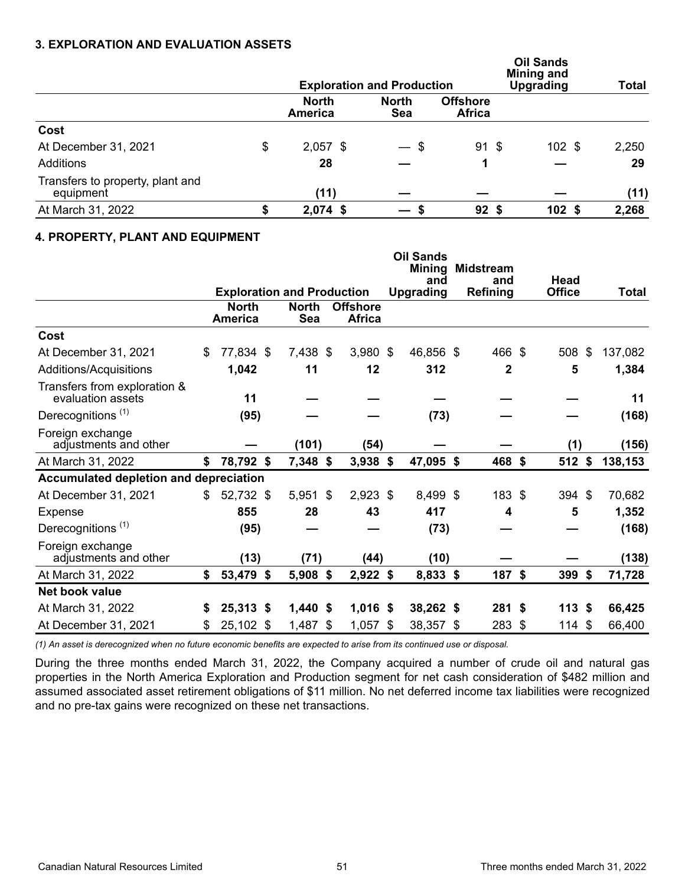### 3. EXPLORATION AND EVALUATION ASSETS

| | Exploration and Production | | | Oil Sands Mining and Upgrading | Total |
|---|---|---|---|---|---|
| | North America | North Sea | Offshore Africa | | |
| **Cost** | | | | | |
| At December 31, 2021 | $ 2,057 | $ — | $ 91 | $ 102 | $ 2,250 |
| Additions | **28** | **—** | **1** | **—** | **29** |
| Transfers to property, plant and equipment | **(11)** | **—** | **—** | **—** | **(11)** |
| At March 31, 2022 | **$ 2,074** | **$ —** | **$ 92** | **$ 102** | **$ 2,268** |

### 4. PROPERTY, PLANT AND EQUIPMENT

| | Exploration and Production | | | Oil Sands Mining and Upgrading | Midstream and Refining | Head Office | Total |
|---|---|---|---|---|---|---|---|
| | North America | North Sea | Offshore Africa | | | | |
| **Cost** | | | | | | | |
| At December 31, 2021 | $ 77,834 | $ 7,438 | $ 3,980 | $ 46,856 | $ 466 | $ 508 | $ 137,082 |
| Additions/Acquisitions | **1,042** | **11** | **12** | **312** | **2** | **5** | **1,384** |
| Transfers from exploration & evaluation assets | **11** | **—** | **—** | **—** | **—** | **—** | **11** |
| Derecognitions [(1)] | **(95)** | **—** | **—** | **(73)** | **—** | **—** | **(168)** |
| Foreign exchange adjustments and other | **—** | **(101)** | **(54)** | **—** | **—** | **(1)** | **(156)** |
| At March 31, 2022 | **$ 78,792** | **$ 7,348** | **$ 3,938** | **$ 47,095** | **$ 468** | **$ 512** | **$ 138,153** |
| **Accumulated depletion and depreciation** | | | | | | | |
| At December 31, 2021 | $ 52,732 | $ 5,951 | $ 2,923 | $ 8,499 | $ 183 | $ 394 | $ 70,682 |
| Expense | **855** | **28** | **43** | **417** | **4** | **5** | **1,352** |
| Derecognitions [(1)] | **(95)** | **—** | **—** | **(73)** | **—** | **—** | **(168)** |
| Foreign exchange adjustments and other | **(13)** | **(71)** | **(44)** | **(10)** | **—** | **—** | **(138)** |
| At March 31, 2022 | **$ 53,479** | **$ 5,908** | **$ 2,922** | **$ 8,833** | **$ 187** | **$ 399** | **$ 71,728** |
| **Net book value** | | | | | | | |
| At March 31, 2022 | **$ 25,313** | **$ 1,440** | **$ 1,016** | **$ 38,262** | **$ 281** | **$ 113** | **$ 66,425** |
| At December 31, 2021 | $ 25,102 | $ 1,487 | $ 1,057 | $ 38,357 | $ 283 | $ 114 | $ 66,400 |

*(1) An asset is derecognized when no future economic benefits are expected to arise from its continued use or disposal.*

During the three months ended March 31, 2022, the Company acquired a number of crude oil and natural gas properties in the North America Exploration and Production segment for net cash consideration of $482 million and assumed associated asset retirement obligations of $11 million. No net deferred income tax liabilities were recognized and no pre-tax gains were recognized on these net transactions.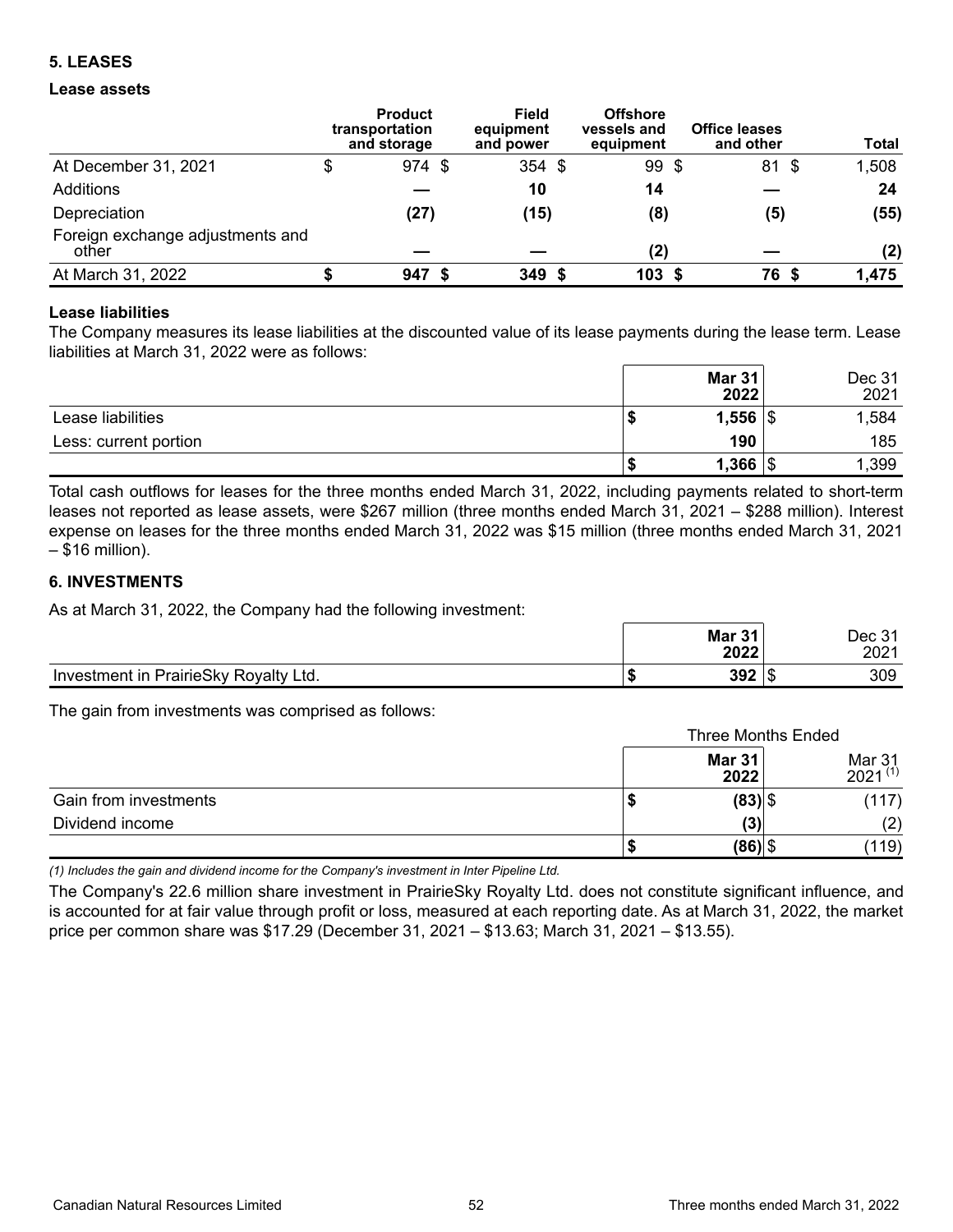## 5. LEASES

### Lease assets

| | Product transportation and storage | Field equipment and power | Offshore vessels and equipment | Office leases and other | Total |
|---|---|---|---|---|---|
| At December 31, 2021 | $ 974 | $ 354 | $ 99 | $ 81 | $ 1,508 |
| Additions | **—** | **10** | **14** | **—** | **24** |
| Depreciation | **(27)** | **(15)** | **(8)** | **(5)** | **(55)** |
| Foreign exchange adjustments and other | **—** | **—** | **(2)** | **—** | **(2)** |
| At March 31, 2022 | **$ 947** | **$ 349** | **$ 103** | **$ 76** | **$ 1,475** |

### Lease liabilities

The Company measures its lease liabilities at the discounted value of its lease payments during the lease term. Lease liabilities at March 31, 2022 were as follows:

| | Mar 31 2022 | Dec 31 2021 |
|---|---|---|
| Lease liabilities | **$ 1,556** | $ 1,584 |
| Less: current portion | **190** | 185 |
| | **$ 1,366** | $ 1,399 |

Total cash outflows for leases for the three months ended March 31, 2022, including payments related to short-term leases not reported as lease assets, were $267 million (three months ended March 31, 2021 – $288 million). Interest expense on leases for the three months ended March 31, 2022 was $15 million (three months ended March 31, 2021 – $16 million).

## 6. INVESTMENTS

As at March 31, 2022, the Company had the following investment:

| | Mar 31 2022 | Dec 31 2021 |
|---|---|---|
| Investment in PrairieSky Royalty Ltd. | **$ 392** | $ 309 |

The gain from investments was comprised as follows:

| | Three Months Ended | |
|---|---|---|
| | Mar 31 2022 | Mar 31 2021 (1) |
| Gain from investments | **$ (83)** | $ (117) |
| Dividend income | **(3)** | (2) |
| | **$ (86)** | $ (119) |

*(1) Includes the gain and dividend income for the Company's investment in Inter Pipeline Ltd.*

The Company's 22.6 million share investment in PrairieSky Royalty Ltd. does not constitute significant influence, and is accounted for at fair value through profit or loss, measured at each reporting date. As at March 31, 2022, the market price per common share was $17.29 (December 31, 2021 – $13.63; March 31, 2021 – $13.55).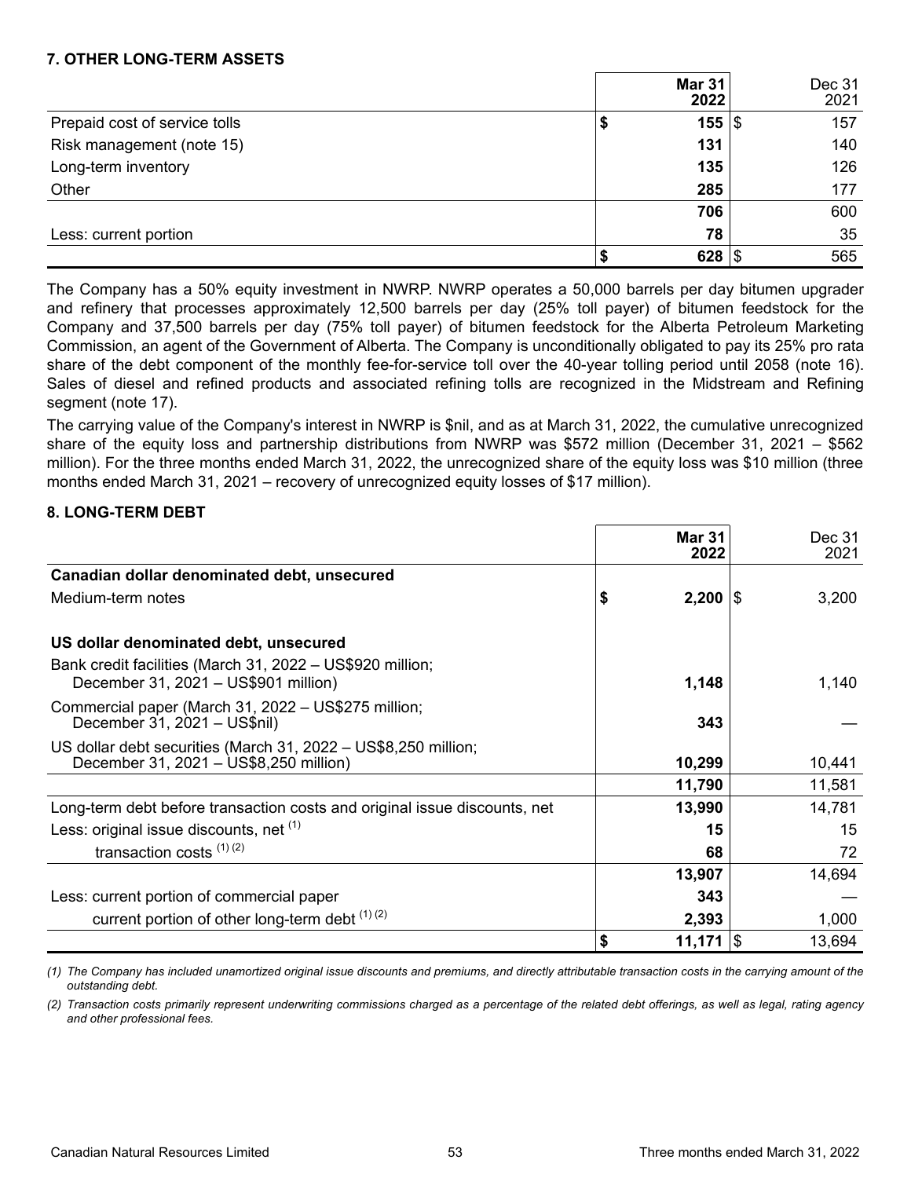### 7. OTHER LONG-TERM ASSETS

| | Mar 31 2022 | Dec 31 2021 |
|---|---|---|
| Prepaid cost of service tolls | $ 155 | $ 157 |
| Risk management (note 15) | 131 | 140 |
| Long-term inventory | 135 | 126 |
| Other | 285 | 177 |
| | 706 | 600 |
| Less: current portion | 78 | 35 |
| | $ 628 | $ 565 |

The Company has a 50% equity investment in NWRP. NWRP operates a 50,000 barrels per day bitumen upgrader and refinery that processes approximately 12,500 barrels per day (25% toll payer) of bitumen feedstock for the Company and 37,500 barrels per day (75% toll payer) of bitumen feedstock for the Alberta Petroleum Marketing Commission, an agent of the Government of Alberta. The Company is unconditionally obligated to pay its 25% pro rata share of the debt component of the monthly fee-for-service toll over the 40-year tolling period until 2058 (note 16). Sales of diesel and refined products and associated refining tolls are recognized in the Midstream and Refining segment (note 17).

The carrying value of the Company's interest in NWRP is $nil, and as at March 31, 2022, the cumulative unrecognized share of the equity loss and partnership distributions from NWRP was $572 million (December 31, 2021 – $562 million). For the three months ended March 31, 2022, the unrecognized share of the equity loss was $10 million (three months ended March 31, 2021 – recovery of unrecognized equity losses of $17 million).

### 8. LONG-TERM DEBT

| | Mar 31 2022 | Dec 31 2021 |
|---|---|---|
| **Canadian dollar denominated debt, unsecured** | | |
| Medium-term notes | $ 2,200 | $ 3,200 |
| **US dollar denominated debt, unsecured** | | |
| Bank credit facilities (March 31, 2022 – US$920 million; December 31, 2021 – US$901 million) | 1,148 | 1,140 |
| Commercial paper (March 31, 2022 – US$275 million; December 31, 2021 – US$nil) | 343 | — |
| US dollar debt securities (March 31, 2022 – US$8,250 million; December 31, 2021 – US$8,250 million) | 10,299 | 10,441 |
| | 11,790 | 11,581 |
| Long-term debt before transaction costs and original issue discounts, net | 13,990 | 14,781 |
| Less: original issue discounts, net [(1)] | 15 | 15 |
| transaction costs [(1) (2)] | 68 | 72 |
| | 13,907 | 14,694 |
| Less: current portion of commercial paper | 343 | — |
| current portion of other long-term debt [(1) (2)] | 2,393 | 1,000 |
| | $ 11,171 | $ 13,694 |

*(1) The Company has included unamortized original issue discounts and premiums, and directly attributable transaction costs in the carrying amount of the outstanding debt.*

*(2) Transaction costs primarily represent underwriting commissions charged as a percentage of the related debt offerings, as well as legal, rating agency and other professional fees.*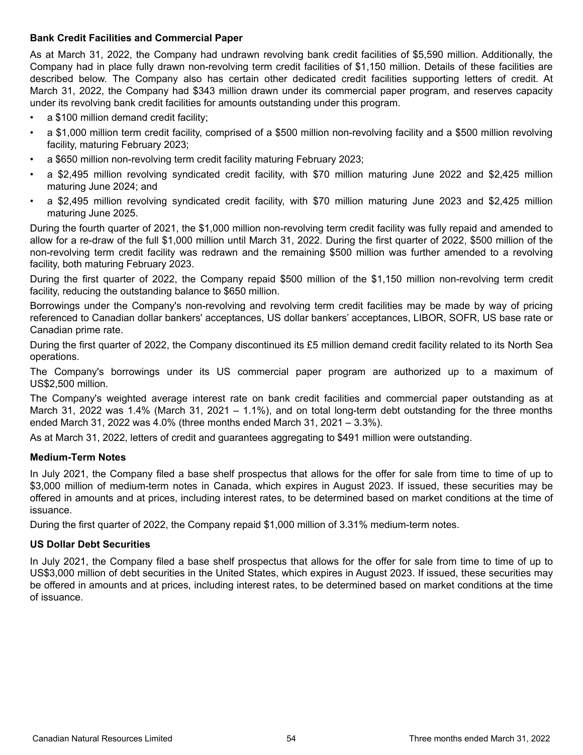### Bank Credit Facilities and Commercial Paper

As at March 31, 2022, the Company had undrawn revolving bank credit facilities of $5,590 million. Additionally, the Company had in place fully drawn non-revolving term credit facilities of $1,150 million. Details of these facilities are described below. The Company also has certain other dedicated credit facilities supporting letters of credit. At March 31, 2022, the Company had $343 million drawn under its commercial paper program, and reserves capacity under its revolving bank credit facilities for amounts outstanding under this program.

- a $100 million demand credit facility;
- a $1,000 million term credit facility, comprised of a $500 million non-revolving facility and a $500 million revolving facility, maturing February 2023;
- a $650 million non-revolving term credit facility maturing February 2023;
- a $2,495 million revolving syndicated credit facility, with $70 million maturing June 2022 and $2,425 million maturing June 2024; and
- a $2,495 million revolving syndicated credit facility, with $70 million maturing June 2023 and $2,425 million maturing June 2025.

During the fourth quarter of 2021, the $1,000 million non-revolving term credit facility was fully repaid and amended to allow for a re-draw of the full $1,000 million until March 31, 2022. During the first quarter of 2022, $500 million of the non-revolving term credit facility was redrawn and the remaining $500 million was further amended to a revolving facility, both maturing February 2023.

During the first quarter of 2022, the Company repaid $500 million of the $1,150 million non-revolving term credit facility, reducing the outstanding balance to $650 million.

Borrowings under the Company's non-revolving and revolving term credit facilities may be made by way of pricing referenced to Canadian dollar bankers' acceptances, US dollar bankers' acceptances, LIBOR, SOFR, US base rate or Canadian prime rate.

During the first quarter of 2022, the Company discontinued its £5 million demand credit facility related to its North Sea operations.

The Company's borrowings under its US commercial paper program are authorized up to a maximum of US$2,500 million.

The Company's weighted average interest rate on bank credit facilities and commercial paper outstanding as at March 31, 2022 was 1.4% (March 31, 2021 – 1.1%), and on total long-term debt outstanding for the three months ended March 31, 2022 was 4.0% (three months ended March 31, 2021 – 3.3%).

As at March 31, 2022, letters of credit and guarantees aggregating to $491 million were outstanding.

### Medium-Term Notes

In July 2021, the Company filed a base shelf prospectus that allows for the offer for sale from time to time of up to $3,000 million of medium-term notes in Canada, which expires in August 2023. If issued, these securities may be offered in amounts and at prices, including interest rates, to be determined based on market conditions at the time of issuance.

During the first quarter of 2022, the Company repaid $1,000 million of 3.31% medium-term notes.

### US Dollar Debt Securities

In July 2021, the Company filed a base shelf prospectus that allows for the offer for sale from time to time of up to US$3,000 million of debt securities in the United States, which expires in August 2023. If issued, these securities may be offered in amounts and at prices, including interest rates, to be determined based on market conditions at the time of issuance.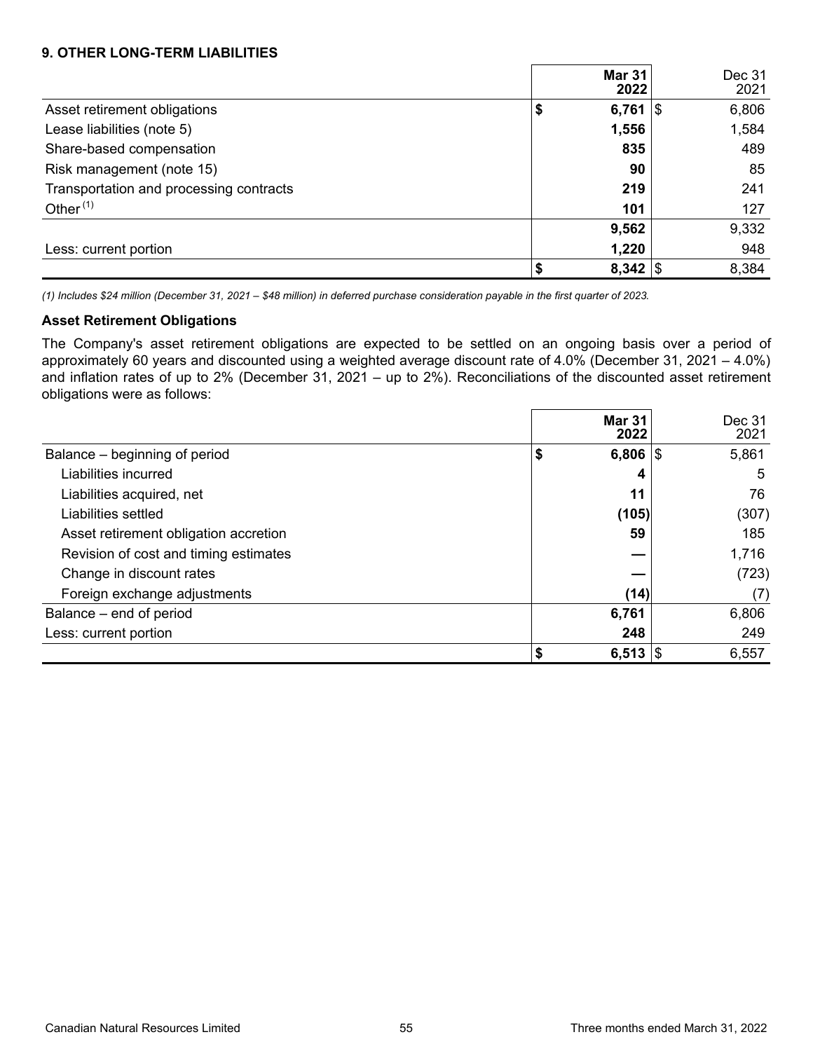## 9. OTHER LONG-TERM LIABILITIES

| | Mar 31 2022 | Dec 31 2021 |
|---|---|---|
| Asset retirement obligations | $ 6,761 | $ 6,806 |
| Lease liabilities (note 5) | 1,556 | 1,584 |
| Share-based compensation | 835 | 489 |
| Risk management (note 15) | 90 | 85 |
| Transportation and processing contracts | 219 | 241 |
| Other [(1)] | 101 | 127 |
| | 9,562 | 9,332 |
| Less: current portion | 1,220 | 948 |
| | $ 8,342 | $ 8,384 |

*(1) Includes $24 million (December 31, 2021 – $48 million) in deferred purchase consideration payable in the first quarter of 2023.*

### Asset Retirement Obligations

The Company's asset retirement obligations are expected to be settled on an ongoing basis over a period of approximately 60 years and discounted using a weighted average discount rate of 4.0% (December 31, 2021 – 4.0%) and inflation rates of up to 2% (December 31, 2021 – up to 2%). Reconciliations of the discounted asset retirement obligations were as follows:

| | Mar 31 2022 | Dec 31 2021 |
|---|---|---|
| Balance – beginning of period | $ 6,806 | $ 5,861 |
| Liabilities incurred | 4 | 5 |
| Liabilities acquired, net | 11 | 76 |
| Liabilities settled | (105) | (307) |
| Asset retirement obligation accretion | 59 | 185 |
| Revision of cost and timing estimates | — | 1,716 |
| Change in discount rates | — | (723) |
| Foreign exchange adjustments | (14) | (7) |
| Balance – end of period | 6,761 | 6,806 |
| Less: current portion | 248 | 249 |
| | $ 6,513 | $ 6,557 |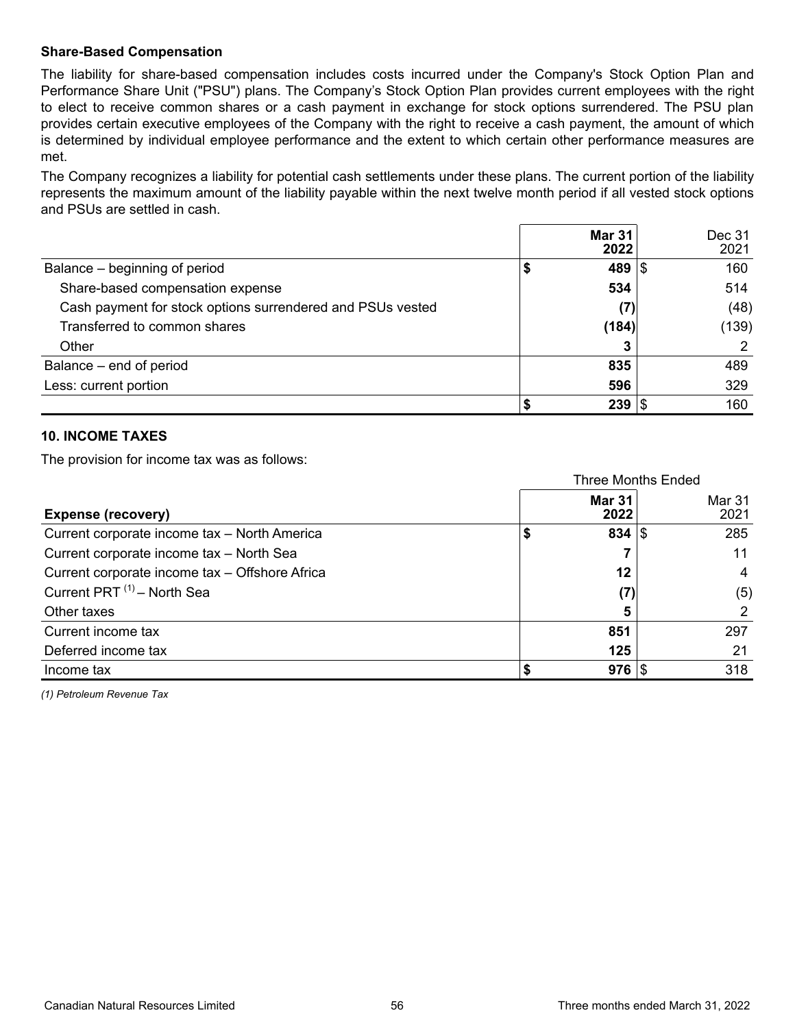### Share-Based Compensation

The liability for share-based compensation includes costs incurred under the Company's Stock Option Plan and Performance Share Unit ("PSU") plans. The Company's Stock Option Plan provides current employees with the right to elect to receive common shares or a cash payment in exchange for stock options surrendered. The PSU plan provides certain executive employees of the Company with the right to receive a cash payment, the amount of which is determined by individual employee performance and the extent to which certain other performance measures are met.

The Company recognizes a liability for potential cash settlements under these plans. The current portion of the liability represents the maximum amount of the liability payable within the next twelve month period if all vested stock options and PSUs are settled in cash.

| | Mar 31 2022 | Dec 31 2021 |
|---|---|---|
| Balance – beginning of period | $ 489 | $ 160 |
| Share-based compensation expense | 534 | 514 |
| Cash payment for stock options surrendered and PSUs vested | (7) | (48) |
| Transferred to common shares | (184) | (139) |
| Other | 3 | 2 |
| Balance – end of period | 835 | 489 |
| Less: current portion | 596 | 329 |
| | $ 239 | $ 160 |

## 10. INCOME TAXES

The provision for income tax was as follows:

| | Three Months Ended | |
|---|---|---|
| **Expense (recovery)** | **Mar 31 2022** | Mar 31 2021 |
| Current corporate income tax – North America | $ 834 | $ 285 |
| Current corporate income tax – North Sea | 7 | 11 |
| Current corporate income tax – Offshore Africa | 12 | 4 |
| Current PRT [(1)] – North Sea | (7) | (5) |
| Other taxes | 5 | 2 |
| Current income tax | 851 | 297 |
| Deferred income tax | 125 | 21 |
| Income tax | $ 976 | $ 318 |

*(1) Petroleum Revenue Tax*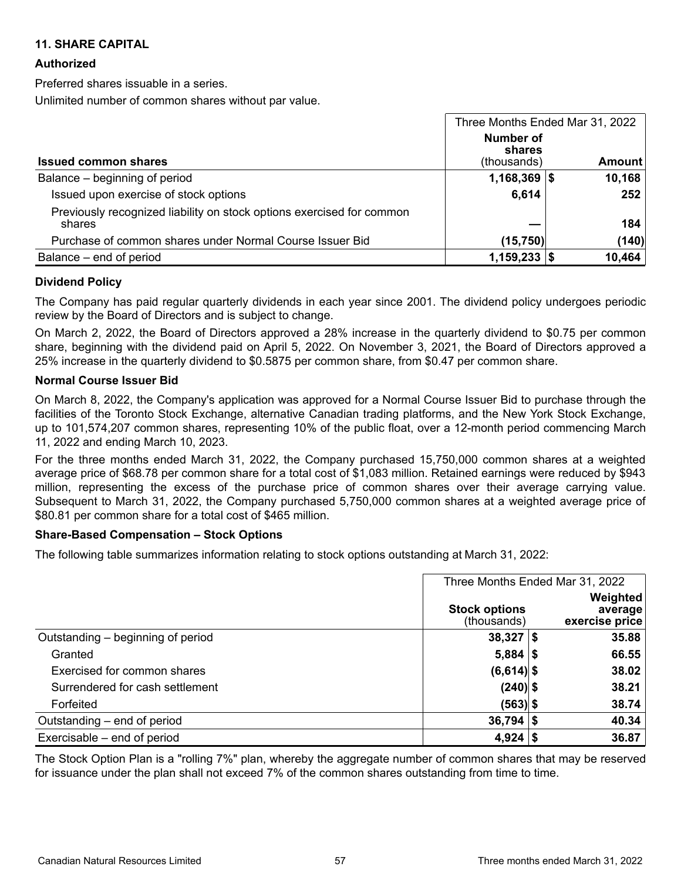## 11. SHARE CAPITAL

### Authorized

Preferred shares issuable in a series.

Unlimited number of common shares without par value.

| | Three Months Ended Mar 31, 2022 | |
|---|---|---|
| **Issued common shares** | **Number of shares** (thousands) | **Amount** |
| Balance – beginning of period | **1,168,369** | **$ 10,168** |
| Issued upon exercise of stock options | **6,614** | **252** |
| Previously recognized liability on stock options exercised for common shares | **—** | **184** |
| Purchase of common shares under Normal Course Issuer Bid | **(15,750)** | **(140)** |
| Balance – end of period | **1,159,233** | **$ 10,464** |

### Dividend Policy

The Company has paid regular quarterly dividends in each year since 2001. The dividend policy undergoes periodic review by the Board of Directors and is subject to change.

On March 2, 2022, the Board of Directors approved a 28% increase in the quarterly dividend to $0.75 per common share, beginning with the dividend paid on April 5, 2022. On November 3, 2021, the Board of Directors approved a 25% increase in the quarterly dividend to $0.5875 per common share, from $0.47 per common share.

### Normal Course Issuer Bid

On March 8, 2022, the Company's application was approved for a Normal Course Issuer Bid to purchase through the facilities of the Toronto Stock Exchange, alternative Canadian trading platforms, and the New York Stock Exchange, up to 101,574,207 common shares, representing 10% of the public float, over a 12-month period commencing March 11, 2022 and ending March 10, 2023.

For the three months ended March 31, 2022, the Company purchased 15,750,000 common shares at a weighted average price of $68.78 per common share for a total cost of $1,083 million. Retained earnings were reduced by $943 million, representing the excess of the purchase price of common shares over their average carrying value. Subsequent to March 31, 2022, the Company purchased 5,750,000 common shares at a weighted average price of $80.81 per common share for a total cost of $465 million.

### Share-Based Compensation – Stock Options

The following table summarizes information relating to stock options outstanding at March 31, 2022:

| | Three Months Ended Mar 31, 2022 | |
|---|---|---|
| | **Stock options** (thousands) | **Weighted average exercise price** |
| Outstanding – beginning of period | **38,327** | **$ 35.88** |
| Granted | **5,884** | **$ 66.55** |
| Exercised for common shares | **(6,614)** | **$ 38.02** |
| Surrendered for cash settlement | **(240)** | **$ 38.21** |
| Forfeited | **(563)** | **$ 38.74** |
| Outstanding – end of period | **36,794** | **$ 40.34** |
| Exercisable – end of period | **4,924** | **$ 36.87** |

The Stock Option Plan is a "rolling 7%" plan, whereby the aggregate number of common shares that may be reserved for issuance under the plan shall not exceed 7% of the common shares outstanding from time to time.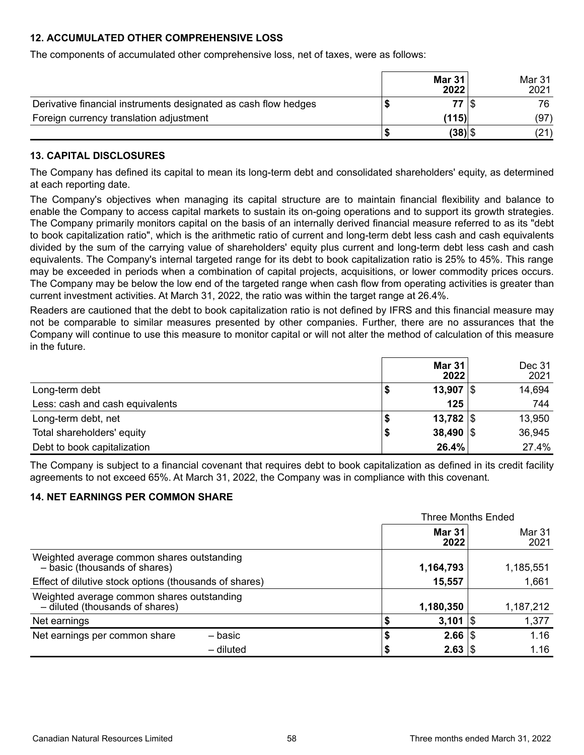## 12. ACCUMULATED OTHER COMPREHENSIVE LOSS

The components of accumulated other comprehensive loss, net of taxes, were as follows:

| | Mar 31 2022 | Mar 31 2021 |
|---|---|---|
| Derivative financial instruments designated as cash flow hedges | $ 77 | $ 76 |
| Foreign currency translation adjustment | (115) | (97) |
| | $ (38) | $ (21) |

## 13. CAPITAL DISCLOSURES

The Company has defined its capital to mean its long-term debt and consolidated shareholders' equity, as determined at each reporting date.

The Company's objectives when managing its capital structure are to maintain financial flexibility and balance to enable the Company to access capital markets to sustain its on-going operations and to support its growth strategies. The Company primarily monitors capital on the basis of an internally derived financial measure referred to as its "debt to book capitalization ratio", which is the arithmetic ratio of current and long-term debt less cash and cash equivalents divided by the sum of the carrying value of shareholders' equity plus current and long-term debt less cash and cash equivalents. The Company's internal targeted range for its debt to book capitalization ratio is 25% to 45%. This range may be exceeded in periods when a combination of capital projects, acquisitions, or lower commodity prices occurs. The Company may be below the low end of the targeted range when cash flow from operating activities is greater than current investment activities. At March 31, 2022, the ratio was within the target range at 26.4%.

Readers are cautioned that the debt to book capitalization ratio is not defined by IFRS and this financial measure may not be comparable to similar measures presented by other companies. Further, there are no assurances that the Company will continue to use this measure to monitor capital or will not alter the method of calculation of this measure in the future.

| | Mar 31 2022 | Dec 31 2021 |
|---|---|---|
| Long-term debt | $ 13,907 | $ 14,694 |
| Less: cash and cash equivalents | 125 | 744 |
| Long-term debt, net | $ 13,782 | $ 13,950 |
| Total shareholders' equity | $ 38,490 | $ 36,945 |
| Debt to book capitalization | 26.4% | 27.4% |

The Company is subject to a financial covenant that requires debt to book capitalization as defined in its credit facility agreements to not exceed 65%. At March 31, 2022, the Company was in compliance with this covenant.

## 14. NET EARNINGS PER COMMON SHARE

| | | Three Months Ended | |
|---|---|---|---|
| | | Mar 31 2022 | Mar 31 2021 |
| Weighted average common shares outstanding – basic (thousands of shares) | | 1,164,793 | 1,185,551 |
| Effect of dilutive stock options (thousands of shares) | | 15,557 | 1,661 |
| Weighted average common shares outstanding – diluted (thousands of shares) | | 1,180,350 | 1,187,212 |
| Net earnings | | $ 3,101 | $ 1,377 |
| Net earnings per common share | – basic | $ 2.66 | $ 1.16 |
| | – diluted | $ 2.63 | $ 1.16 |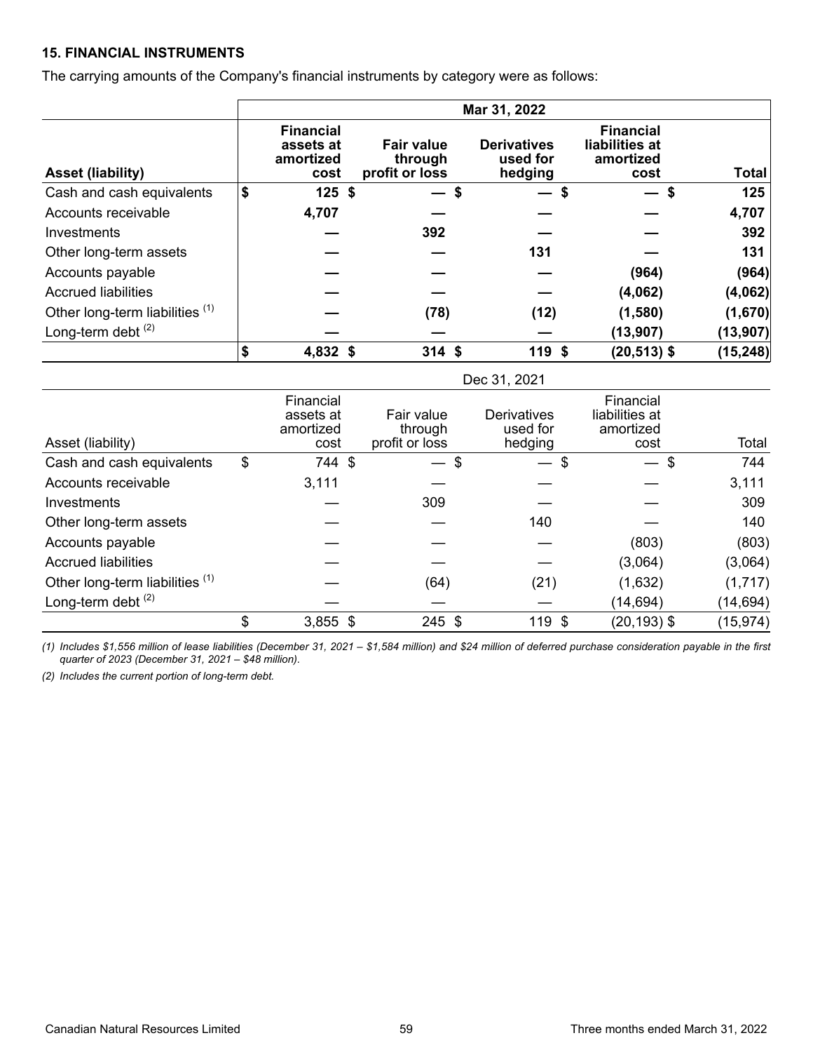### 15. FINANCIAL INSTRUMENTS

The carrying amounts of the Company's financial instruments by category were as follows:

| | Mar 31, 2022 | | | | |
|---|---|---|---|---|---|
| **Asset (liability)** | **Financial assets at amortized cost** | **Fair value through profit or loss** | **Derivatives used for hedging** | **Financial liabilities at amortized cost** | **Total** |
| Cash and cash equivalents | **$ 125** | **$ —** | **$ —** | **$ —** | **$ 125** |
| Accounts receivable | **4,707** | **—** | **—** | **—** | **4,707** |
| Investments | **—** | **392** | **—** | **—** | **392** |
| Other long-term assets | **—** | **—** | **131** | **—** | **131** |
| Accounts payable | **—** | **—** | **—** | **(964)** | **(964)** |
| Accrued liabilities | **—** | **—** | **—** | **(4,062)** | **(4,062)** |
| Other long-term liabilities (1) | **—** | **(78)** | **(12)** | **(1,580)** | **(1,670)** |
| Long-term debt (2) | **—** | **—** | **—** | **(13,907)** | **(13,907)** |
| | **$ 4,832** | **$ 314** | **$ 119** | **$ (20,513)** | **$ (15,248)** |

| | Dec 31, 2021 | | | | |
|---|---|---|---|---|---|
| Asset (liability) | Financial assets at amortized cost | Fair value through profit or loss | Derivatives used for hedging | Financial liabilities at amortized cost | Total |
| Cash and cash equivalents | $ 744 | $ — | $ — | $ — | $ 744 |
| Accounts receivable | 3,111 | — | — | — | 3,111 |
| Investments | — | 309 | — | — | 309 |
| Other long-term assets | — | — | 140 | — | 140 |
| Accounts payable | — | — | — | (803) | (803) |
| Accrued liabilities | — | — | — | (3,064) | (3,064) |
| Other long-term liabilities (1) | — | (64) | (21) | (1,632) | (1,717) |
| Long-term debt (2) | — | — | — | (14,694) | (14,694) |
| | $ 3,855 | $ 245 | $ 119 | $ (20,193) | $ (15,974) |

*(1) Includes $1,556 million of lease liabilities (December 31, 2021 – $1,584 million) and $24 million of deferred purchase consideration payable in the first quarter of 2023 (December 31, 2021 – $48 million).*

*(2) Includes the current portion of long-term debt.*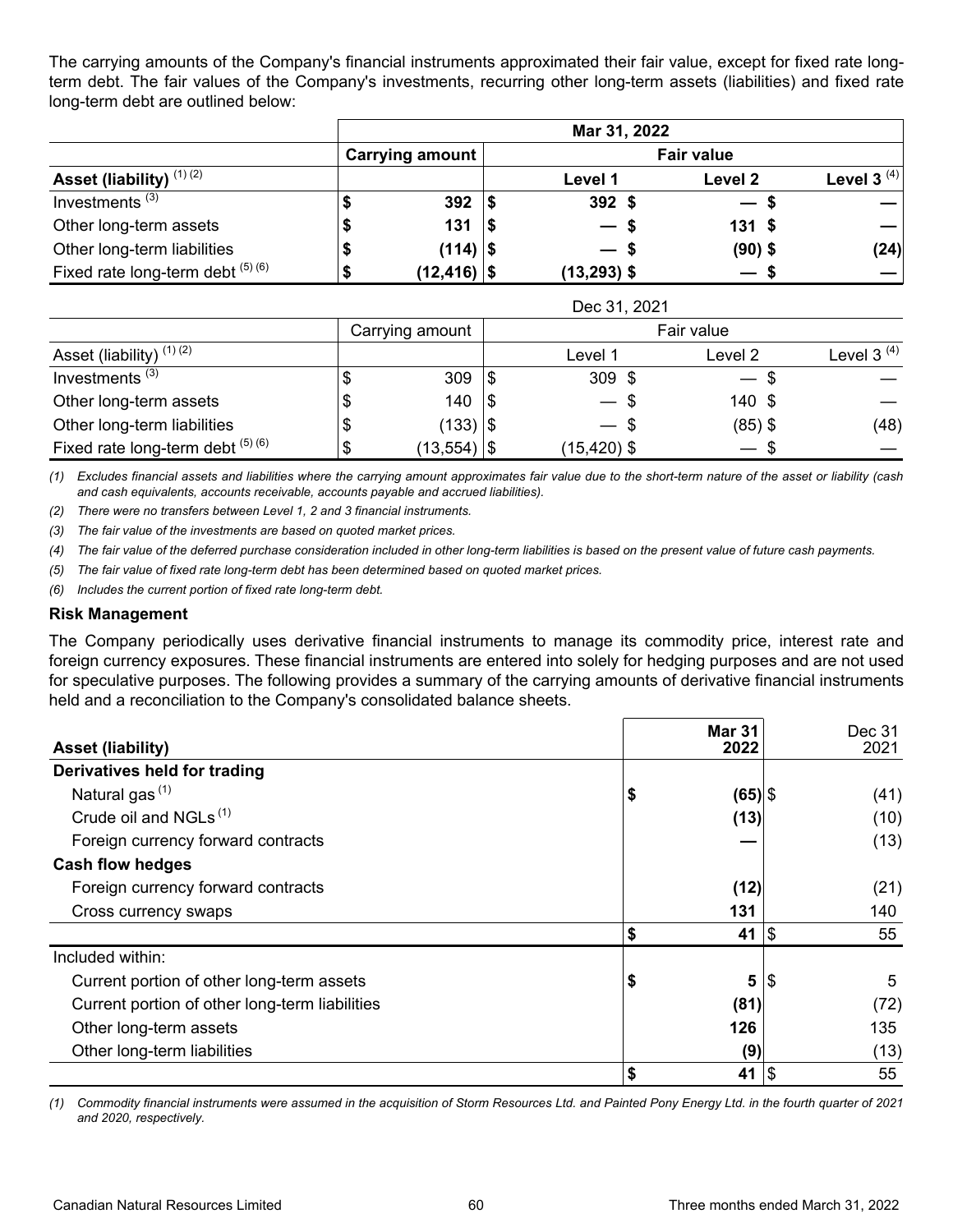The carrying amounts of the Company's financial instruments approximated their fair value, except for fixed rate long-term debt. The fair values of the Company's investments, recurring other long-term assets (liabilities) and fixed rate long-term debt are outlined below:

| | Mar 31, 2022 | | | |
|---|---|---|---|---|
| | **Carrying amount** | **Fair value** | | |
| **Asset (liability)** [1] [2] | | **Level 1** | **Level 2** | **Level 3** [4] |
| Investments [3] | **$ 392** | **$ 392** | **$ —** | **$ —** |
| Other long-term assets | **$ 131** | **$ —** | **$ 131** | **$ —** |
| Other long-term liabilities | **$ (114)** | **$ —** | **$ (90)** | **$ (24)** |
| Fixed rate long-term debt [5] [6] | **$ (12,416)** | **$ (13,293)** | **$ —** | **$ —** |

| | Dec 31, 2021 | | | |
|---|---|---|---|---|
| | Carrying amount | Fair value | | |
| Asset (liability) [1] [2] | | Level 1 | Level 2 | Level 3 [4] |
| Investments [3] | $ 309 | $ 309 | $ — | $ — |
| Other long-term assets | $ 140 | $ — | $ 140 | $ — |
| Other long-term liabilities | $ (133) | $ — | $ (85) | $ (48) |
| Fixed rate long-term debt [5] [6] | $ (13,554) | $ (15,420) | $ — | $ — |

*(1) Excludes financial assets and liabilities where the carrying amount approximates fair value due to the short-term nature of the asset or liability (cash and cash equivalents, accounts receivable, accounts payable and accrued liabilities).*

*(2) There were no transfers between Level 1, 2 and 3 financial instruments.*

*(3) The fair value of the investments are based on quoted market prices.*

*(4) The fair value of the deferred purchase consideration included in other long-term liabilities is based on the present value of future cash payments.*

*(5) The fair value of fixed rate long-term debt has been determined based on quoted market prices.*

*(6) Includes the current portion of fixed rate long-term debt.*

### Risk Management

The Company periodically uses derivative financial instruments to manage its commodity price, interest rate and foreign currency exposures. These financial instruments are entered into solely for hedging purposes and are not used for speculative purposes. The following provides a summary of the carrying amounts of derivative financial instruments held and a reconciliation to the Company's consolidated balance sheets.

| Asset (liability) | **Mar 31 2022** | Dec 31 2021 |
|---|---|---|
| **Derivatives held for trading** | | |
| Natural gas [1] | **$ (65)** | $ (41) |
| Crude oil and NGLs [1] | **(13)** | (10) |
| Foreign currency forward contracts | **—** | (13) |
| **Cash flow hedges** | | |
| Foreign currency forward contracts | **(12)** | (21) |
| Cross currency swaps | **131** | 140 |
| | **$ 41** | $ 55 |
| Included within: | | |
| Current portion of other long-term assets | **$ 5** | $ 5 |
| Current portion of other long-term liabilities | **(81)** | (72) |
| Other long-term assets | **126** | 135 |
| Other long-term liabilities | **(9)** | (13) |
| | **$ 41** | $ 55 |

*(1) Commodity financial instruments were assumed in the acquisition of Storm Resources Ltd. and Painted Pony Energy Ltd. in the fourth quarter of 2021 and 2020, respectively.*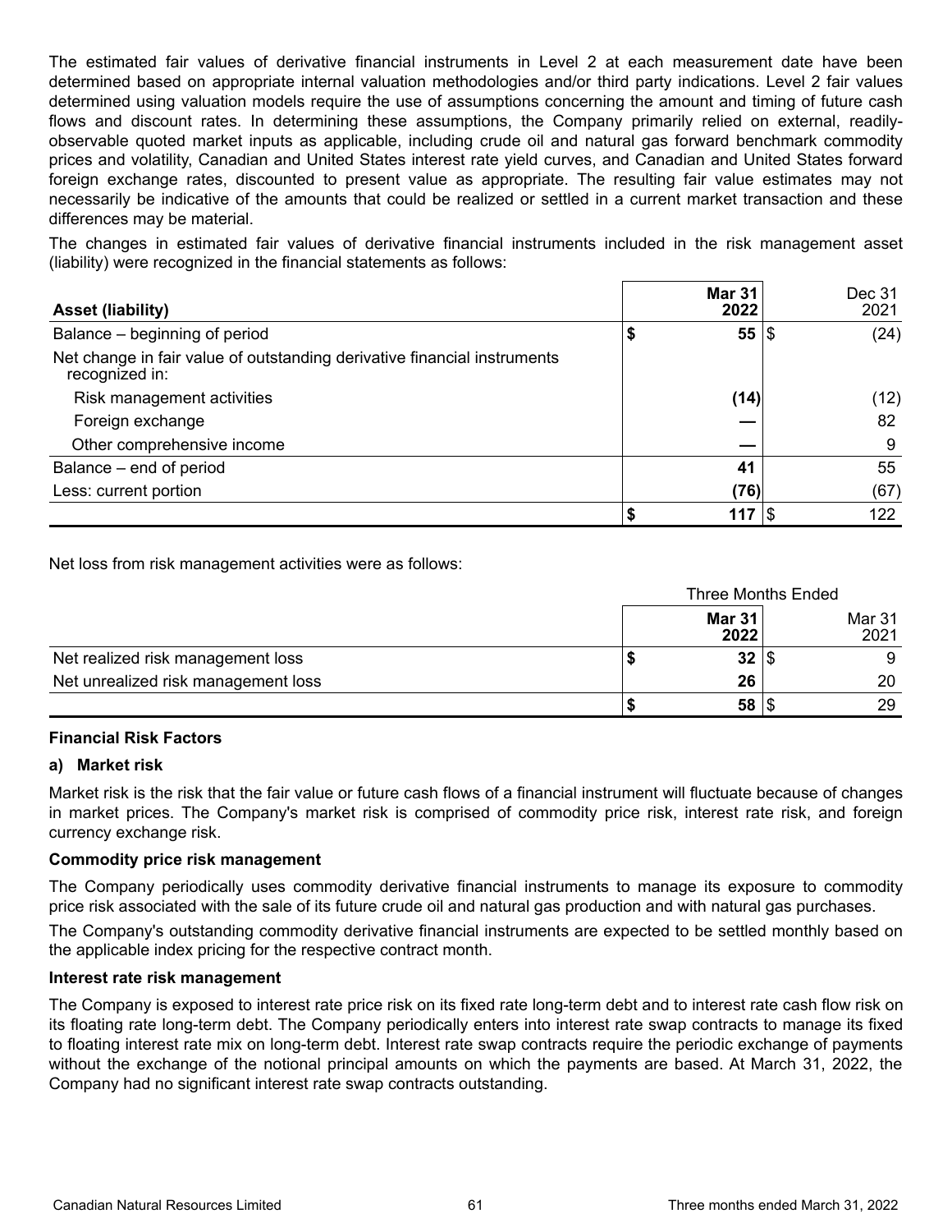The estimated fair values of derivative financial instruments in Level 2 at each measurement date have been determined based on appropriate internal valuation methodologies and/or third party indications. Level 2 fair values determined using valuation models require the use of assumptions concerning the amount and timing of future cash flows and discount rates. In determining these assumptions, the Company primarily relied on external, readily-observable quoted market inputs as applicable, including crude oil and natural gas forward benchmark commodity prices and volatility, Canadian and United States interest rate yield curves, and Canadian and United States forward foreign exchange rates, discounted to present value as appropriate. The resulting fair value estimates may not necessarily be indicative of the amounts that could be realized or settled in a current market transaction and these differences may be material.

The changes in estimated fair values of derivative financial instruments included in the risk management asset (liability) were recognized in the financial statements as follows:

| **Asset (liability)** | **Mar 31 2022** | Dec 31 2021 |
|---|---|---|
| Balance – beginning of period | **$ 55** | $ (24) |
| Net change in fair value of outstanding derivative financial instruments recognized in: | | |
| Risk management activities | **(14)** | (12) |
| Foreign exchange | **—** | 82 |
| Other comprehensive income | **—** | 9 |
| Balance – end of period | **41** | 55 |
| Less: current portion | **(76)** | (67) |
| | **$ 117** | $ 122 |

Net loss from risk management activities were as follows:

| | Three Months Ended | |
|---|---|---|
| | **Mar 31 2022** | Mar 31 2021 |
| Net realized risk management loss | **$ 32** | $ 9 |
| Net unrealized risk management loss | **26** | 20 |
| | **$ 58** | $ 29 |

**Financial Risk Factors**

**a) Market risk**

Market risk is the risk that the fair value or future cash flows of a financial instrument will fluctuate because of changes in market prices. The Company's market risk is comprised of commodity price risk, interest rate risk, and foreign currency exchange risk.

**Commodity price risk management**

The Company periodically uses commodity derivative financial instruments to manage its exposure to commodity price risk associated with the sale of its future crude oil and natural gas production and with natural gas purchases.

The Company's outstanding commodity derivative financial instruments are expected to be settled monthly based on the applicable index pricing for the respective contract month.

**Interest rate risk management**

The Company is exposed to interest rate price risk on its fixed rate long-term debt and to interest rate cash flow risk on its floating rate long-term debt. The Company periodically enters into interest rate swap contracts to manage its fixed to floating interest rate mix on long-term debt. Interest rate swap contracts require the periodic exchange of payments without the exchange of the notional principal amounts on which the payments are based. At March 31, 2022, the Company had no significant interest rate swap contracts outstanding.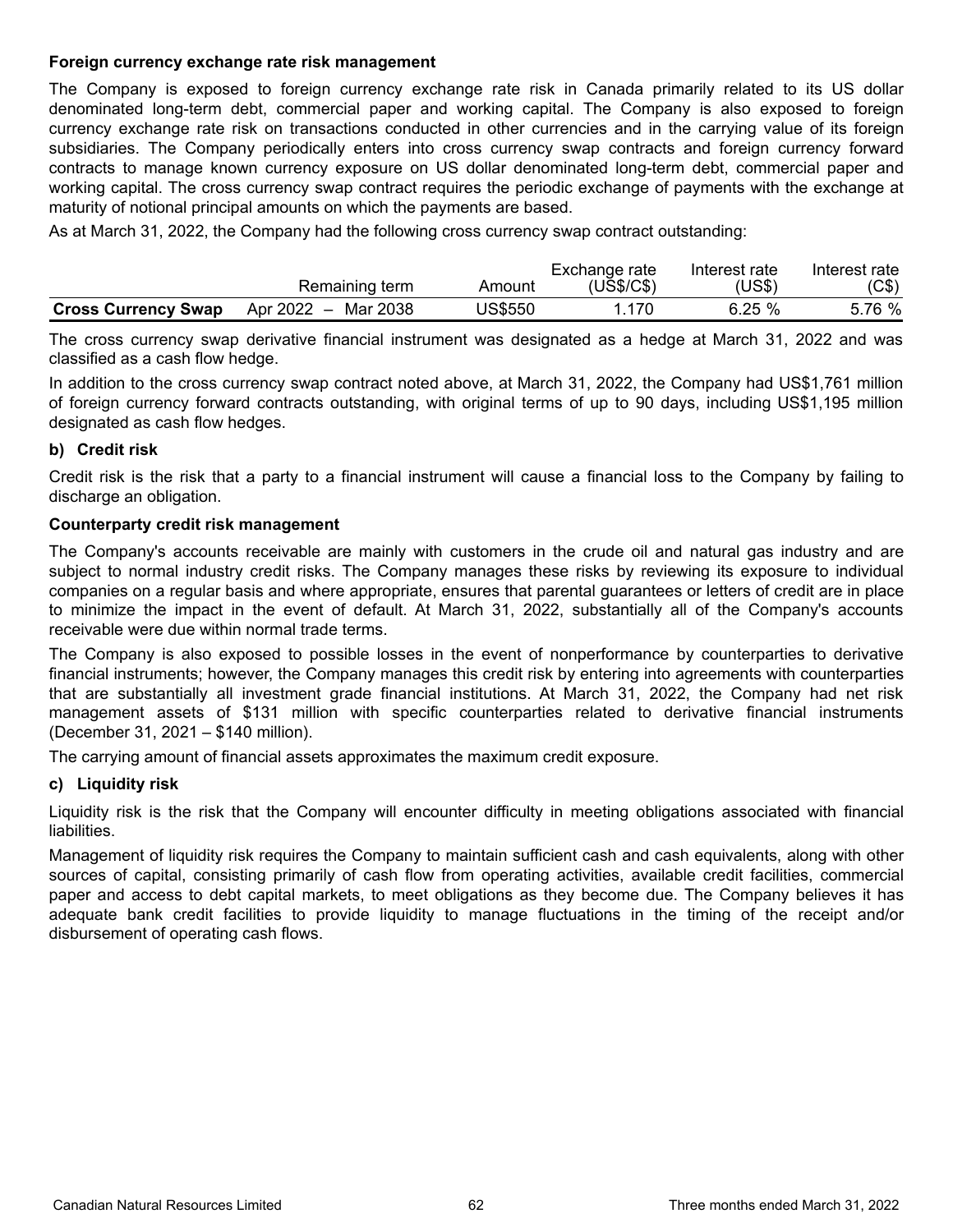**Foreign currency exchange rate risk management**

The Company is exposed to foreign currency exchange rate risk in Canada primarily related to its US dollar denominated long-term debt, commercial paper and working capital. The Company is also exposed to foreign currency exchange rate risk on transactions conducted in other currencies and in the carrying value of its foreign subsidiaries. The Company periodically enters into cross currency swap contracts and foreign currency forward contracts to manage known currency exposure on US dollar denominated long-term debt, commercial paper and working capital. The cross currency swap contract requires the periodic exchange of payments with the exchange at maturity of notional principal amounts on which the payments are based.

As at March 31, 2022, the Company had the following cross currency swap contract outstanding:

| | Remaining term | Amount | Exchange rate (US$/C$) | Interest rate (US$) | Interest rate (C$) |
|---|---|---|---|---|---|
| **Cross Currency Swap** | Apr 2022 – Mar 2038 | US$550 | 1.170 | 6.25 % | 5.76 % |

The cross currency swap derivative financial instrument was designated as a hedge at March 31, 2022 and was classified as a cash flow hedge.

In addition to the cross currency swap contract noted above, at March 31, 2022, the Company had US$1,761 million of foreign currency forward contracts outstanding, with original terms of up to 90 days, including US$1,195 million designated as cash flow hedges.

### b) Credit risk

Credit risk is the risk that a party to a financial instrument will cause a financial loss to the Company by failing to discharge an obligation.

**Counterparty credit risk management**

The Company's accounts receivable are mainly with customers in the crude oil and natural gas industry and are subject to normal industry credit risks. The Company manages these risks by reviewing its exposure to individual companies on a regular basis and where appropriate, ensures that parental guarantees or letters of credit are in place to minimize the impact in the event of default. At March 31, 2022, substantially all of the Company's accounts receivable were due within normal trade terms.

The Company is also exposed to possible losses in the event of nonperformance by counterparties to derivative financial instruments; however, the Company manages this credit risk by entering into agreements with counterparties that are substantially all investment grade financial institutions. At March 31, 2022, the Company had net risk management assets of $131 million with specific counterparties related to derivative financial instruments (December 31, 2021 – $140 million).

The carrying amount of financial assets approximates the maximum credit exposure.

### c) Liquidity risk

Liquidity risk is the risk that the Company will encounter difficulty in meeting obligations associated with financial liabilities.

Management of liquidity risk requires the Company to maintain sufficient cash and cash equivalents, along with other sources of capital, consisting primarily of cash flow from operating activities, available credit facilities, commercial paper and access to debt capital markets, to meet obligations as they become due. The Company believes it has adequate bank credit facilities to provide liquidity to manage fluctuations in the timing of the receipt and/or disbursement of operating cash flows.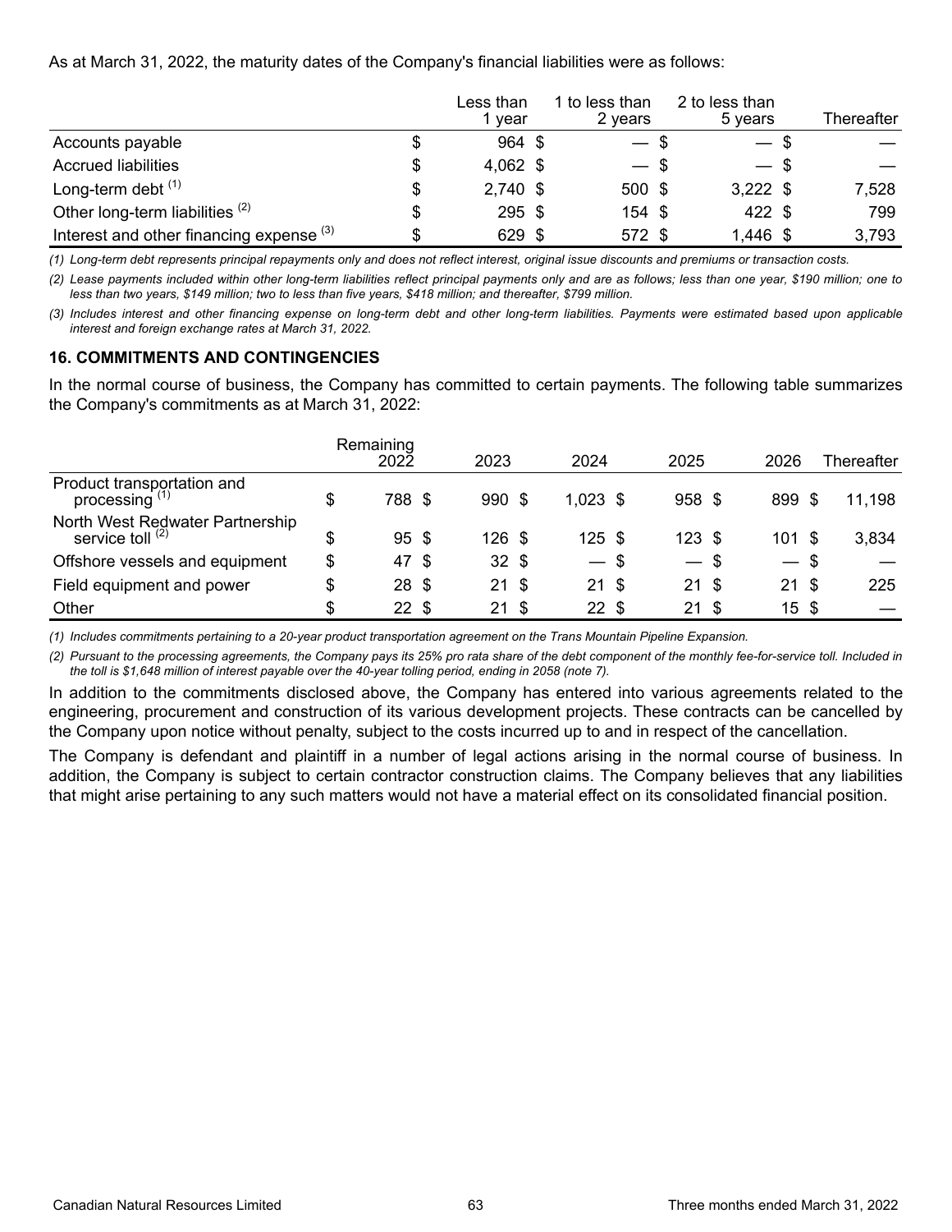As at March 31, 2022, the maturity dates of the Company's financial liabilities were as follows:

| | Less than 1 year | 1 to less than 2 years | 2 to less than 5 years | Thereafter |
|---|---|---|---|---|
| Accounts payable | $ 964 | $ — | $ — | $ — |
| Accrued liabilities | $ 4,062 | $ — | $ — | $ — |
| Long-term debt [(1)] | $ 2,740 | $ 500 | $ 3,222 | $ 7,528 |
| Other long-term liabilities [(2)] | $ 295 | $ 154 | $ 422 | $ 799 |
| Interest and other financing expense [(3)] | $ 629 | $ 572 | $ 1,446 | $ 3,793 |

*(1) Long-term debt represents principal repayments only and does not reflect interest, original issue discounts and premiums or transaction costs.*

*(2) Lease payments included within other long-term liabilities reflect principal payments only and are as follows; less than one year, $190 million; one to less than two years, $149 million; two to less than five years, $418 million; and thereafter, $799 million.*

*(3) Includes interest and other financing expense on long-term debt and other long-term liabilities. Payments were estimated based upon applicable interest and foreign exchange rates at March 31, 2022.*

## 16. COMMITMENTS AND CONTINGENCIES

In the normal course of business, the Company has committed to certain payments. The following table summarizes the Company's commitments as at March 31, 2022:

| | Remaining 2022 | 2023 | 2024 | 2025 | 2026 | Thereafter |
|---|---|---|---|---|---|---|
| Product transportation and processing [(1)] | $ 788 | $ 990 | $ 1,023 | $ 958 | $ 899 | $ 11,198 |
| North West Redwater Partnership service toll [(2)] | $ 95 | $ 126 | $ 125 | $ 123 | $ 101 | $ 3,834 |
| Offshore vessels and equipment | $ 47 | $ 32 | $ — | $ — | $ — | $ — |
| Field equipment and power | $ 28 | $ 21 | $ 21 | $ 21 | $ 21 | $ 225 |
| Other | $ 22 | $ 21 | $ 22 | $ 21 | $ 15 | $ — |

*(1) Includes commitments pertaining to a 20-year product transportation agreement on the Trans Mountain Pipeline Expansion.*

*(2) Pursuant to the processing agreements, the Company pays its 25% pro rata share of the debt component of the monthly fee-for-service toll. Included in the toll is $1,648 million of interest payable over the 40-year tolling period, ending in 2058 (note 7).*

In addition to the commitments disclosed above, the Company has entered into various agreements related to the engineering, procurement and construction of its various development projects. These contracts can be cancelled by the Company upon notice without penalty, subject to the costs incurred up to and in respect of the cancellation.

The Company is defendant and plaintiff in a number of legal actions arising in the normal course of business. In addition, the Company is subject to certain contractor construction claims. The Company believes that any liabilities that might arise pertaining to any such matters would not have a material effect on its consolidated financial position.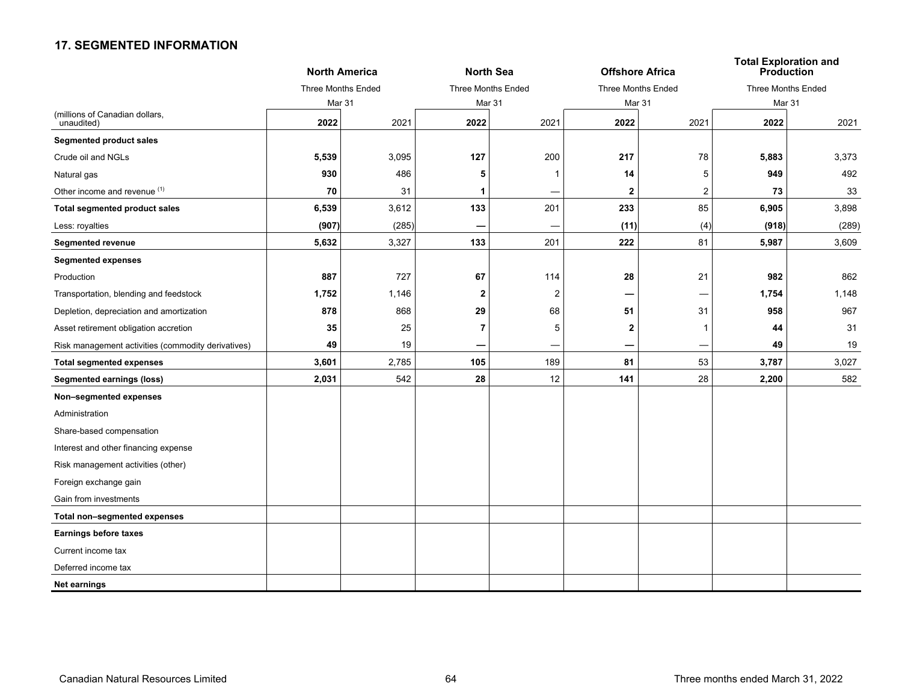## 17. SEGMENTED INFORMATION

| (millions of Canadian dollars, unaudited) | North America | | North Sea | | Offshore Africa | | Total Exploration and Production | |
|---|---|---|---|---|---|---|---|---|
| | Three Months Ended Mar 31 | | Three Months Ended Mar 31 | | Three Months Ended Mar 31 | | Three Months Ended Mar 31 | |
| | **2022** | 2021 | **2022** | 2021 | **2022** | 2021 | **2022** | 2021 |
| **Segmented product sales** | | | | | | | | |
| Crude oil and NGLs | **5,539** | 3,095 | **127** | 200 | **217** | 78 | **5,883** | 3,373 |
| Natural gas | **930** | 486 | **5** | 1 | **14** | 5 | **949** | 492 |
| Other income and revenue [(1)] | **70** | 31 | **1** | — | **2** | 2 | **73** | 33 |
| **Total segmented product sales** | **6,539** | 3,612 | **133** | 201 | **233** | 85 | **6,905** | 3,898 |
| Less: royalties | **(907)** | (285) | **—** | — | **(11)** | (4) | **(918)** | (289) |
| **Segmented revenue** | **5,632** | 3,327 | **133** | 201 | **222** | 81 | **5,987** | 3,609 |
| **Segmented expenses** | | | | | | | | |
| Production | **887** | 727 | **67** | 114 | **28** | 21 | **982** | 862 |
| Transportation, blending and feedstock | **1,752** | 1,146 | **2** | 2 | **—** | — | **1,754** | 1,148 |
| Depletion, depreciation and amortization | **878** | 868 | **29** | 68 | **51** | 31 | **958** | 967 |
| Asset retirement obligation accretion | **35** | 25 | **7** | 5 | **2** | 1 | **44** | 31 |
| Risk management activities (commodity derivatives) | **49** | 19 | **—** | — | **—** | — | **49** | 19 |
| **Total segmented expenses** | **3,601** | 2,785 | **105** | 189 | **81** | 53 | **3,787** | 3,027 |
| **Segmented earnings (loss)** | **2,031** | 542 | **28** | 12 | **141** | 28 | **2,200** | 582 |
| **Non–segmented expenses** | | | | | | | | |
| Administration | | | | | | | | |
| Share-based compensation | | | | | | | | |
| Interest and other financing expense | | | | | | | | |
| Risk management activities (other) | | | | | | | | |
| Foreign exchange gain | | | | | | | | |
| Gain from investments | | | | | | | | |
| **Total non–segmented expenses** | | | | | | | | |
| **Earnings before taxes** | | | | | | | | |
| Current income tax | | | | | | | | |
| Deferred income tax | | | | | | | | |
| **Net earnings** | | | | | | | | |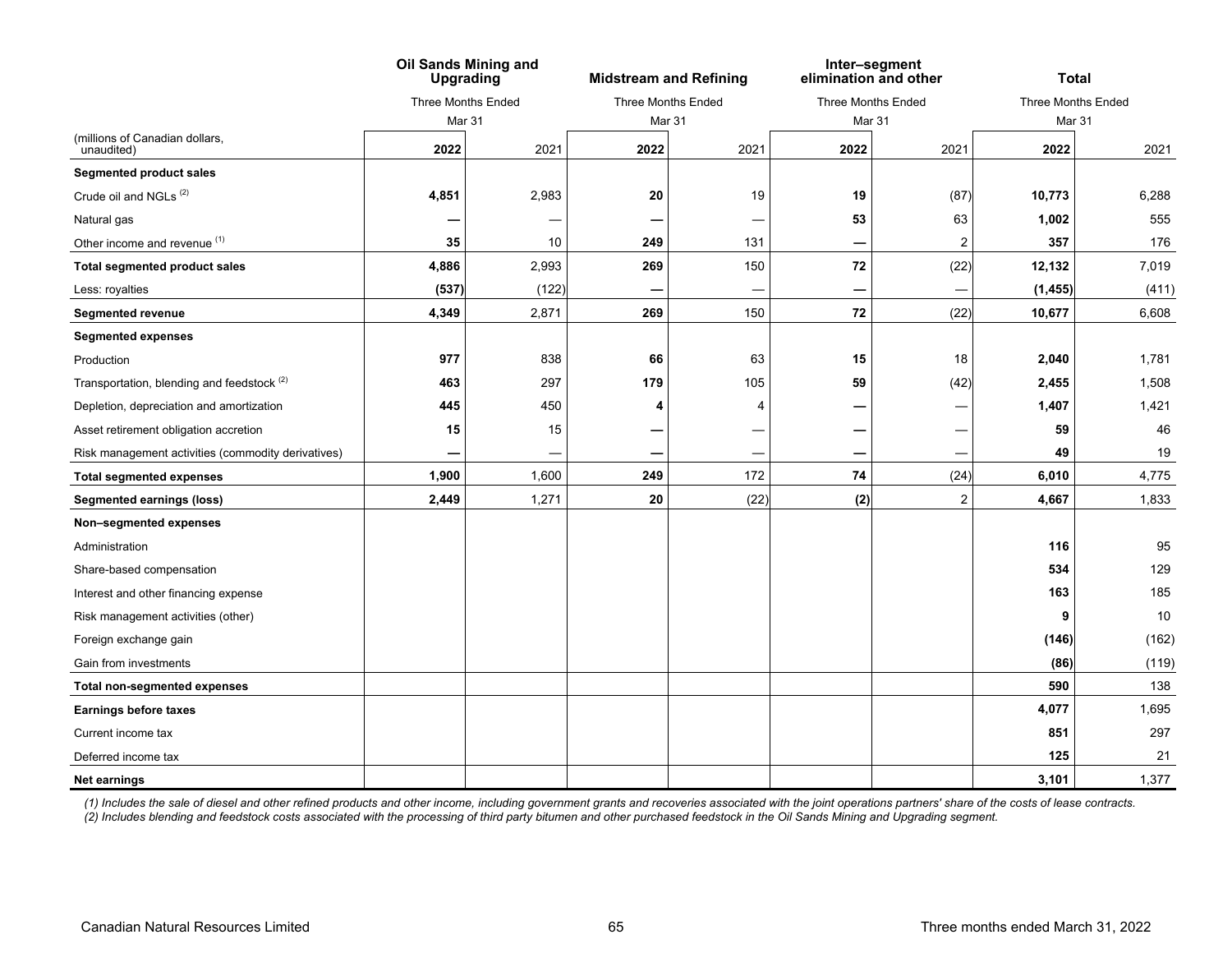| (millions of Canadian dollars, unaudited) | Oil Sands Mining and Upgrading | | Midstream and Refining | | Inter–segment elimination and other | | Total | |
|---|---|---|---|---|---|---|---|---|
| | Three Months Ended Mar 31 | | Three Months Ended Mar 31 | | Three Months Ended Mar 31 | | Three Months Ended Mar 31 | |
| | **2022** | 2021 | **2022** | 2021 | **2022** | 2021 | **2022** | 2021 |
| **Segmented product sales** | | | | | | | | |
| Crude oil and NGLs [(2)] | **4,851** | 2,983 | **20** | 19 | **19** | (87) | **10,773** | 6,288 |
| Natural gas | **—** | — | **—** | — | **53** | 63 | **1,002** | 555 |
| Other income and revenue [(1)] | **35** | 10 | **249** | 131 | **—** | 2 | **357** | 176 |
| **Total segmented product sales** | **4,886** | 2,993 | **269** | 150 | **72** | (22) | **12,132** | 7,019 |
| Less: royalties | **(537)** | (122) | **—** | — | **—** | — | **(1,455)** | (411) |
| **Segmented revenue** | **4,349** | 2,871 | **269** | 150 | **72** | (22) | **10,677** | 6,608 |
| **Segmented expenses** | | | | | | | | |
| Production | **977** | 838 | **66** | 63 | **15** | 18 | **2,040** | 1,781 |
| Transportation, blending and feedstock [(2)] | **463** | 297 | **179** | 105 | **59** | (42) | **2,455** | 1,508 |
| Depletion, depreciation and amortization | **445** | 450 | **4** | 4 | **—** | — | **1,407** | 1,421 |
| Asset retirement obligation accretion | **15** | 15 | **—** | — | **—** | — | **59** | 46 |
| Risk management activities (commodity derivatives) | **—** | — | **—** | — | **—** | — | **49** | 19 |
| **Total segmented expenses** | **1,900** | 1,600 | **249** | 172 | **74** | (24) | **6,010** | 4,775 |
| **Segmented earnings (loss)** | **2,449** | 1,271 | **20** | (22) | **(2)** | 2 | **4,667** | 1,833 |
| **Non–segmented expenses** | | | | | | | | |
| Administration | | | | | | | **116** | 95 |
| Share-based compensation | | | | | | | **534** | 129 |
| Interest and other financing expense | | | | | | | **163** | 185 |
| Risk management activities (other) | | | | | | | **9** | 10 |
| Foreign exchange gain | | | | | | | **(146)** | (162) |
| Gain from investments | | | | | | | **(86)** | (119) |
| **Total non-segmented expenses** | | | | | | | **590** | 138 |
| **Earnings before taxes** | | | | | | | **4,077** | 1,695 |
| Current income tax | | | | | | | **851** | 297 |
| Deferred income tax | | | | | | | **125** | 21 |
| **Net earnings** | | | | | | | **3,101** | 1,377 |

*(1) Includes the sale of diesel and other refined products and other income, including government grants and recoveries associated with the joint operations partners' share of the costs of lease contracts.*
*(2) Includes blending and feedstock costs associated with the processing of third party bitumen and other purchased feedstock in the Oil Sands Mining and Upgrading segment.*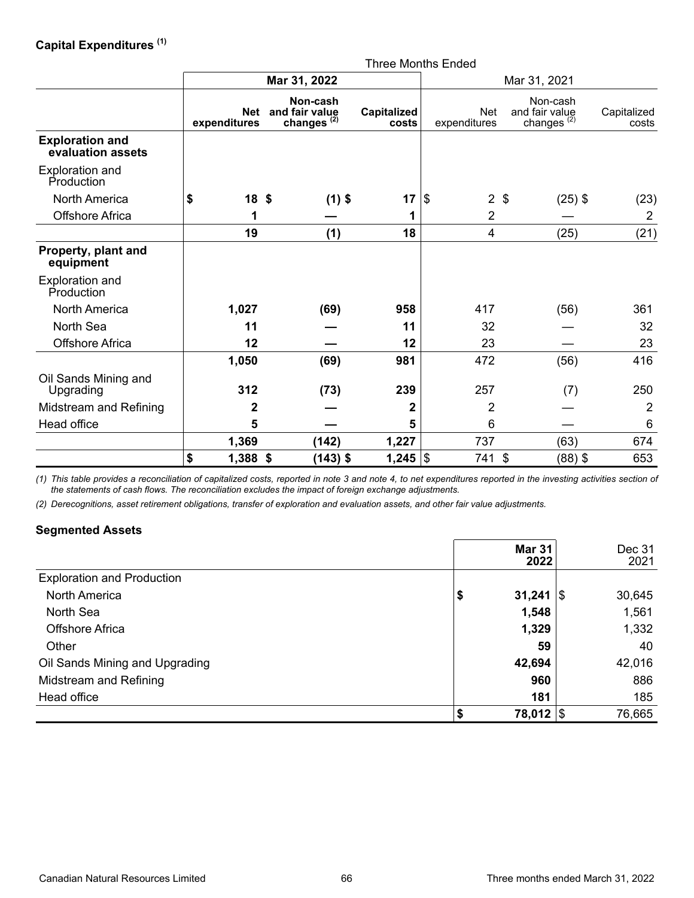**Capital Expenditures [(1)]**

| | Three Months Ended | | | | | |
|---|---|---|---|---|---|---|
| | **Mar 31, 2022** | | | Mar 31, 2021 | | |
| | **Net expenditures** | **Non-cash and fair value changes [(2)]** | **Capitalized costs** | Net expenditures | Non-cash and fair value changes [(2)] | Capitalized costs |
| **Exploration and evaluation assets** | | | | | | |
| Exploration and Production | | | | | | |
| North America | **$ 18** | **$ (1)** | **$ 17** | $ 2 | $ (25) | $ (23) |
| Offshore Africa | **1** | **—** | **1** | 2 | — | 2 |
| | **19** | **(1)** | **18** | 4 | (25) | (21) |
| **Property, plant and equipment** | | | | | | |
| Exploration and Production | | | | | | |
| North America | **1,027** | **(69)** | **958** | 417 | (56) | 361 |
| North Sea | **11** | **—** | **11** | 32 | — | 32 |
| Offshore Africa | **12** | **—** | **12** | 23 | — | 23 |
| | **1,050** | **(69)** | **981** | 472 | (56) | 416 |
| Oil Sands Mining and Upgrading | **312** | **(73)** | **239** | 257 | (7) | 250 |
| Midstream and Refining | **2** | **—** | **2** | 2 | — | 2 |
| Head office | **5** | **—** | **5** | 6 | — | 6 |
| | **1,369** | **(142)** | **1,227** | 737 | (63) | 674 |
| | **$ 1,388** | **$ (143)** | **$ 1,245** | $ 741 | $ (88) | $ 653 |

*(1) This table provides a reconciliation of capitalized costs, reported in note 3 and note 4, to net expenditures reported in the investing activities section of the statements of cash flows. The reconciliation excludes the impact of foreign exchange adjustments.*

*(2) Derecognitions, asset retirement obligations, transfer of exploration and evaluation assets, and other fair value adjustments.*

**Segmented Assets**

| | **Mar 31 2022** | Dec 31 2021 |
|---|---|---|
| Exploration and Production | | |
| North America | **$ 31,241** | $ 30,645 |
| North Sea | **1,548** | 1,561 |
| Offshore Africa | **1,329** | 1,332 |
| Other | **59** | 40 |
| Oil Sands Mining and Upgrading | **42,694** | 42,016 |
| Midstream and Refining | **960** | 886 |
| Head office | **181** | 185 |
| | **$ 78,012** | $ 76,665 |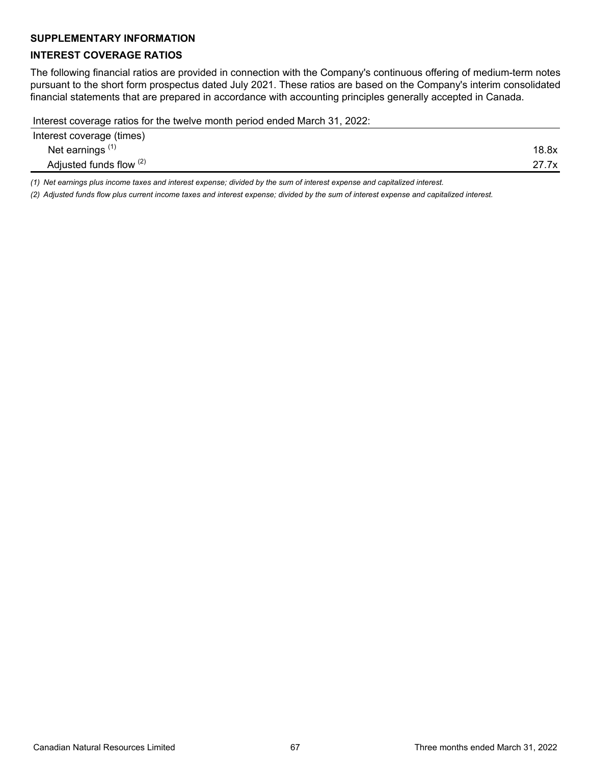## SUPPLEMENTARY INFORMATION

## INTEREST COVERAGE RATIOS

The following financial ratios are provided in connection with the Company's continuous offering of medium-term notes pursuant to the short form prospectus dated July 2021. These ratios are based on the Company's interim consolidated financial statements that are prepared in accordance with accounting principles generally accepted in Canada.

| Interest coverage ratios for the twelve month period ended March 31, 2022: | |
|---|---|
| Interest coverage (times) | |
| Net earnings (1) | 18.8x |
| Adjusted funds flow (2) | 27.7x |

*(1) Net earnings plus income taxes and interest expense; divided by the sum of interest expense and capitalized interest.*

*(2) Adjusted funds flow plus current income taxes and interest expense; divided by the sum of interest expense and capitalized interest.*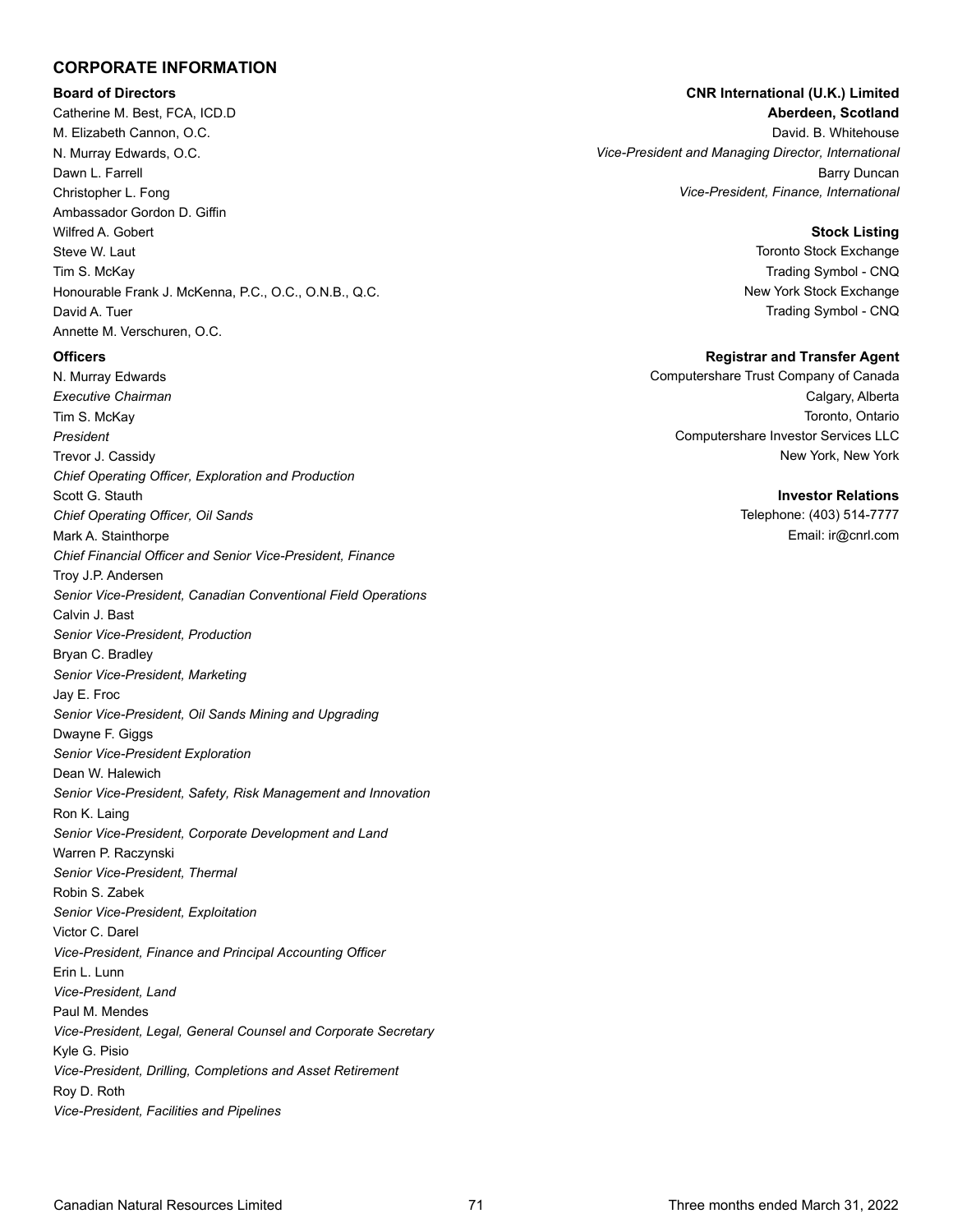## CORPORATE INFORMATION

### Board of Directors

Catherine M. Best, FCA, ICD.D
M. Elizabeth Cannon, O.C.
N. Murray Edwards, O.C.
Dawn L. Farrell
Christopher L. Fong
Ambassador Gordon D. Giffin
Wilfred A. Gobert
Steve W. Laut
Tim S. McKay
Honourable Frank J. McKenna, P.C., O.C., O.N.B., Q.C.
David A. Tuer
Annette M. Verschuren, O.C.

### Officers

N. Murray Edwards
*Executive Chairman*
Tim S. McKay
*President*
Trevor J. Cassidy
*Chief Operating Officer, Exploration and Production*
Scott G. Stauth
*Chief Operating Officer, Oil Sands*
Mark A. Stainthorpe
*Chief Financial Officer and Senior Vice-President, Finance*
Troy J.P. Andersen
*Senior Vice-President, Canadian Conventional Field Operations*
Calvin J. Bast
*Senior Vice-President, Production*
Bryan C. Bradley
*Senior Vice-President, Marketing*
Jay E. Froc
*Senior Vice-President, Oil Sands Mining and Upgrading*
Dwayne F. Giggs
*Senior Vice-President Exploration*
Dean W. Halewich
*Senior Vice-President, Safety, Risk Management and Innovation*
Ron K. Laing
*Senior Vice-President, Corporate Development and Land*
Warren P. Raczynski
*Senior Vice-President, Thermal*
Robin S. Zabek
*Senior Vice-President, Exploitation*
Victor C. Darel
*Vice-President, Finance and Principal Accounting Officer*
Erin L. Lunn
*Vice-President, Land*
Paul M. Mendes
*Vice-President, Legal, General Counsel and Corporate Secretary*
Kyle G. Pisio
*Vice-President, Drilling, Completions and Asset Retirement*
Roy D. Roth
*Vice-President, Facilities and Pipelines*

### CNR International (U.K.) Limited

**Aberdeen, Scotland**
David. B. Whitehouse
*Vice-President and Managing Director, International*
Barry Duncan
*Vice-President, Finance, International*

### Stock Listing

Toronto Stock Exchange
Trading Symbol - CNQ
New York Stock Exchange
Trading Symbol - CNQ

### Registrar and Transfer Agent

Computershare Trust Company of Canada
Calgary, Alberta
Toronto, Ontario
Computershare Investor Services LLC
New York, New York

### Investor Relations

Telephone: (403) 514-7777
Email: ir@cnrl.com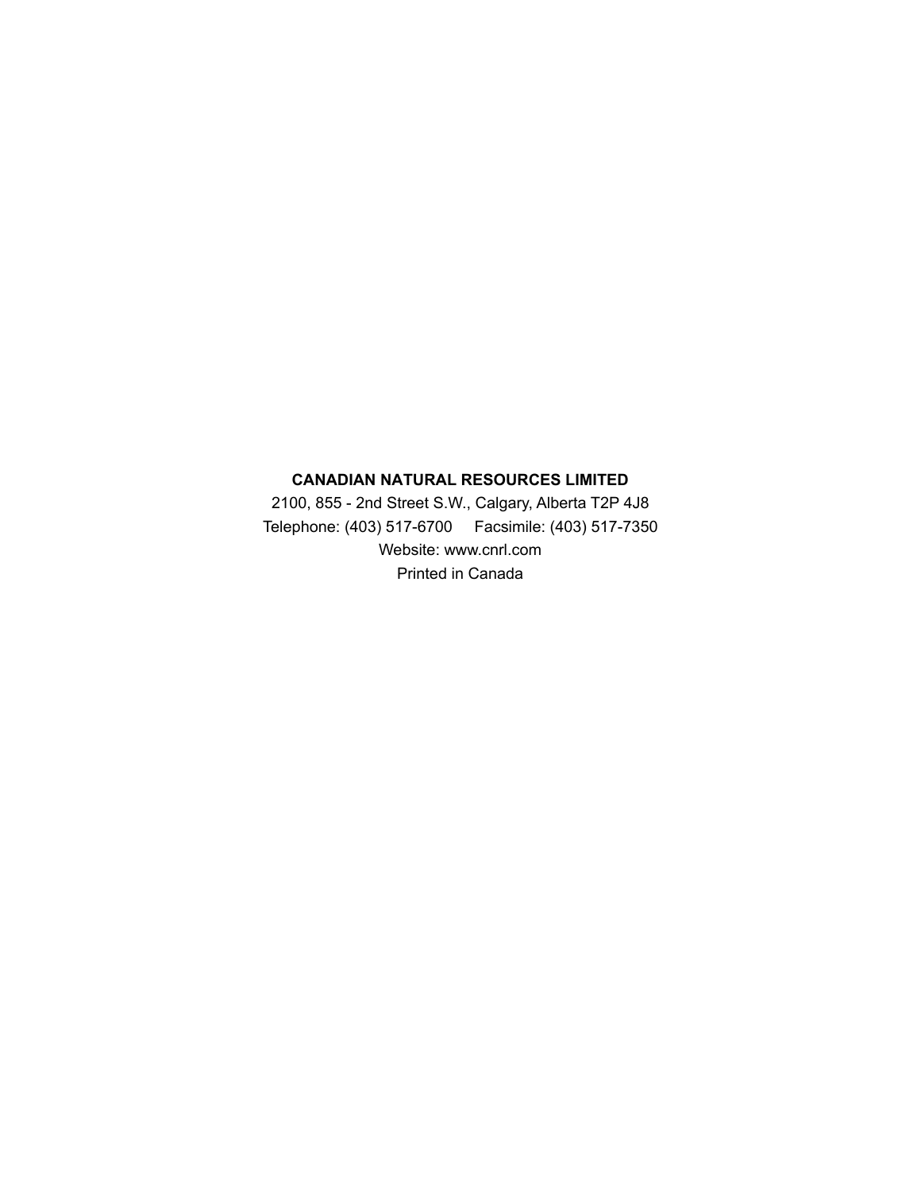**CANADIAN NATURAL RESOURCES LIMITED**

2100, 855 - 2nd Street S.W., Calgary, Alberta T2P 4J8

Telephone: (403) 517-6700 Facsimile: (403) 517-7350

Website: www.cnrl.com

Printed in Canada